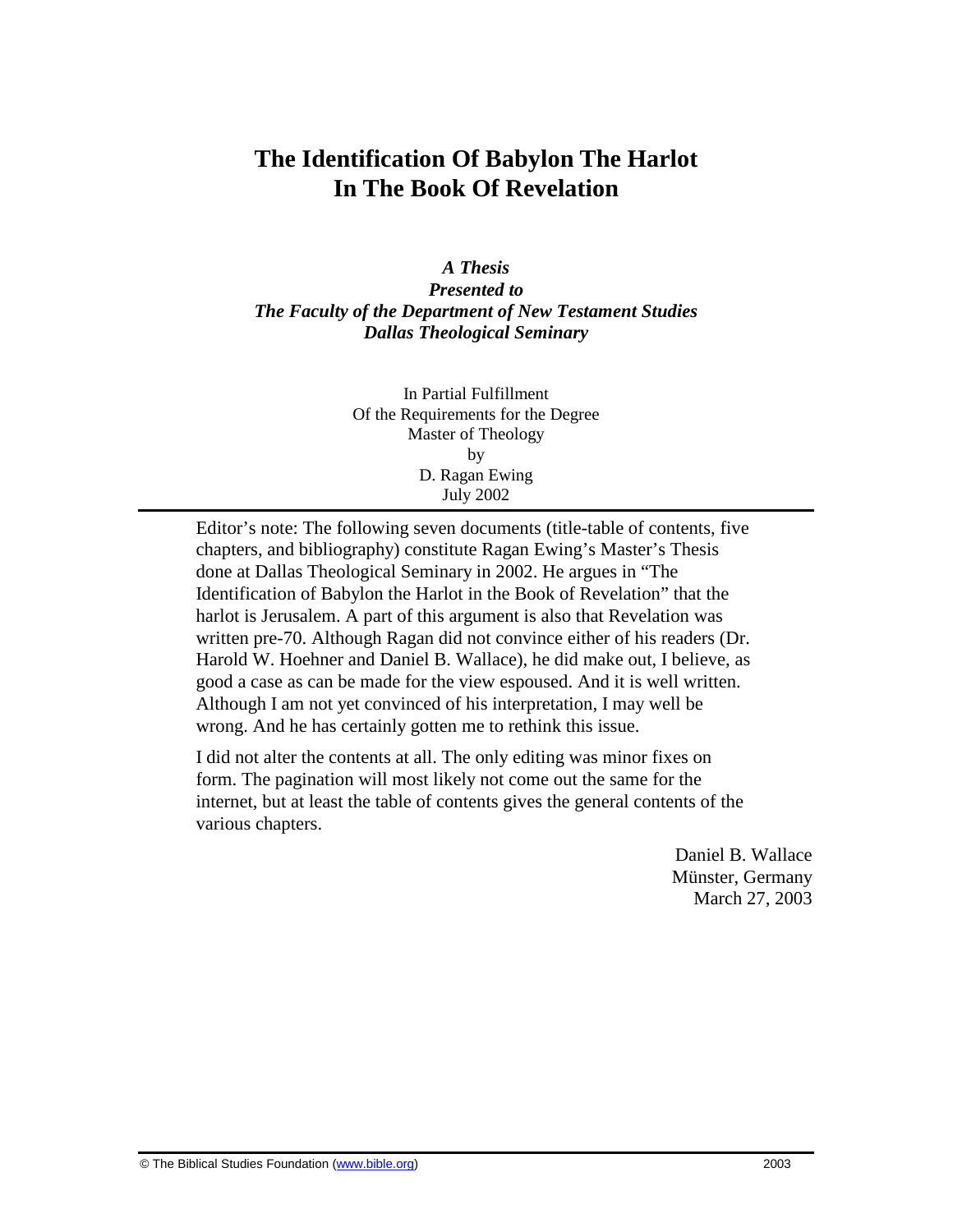# The Identification Of Babylon The Harlot In The Book Of Revelation

***A Thesis***
***Presented to***
***The Faculty of the Department of New Testament Studies***
***Dallas Theological Seminary***

In Partial Fulfillment
Of the Requirements for the Degree
Master of Theology
by
D. Ragan Ewing
July 2002

---

Editor's note: The following seven documents (title-table of contents, five chapters, and bibliography) constitute Ragan Ewing's Master's Thesis done at Dallas Theological Seminary in 2002. He argues in "The Identification of Babylon the Harlot in the Book of Revelation" that the harlot is Jerusalem. A part of this argument is also that Revelation was written pre-70. Although Ragan did not convince either of his readers (Dr. Harold W. Hoehner and Daniel B. Wallace), he did make out, I believe, as good a case as can be made for the view espoused. And it is well written. Although I am not yet convinced of his interpretation, I may well be wrong. And he has certainly gotten me to rethink this issue.

I did not alter the contents at all. The only editing was minor fixes on form. The pagination will most likely not come out the same for the internet, but at least the table of contents gives the general contents of the various chapters.

Daniel B. Wallace
Münster, Germany
March 27, 2003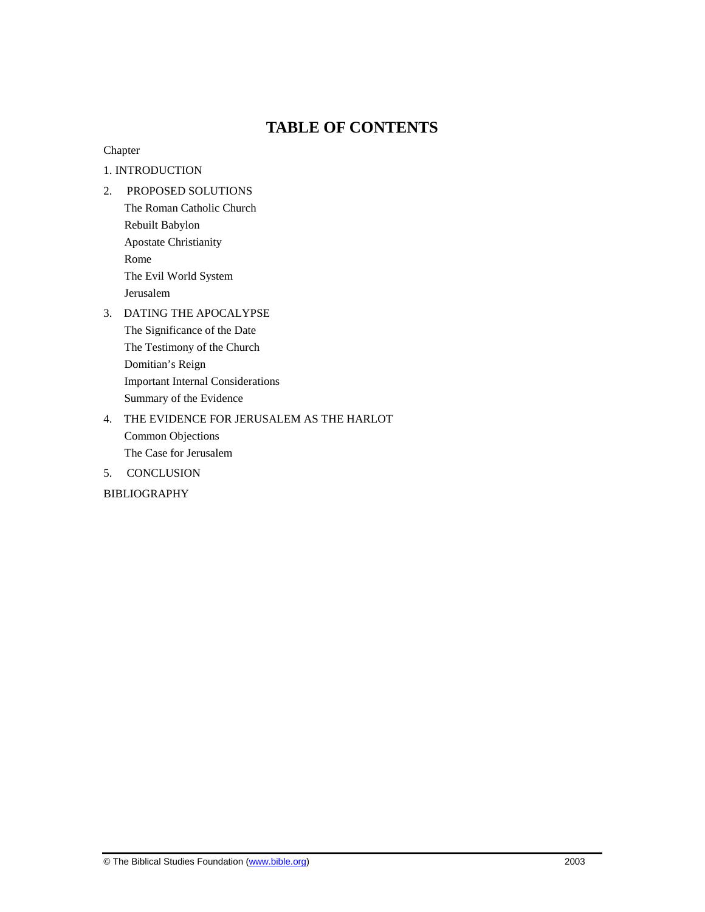# TABLE OF CONTENTS

Chapter

1. INTRODUCTION

2. PROPOSED SOLUTIONS
   - The Roman Catholic Church
   - Rebuilt Babylon
   - Apostate Christianity
   - Rome
   - The Evil World System
   - Jerusalem

3. DATING THE APOCALYPSE
   - The Significance of the Date
   - The Testimony of the Church
   - Domitian's Reign
   - Important Internal Considerations
   - Summary of the Evidence

4. THE EVIDENCE FOR JERUSALEM AS THE HARLOT
   - Common Objections
   - The Case for Jerusalem

5. CONCLUSION

BIBLIOGRAPHY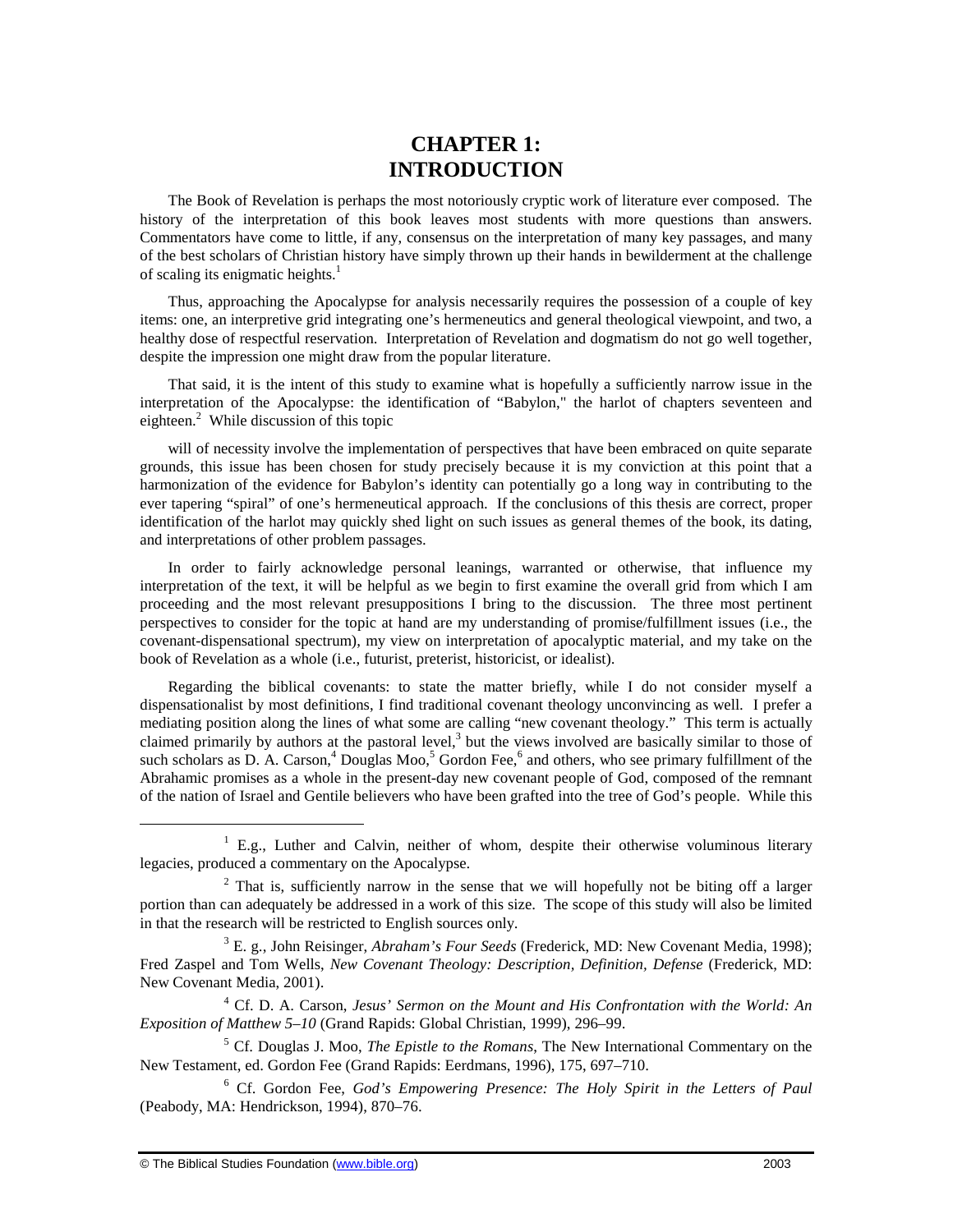# CHAPTER 1: INTRODUCTION

The Book of Revelation is perhaps the most notoriously cryptic work of literature ever composed. The history of the interpretation of this book leaves most students with more questions than answers. Commentators have come to little, if any, consensus on the interpretation of many key passages, and many of the best scholars of Christian history have simply thrown up their hands in bewilderment at the challenge of scaling its enigmatic heights.[1]

Thus, approaching the Apocalypse for analysis necessarily requires the possession of a couple of key items: one, an interpretive grid integrating one's hermeneutics and general theological viewpoint, and two, a healthy dose of respectful reservation. Interpretation of Revelation and dogmatism do not go well together, despite the impression one might draw from the popular literature.

That said, it is the intent of this study to examine what is hopefully a sufficiently narrow issue in the interpretation of the Apocalypse: the identification of "Babylon," the harlot of chapters seventeen and eighteen.[2] While discussion of this topic

will of necessity involve the implementation of perspectives that have been embraced on quite separate grounds, this issue has been chosen for study precisely because it is my conviction at this point that a harmonization of the evidence for Babylon's identity can potentially go a long way in contributing to the ever tapering "spiral" of one's hermeneutical approach. If the conclusions of this thesis are correct, proper identification of the harlot may quickly shed light on such issues as general themes of the book, its dating, and interpretations of other problem passages.

In order to fairly acknowledge personal leanings, warranted or otherwise, that influence my interpretation of the text, it will be helpful as we begin to first examine the overall grid from which I am proceeding and the most relevant presuppositions I bring to the discussion. The three most pertinent perspectives to consider for the topic at hand are my understanding of promise/fulfillment issues (i.e., the covenant-dispensational spectrum), my view on interpretation of apocalyptic material, and my take on the book of Revelation as a whole (i.e., futurist, preterist, historicist, or idealist).

Regarding the biblical covenants: to state the matter briefly, while I do not consider myself a dispensationalist by most definitions, I find traditional covenant theology unconvincing as well. I prefer a mediating position along the lines of what some are calling "new covenant theology." This term is actually claimed primarily by authors at the pastoral level,[3] but the views involved are basically similar to those of such scholars as D. A. Carson,[4] Douglas Moo,[5] Gordon Fee,[6] and others, who see primary fulfillment of the Abrahamic promises as a whole in the present-day new covenant people of God, composed of the remnant of the nation of Israel and Gentile believers who have been grafted into the tree of God's people. While this

---

[1] E.g., Luther and Calvin, neither of whom, despite their otherwise voluminous literary legacies, produced a commentary on the Apocalypse.

[2] That is, sufficiently narrow in the sense that we will hopefully not be biting off a larger portion than can adequately be addressed in a work of this size. The scope of this study will also be limited in that the research will be restricted to English sources only.

[3] E. g., John Reisinger, *Abraham's Four Seeds* (Frederick, MD: New Covenant Media, 1998); Fred Zaspel and Tom Wells, *New Covenant Theology: Description, Definition, Defense* (Frederick, MD: New Covenant Media, 2001).

[4] Cf. D. A. Carson, *Jesus' Sermon on the Mount and His Confrontation with the World: An Exposition of Matthew 5–10* (Grand Rapids: Global Christian, 1999), 296–99.

[5] Cf. Douglas J. Moo, *The Epistle to the Romans*, The New International Commentary on the New Testament, ed. Gordon Fee (Grand Rapids: Eerdmans, 1996), 175, 697–710.

[6] Cf. Gordon Fee, *God's Empowering Presence: The Holy Spirit in the Letters of Paul* (Peabody, MA: Hendrickson, 1994), 870–76.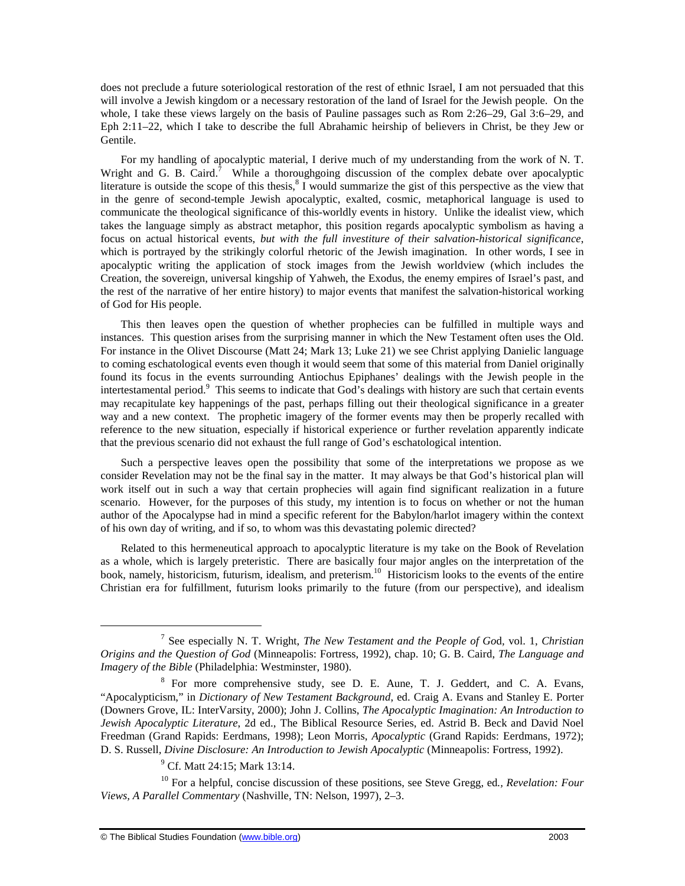does not preclude a future soteriological restoration of the rest of ethnic Israel, I am not persuaded that this will involve a Jewish kingdom or a necessary restoration of the land of Israel for the Jewish people. On the whole, I take these views largely on the basis of Pauline passages such as Rom 2:26–29, Gal 3:6–29, and Eph 2:11–22, which I take to describe the full Abrahamic heirship of believers in Christ, be they Jew or Gentile.

For my handling of apocalyptic material, I derive much of my understanding from the work of N. T. Wright and G. B. Caird.[7] While a thoroughgoing discussion of the complex debate over apocalyptic literature is outside the scope of this thesis,[8] I would summarize the gist of this perspective as the view that in the genre of second-temple Jewish apocalyptic, exalted, cosmic, metaphorical language is used to communicate the theological significance of this-worldly events in history. Unlike the idealist view, which takes the language simply as abstract metaphor, this position regards apocalyptic symbolism as having a focus on actual historical events, *but with the full investiture of their salvation-historical significance*, which is portrayed by the strikingly colorful rhetoric of the Jewish imagination. In other words, I see in apocalyptic writing the application of stock images from the Jewish worldview (which includes the Creation, the sovereign, universal kingship of Yahweh, the Exodus, the enemy empires of Israel's past, and the rest of the narrative of her entire history) to major events that manifest the salvation-historical working of God for His people.

This then leaves open the question of whether prophecies can be fulfilled in multiple ways and instances. This question arises from the surprising manner in which the New Testament often uses the Old. For instance in the Olivet Discourse (Matt 24; Mark 13; Luke 21) we see Christ applying Danielic language to coming eschatological events even though it would seem that some of this material from Daniel originally found its focus in the events surrounding Antiochus Epiphanes' dealings with the Jewish people in the intertestamental period.[9] This seems to indicate that God's dealings with history are such that certain events may recapitulate key happenings of the past, perhaps filling out their theological significance in a greater way and a new context. The prophetic imagery of the former events may then be properly recalled with reference to the new situation, especially if historical experience or further revelation apparently indicate that the previous scenario did not exhaust the full range of God's eschatological intention.

Such a perspective leaves open the possibility that some of the interpretations we propose as we consider Revelation may not be the final say in the matter. It may always be that God's historical plan will work itself out in such a way that certain prophecies will again find significant realization in a future scenario. However, for the purposes of this study, my intention is to focus on whether or not the human author of the Apocalypse had in mind a specific referent for the Babylon/harlot imagery within the context of his own day of writing, and if so, to whom was this devastating polemic directed?

Related to this hermeneutical approach to apocalyptic literature is my take on the Book of Revelation as a whole, which is largely preteristic. There are basically four major angles on the interpretation of the book, namely, historicism, futurism, idealism, and preterism.[10] Historicism looks to the events of the entire Christian era for fulfillment, futurism looks primarily to the future (from our perspective), and idealism

---

[7] See especially N. T. Wright, *The New Testament and the People of God*, vol. 1, *Christian Origins and the Question of God* (Minneapolis: Fortress, 1992), chap. 10; G. B. Caird, *The Language and Imagery of the Bible* (Philadelphia: Westminster, 1980).

[8] For more comprehensive study, see D. E. Aune, T. J. Geddert, and C. A. Evans, "Apocalypticism," in *Dictionary of New Testament Background*, ed. Craig A. Evans and Stanley E. Porter (Downers Grove, IL: InterVarsity, 2000); John J. Collins, *The Apocalyptic Imagination: An Introduction to Jewish Apocalyptic Literature*, 2d ed., The Biblical Resource Series, ed. Astrid B. Beck and David Noel Freedman (Grand Rapids: Eerdmans, 1998); Leon Morris, *Apocalyptic* (Grand Rapids: Eerdmans, 1972); D. S. Russell, *Divine Disclosure: An Introduction to Jewish Apocalyptic* (Minneapolis: Fortress, 1992).

[9] Cf. Matt 24:15; Mark 13:14.

[10] For a helpful, concise discussion of these positions, see Steve Gregg, ed., *Revelation: Four Views, A Parallel Commentary* (Nashville, TN: Nelson, 1997), 2–3.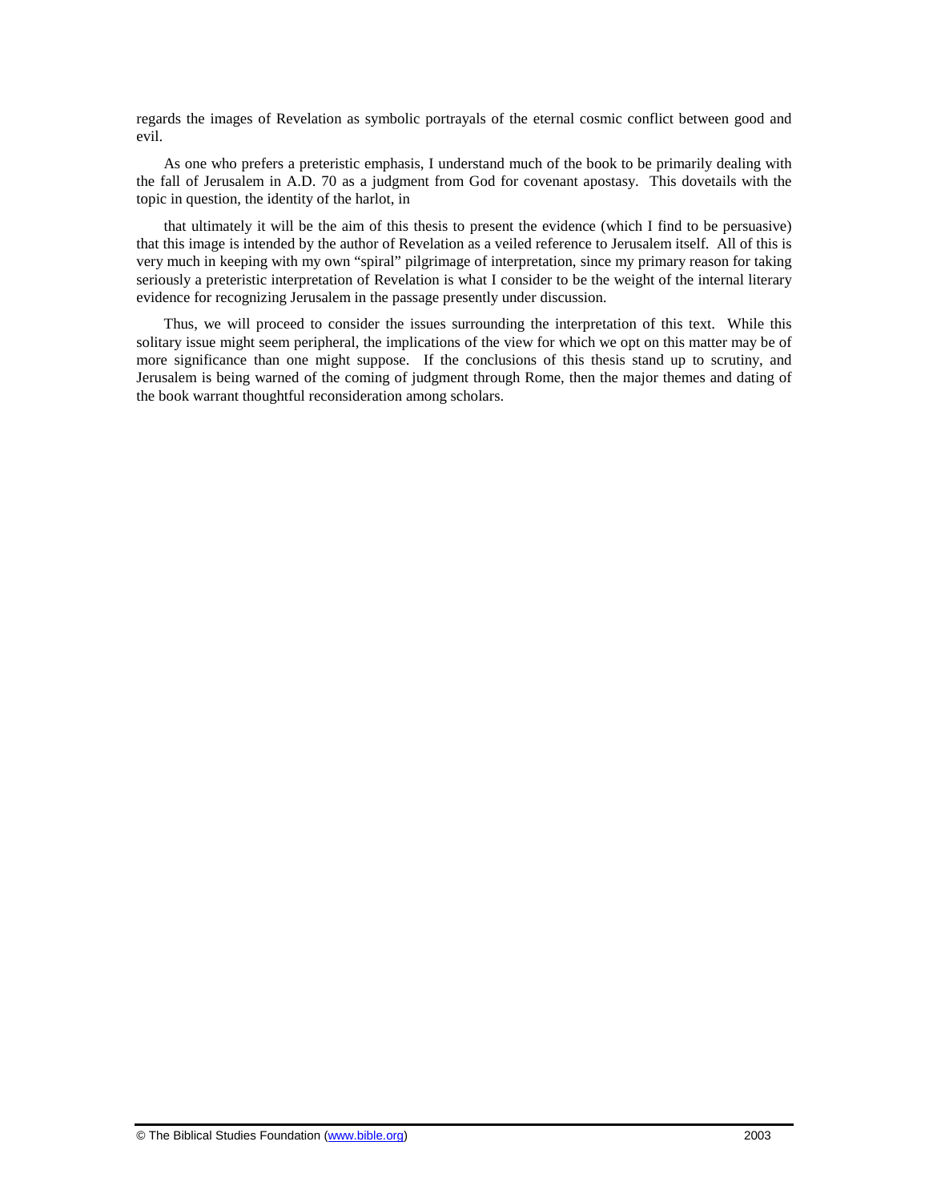regards the images of Revelation as symbolic portrayals of the eternal cosmic conflict between good and evil.

As one who prefers a preteristic emphasis, I understand much of the book to be primarily dealing with the fall of Jerusalem in A.D. 70 as a judgment from God for covenant apostasy. This dovetails with the topic in question, the identity of the harlot, in

that ultimately it will be the aim of this thesis to present the evidence (which I find to be persuasive) that this image is intended by the author of Revelation as a veiled reference to Jerusalem itself. All of this is very much in keeping with my own "spiral" pilgrimage of interpretation, since my primary reason for taking seriously a preteristic interpretation of Revelation is what I consider to be the weight of the internal literary evidence for recognizing Jerusalem in the passage presently under discussion.

Thus, we will proceed to consider the issues surrounding the interpretation of this text. While this solitary issue might seem peripheral, the implications of the view for which we opt on this matter may be of more significance than one might suppose. If the conclusions of this thesis stand up to scrutiny, and Jerusalem is being warned of the coming of judgment through Rome, then the major themes and dating of the book warrant thoughtful reconsideration among scholars.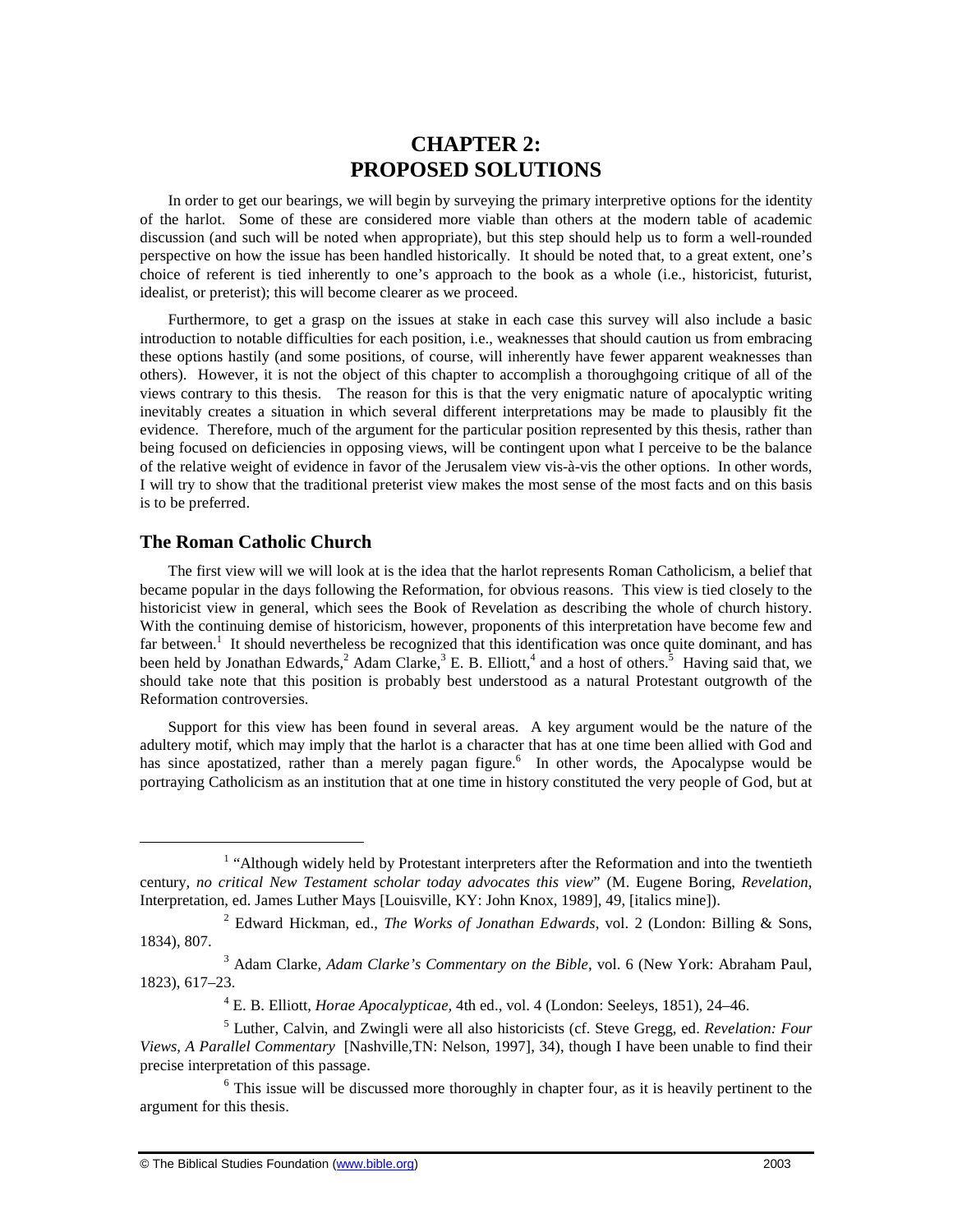# CHAPTER 2: PROPOSED SOLUTIONS

In order to get our bearings, we will begin by surveying the primary interpretive options for the identity of the harlot. Some of these are considered more viable than others at the modern table of academic discussion (and such will be noted when appropriate), but this step should help us to form a well-rounded perspective on how the issue has been handled historically. It should be noted that, to a great extent, one's choice of referent is tied inherently to one's approach to the book as a whole (i.e., historicist, futurist, idealist, or preterist); this will become clearer as we proceed.

Furthermore, to get a grasp on the issues at stake in each case this survey will also include a basic introduction to notable difficulties for each position, i.e., weaknesses that should caution us from embracing these options hastily (and some positions, of course, will inherently have fewer apparent weaknesses than others). However, it is not the object of this chapter to accomplish a thoroughgoing critique of all of the views contrary to this thesis. The reason for this is that the very enigmatic nature of apocalyptic writing inevitably creates a situation in which several different interpretations may be made to plausibly fit the evidence. Therefore, much of the argument for the particular position represented by this thesis, rather than being focused on deficiencies in opposing views, will be contingent upon what I perceive to be the balance of the relative weight of evidence in favor of the Jerusalem view vis-à-vis the other options. In other words, I will try to show that the traditional preterist view makes the most sense of the most facts and on this basis is to be preferred.

## The Roman Catholic Church

The first view will we will look at is the idea that the harlot represents Roman Catholicism, a belief that became popular in the days following the Reformation, for obvious reasons. This view is tied closely to the historicist view in general, which sees the Book of Revelation as describing the whole of church history. With the continuing demise of historicism, however, proponents of this interpretation have become few and far between.[1] It should nevertheless be recognized that this identification was once quite dominant, and has been held by Jonathan Edwards,[2] Adam Clarke,[3] E. B. Elliott,[4] and a host of others.[5] Having said that, we should take note that this position is probably best understood as a natural Protestant outgrowth of the Reformation controversies.

Support for this view has been found in several areas. A key argument would be the nature of the adultery motif, which may imply that the harlot is a character that has at one time been allied with God and has since apostatized, rather than a merely pagan figure.[6] In other words, the Apocalypse would be portraying Catholicism as an institution that at one time in history constituted the very people of God, but at

---

[1] "Although widely held by Protestant interpreters after the Reformation and into the twentieth century, *no critical New Testament scholar today advocates this view*" (M. Eugene Boring, *Revelation*, Interpretation, ed. James Luther Mays [Louisville, KY: John Knox, 1989], 49, [italics mine]).

[2] Edward Hickman, ed., *The Works of Jonathan Edwards*, vol. 2 (London: Billing & Sons, 1834), 807.

[3] Adam Clarke, *Adam Clarke's Commentary on the Bible*, vol. 6 (New York: Abraham Paul, 1823), 617–23.

[4] E. B. Elliott, *Horae Apocalypticae*, 4th ed., vol. 4 (London: Seeleys, 1851), 24–46.

[5] Luther, Calvin, and Zwingli were all also historicists (cf. Steve Gregg, ed. *Revelation: Four Views, A Parallel Commentary* [Nashville,TN: Nelson, 1997], 34), though I have been unable to find their precise interpretation of this passage.

[6] This issue will be discussed more thoroughly in chapter four, as it is heavily pertinent to the argument for this thesis.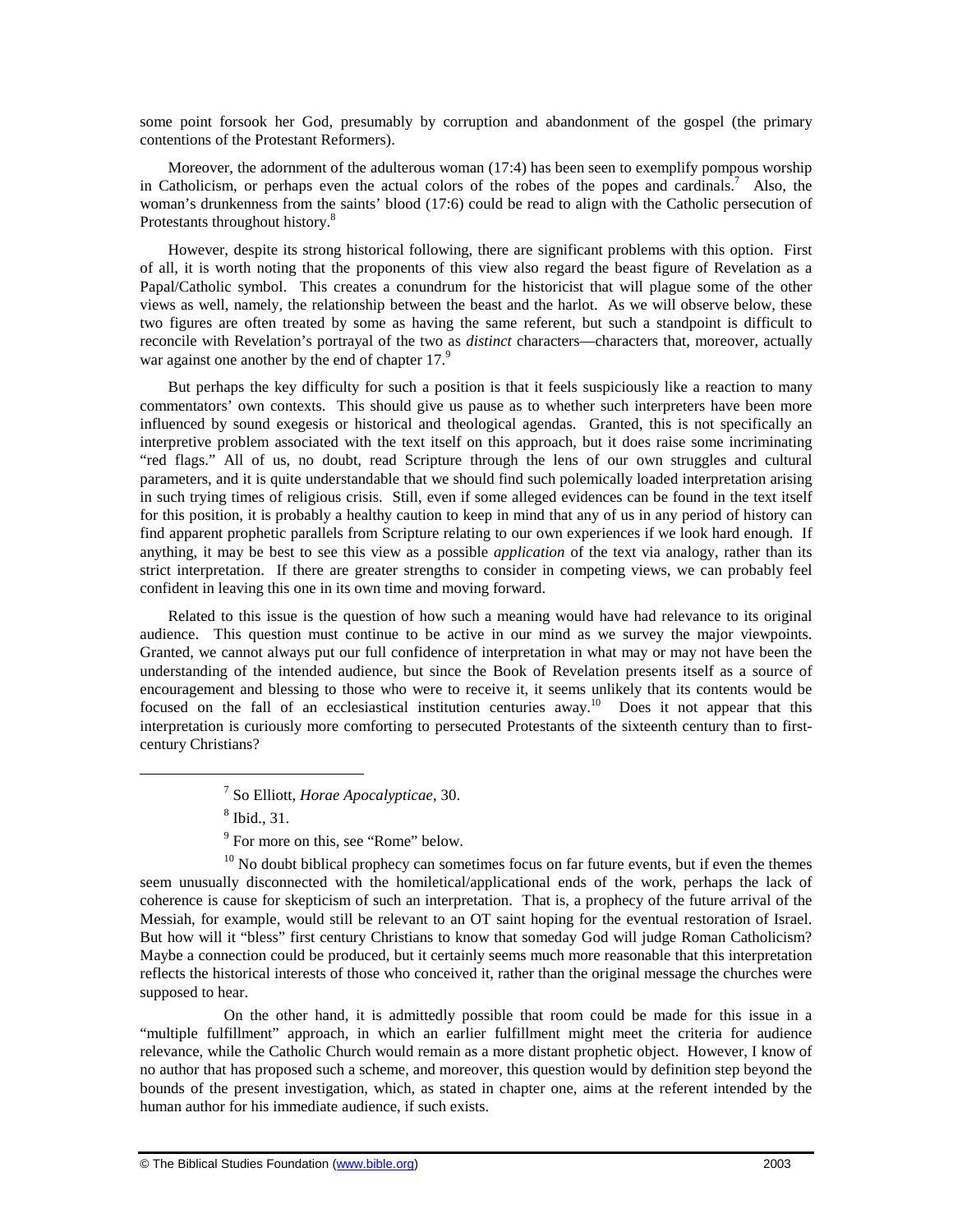some point forsook her God, presumably by corruption and abandonment of the gospel (the primary contentions of the Protestant Reformers).

Moreover, the adornment of the adulterous woman (17:4) has been seen to exemplify pompous worship in Catholicism, or perhaps even the actual colors of the robes of the popes and cardinals.[7] Also, the woman's drunkenness from the saints' blood (17:6) could be read to align with the Catholic persecution of Protestants throughout history.[8]

However, despite its strong historical following, there are significant problems with this option. First of all, it is worth noting that the proponents of this view also regard the beast figure of Revelation as a Papal/Catholic symbol. This creates a conundrum for the historicist that will plague some of the other views as well, namely, the relationship between the beast and the harlot. As we will observe below, these two figures are often treated by some as having the same referent, but such a standpoint is difficult to reconcile with Revelation's portrayal of the two as *distinct* characters—characters that, moreover, actually war against one another by the end of chapter 17.[9]

But perhaps the key difficulty for such a position is that it feels suspiciously like a reaction to many commentators' own contexts. This should give us pause as to whether such interpreters have been more influenced by sound exegesis or historical and theological agendas. Granted, this is not specifically an interpretive problem associated with the text itself on this approach, but it does raise some incriminating "red flags." All of us, no doubt, read Scripture through the lens of our own struggles and cultural parameters, and it is quite understandable that we should find such polemically loaded interpretation arising in such trying times of religious crisis. Still, even if some alleged evidences can be found in the text itself for this position, it is probably a healthy caution to keep in mind that any of us in any period of history can find apparent prophetic parallels from Scripture relating to our own experiences if we look hard enough. If anything, it may be best to see this view as a possible *application* of the text via analogy, rather than its strict interpretation. If there are greater strengths to consider in competing views, we can probably feel confident in leaving this one in its own time and moving forward.

Related to this issue is the question of how such a meaning would have had relevance to its original audience. This question must continue to be active in our mind as we survey the major viewpoints. Granted, we cannot always put our full confidence of interpretation in what may or may not have been the understanding of the intended audience, but since the Book of Revelation presents itself as a source of encouragement and blessing to those who were to receive it, it seems unlikely that its contents would be focused on the fall of an ecclesiastical institution centuries away.[10] Does it not appear that this interpretation is curiously more comforting to persecuted Protestants of the sixteenth century than to first-century Christians?

---

[7] So Elliott, *Horae Apocalypticae*, 30.

[8] Ibid., 31.

[9] For more on this, see "Rome" below.

[10] No doubt biblical prophecy can sometimes focus on far future events, but if even the themes seem unusually disconnected with the homiletical/applicational ends of the work, perhaps the lack of coherence is cause for skepticism of such an interpretation. That is, a prophecy of the future arrival of the Messiah, for example, would still be relevant to an OT saint hoping for the eventual restoration of Israel. But how will it "bless" first century Christians to know that someday God will judge Roman Catholicism? Maybe a connection could be produced, but it certainly seems much more reasonable that this interpretation reflects the historical interests of those who conceived it, rather than the original message the churches were supposed to hear.

On the other hand, it is admittedly possible that room could be made for this issue in a "multiple fulfillment" approach, in which an earlier fulfillment might meet the criteria for audience relevance, while the Catholic Church would remain as a more distant prophetic object. However, I know of no author that has proposed such a scheme, and moreover, this question would by definition step beyond the bounds of the present investigation, which, as stated in chapter one, aims at the referent intended by the human author for his immediate audience, if such exists.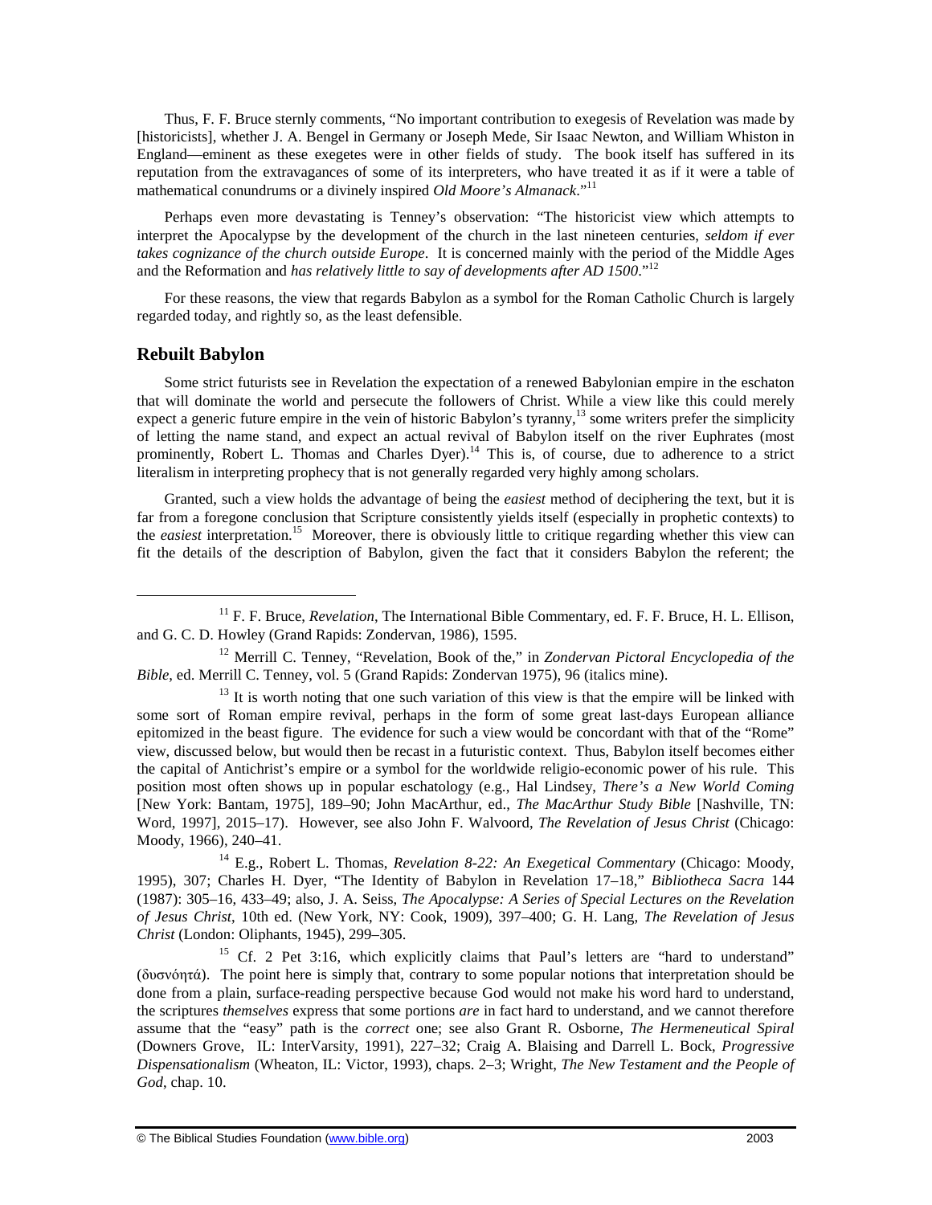Thus, F. F. Bruce sternly comments, "No important contribution to exegesis of Revelation was made by [historicists], whether J. A. Bengel in Germany or Joseph Mede, Sir Isaac Newton, and William Whiston in England—eminent as these exegetes were in other fields of study. The book itself has suffered in its reputation from the extravagances of some of its interpreters, who have treated it as if it were a table of mathematical conundrums or a divinely inspired *Old Moore's Almanack*."[11]

Perhaps even more devastating is Tenney's observation: "The historicist view which attempts to interpret the Apocalypse by the development of the church in the last nineteen centuries, *seldom if ever takes cognizance of the church outside Europe*. It is concerned mainly with the period of the Middle Ages and the Reformation and *has relatively little to say of developments after AD 1500*."[12]

For these reasons, the view that regards Babylon as a symbol for the Roman Catholic Church is largely regarded today, and rightly so, as the least defensible.

## Rebuilt Babylon

Some strict futurists see in Revelation the expectation of a renewed Babylonian empire in the eschaton that will dominate the world and persecute the followers of Christ. While a view like this could merely expect a generic future empire in the vein of historic Babylon's tyranny,[13] some writers prefer the simplicity of letting the name stand, and expect an actual revival of Babylon itself on the river Euphrates (most prominently, Robert L. Thomas and Charles Dyer).[14] This is, of course, due to adherence to a strict literalism in interpreting prophecy that is not generally regarded very highly among scholars.

Granted, such a view holds the advantage of being the *easiest* method of deciphering the text, but it is far from a foregone conclusion that Scripture consistently yields itself (especially in prophetic contexts) to the *easiest* interpretation.[15] Moreover, there is obviously little to critique regarding whether this view can fit the details of the description of Babylon, given the fact that it considers Babylon the referent; the

---

[11] F. F. Bruce, *Revelation*, The International Bible Commentary, ed. F. F. Bruce, H. L. Ellison, and G. C. D. Howley (Grand Rapids: Zondervan, 1986), 1595.

[12] Merrill C. Tenney, "Revelation, Book of the," in *Zondervan Pictoral Encyclopedia of the Bible*, ed. Merrill C. Tenney, vol. 5 (Grand Rapids: Zondervan 1975), 96 (italics mine).

[13] It is worth noting that one such variation of this view is that the empire will be linked with some sort of Roman empire revival, perhaps in the form of some great last-days European alliance epitomized in the beast figure. The evidence for such a view would be concordant with that of the "Rome" view, discussed below, but would then be recast in a futuristic context. Thus, Babylon itself becomes either the capital of Antichrist's empire or a symbol for the worldwide religio-economic power of his rule. This position most often shows up in popular eschatology (e.g., Hal Lindsey, *There's a New World Coming* [New York: Bantam, 1975], 189–90; John MacArthur, ed., *The MacArthur Study Bible* [Nashville, TN: Word, 1997], 2015–17). However, see also John F. Walvoord, *The Revelation of Jesus Christ* (Chicago: Moody, 1966), 240–41.

[14] E.g., Robert L. Thomas, *Revelation 8-22: An Exegetical Commentary* (Chicago: Moody, 1995), 307; Charles H. Dyer, "The Identity of Babylon in Revelation 17–18," *Bibliotheca Sacra* 144 (1987): 305–16, 433–49; also, J. A. Seiss, *The Apocalypse: A Series of Special Lectures on the Revelation of Jesus Christ*, 10th ed. (New York, NY: Cook, 1909), 397–400; G. H. Lang, *The Revelation of Jesus Christ* (London: Oliphants, 1945), 299–305.

[15] Cf. 2 Pet 3:16, which explicitly claims that Paul's letters are "hard to understand" (δυσνόητά). The point here is simply that, contrary to some popular notions that interpretation should be done from a plain, surface-reading perspective because God would not make his word hard to understand, the scriptures *themselves* express that some portions *are* in fact hard to understand, and we cannot therefore assume that the "easy" path is the *correct* one; see also Grant R. Osborne, *The Hermeneutical Spiral* (Downers Grove, IL: InterVarsity, 1991), 227–32; Craig A. Blaising and Darrell L. Bock, *Progressive Dispensationalism* (Wheaton, IL: Victor, 1993), chaps. 2–3; Wright, *The New Testament and the People of God*, chap. 10.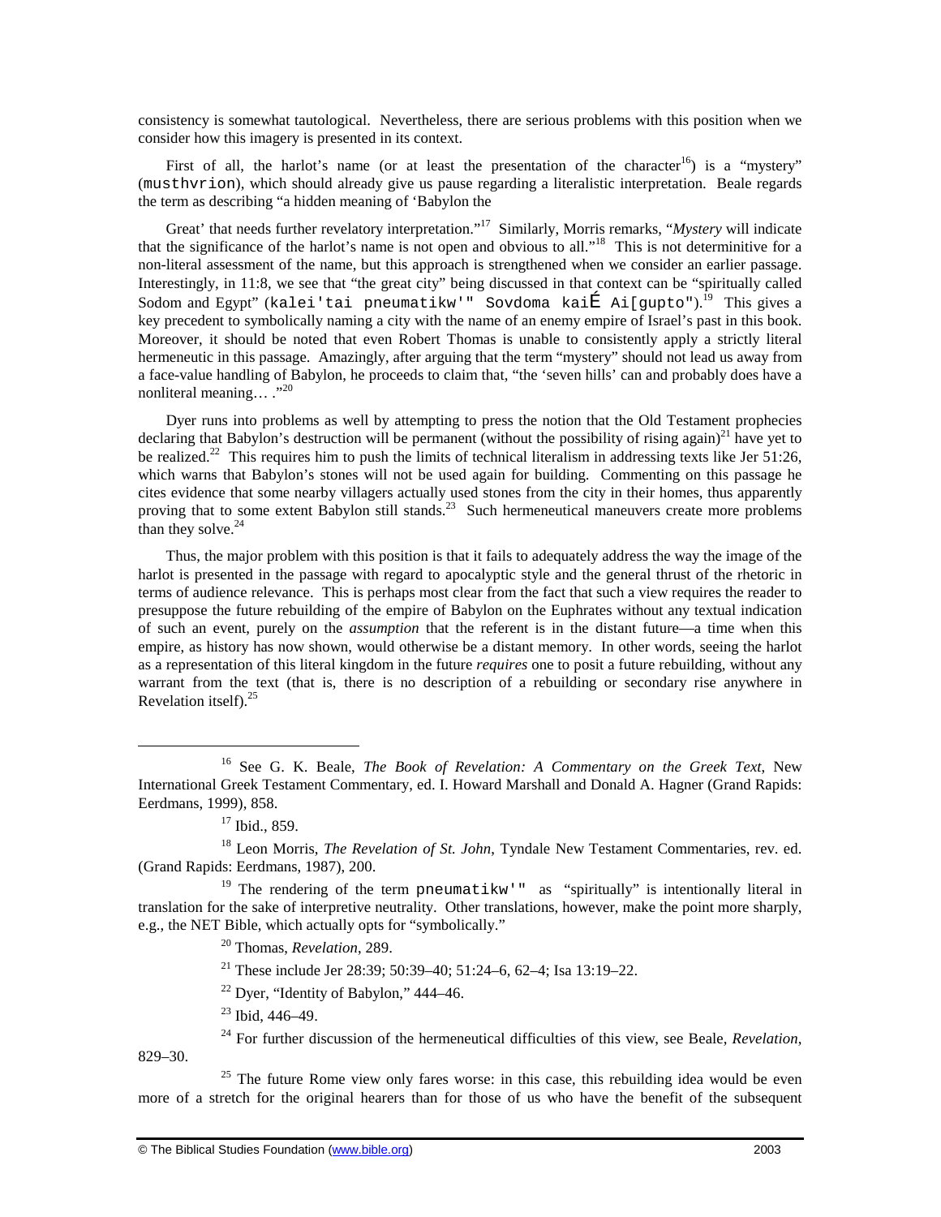consistency is somewhat tautological. Nevertheless, there are serious problems with this position when we consider how this imagery is presented in its context.

First of all, the harlot's name (or at least the presentation of the character[16]) is a "mystery" (musthvrion), which should already give us pause regarding a literalistic interpretation. Beale regards the term as describing "a hidden meaning of 'Babylon the

Great' that needs further revelatory interpretation."[17] Similarly, Morris remarks, "*Mystery* will indicate that the significance of the harlot's name is not open and obvious to all."[18] This is not determinitive for a non-literal assessment of the name, but this approach is strengthened when we consider an earlier passage. Interestingly, in 11:8, we see that "the great city" being discussed in that context can be "spiritually called Sodom and Egypt" (kalei'tai pneumatikw'" Sovdoma kaiÉ Ai[gupto").[19] This gives a key precedent to symbolically naming a city with the name of an enemy empire of Israel's past in this book. Moreover, it should be noted that even Robert Thomas is unable to consistently apply a strictly literal hermeneutic in this passage. Amazingly, after arguing that the term "mystery" should not lead us away from a face-value handling of Babylon, he proceeds to claim that, "the 'seven hills' can and probably does have a nonliteral meaning… ."[20]

Dyer runs into problems as well by attempting to press the notion that the Old Testament prophecies declaring that Babylon's destruction will be permanent (without the possibility of rising again)[21] have yet to be realized.[22] This requires him to push the limits of technical literalism in addressing texts like Jer 51:26, which warns that Babylon's stones will not be used again for building. Commenting on this passage he cites evidence that some nearby villagers actually used stones from the city in their homes, thus apparently proving that to some extent Babylon still stands.[23] Such hermeneutical maneuvers create more problems than they solve.[24]

Thus, the major problem with this position is that it fails to adequately address the way the image of the harlot is presented in the passage with regard to apocalyptic style and the general thrust of the rhetoric in terms of audience relevance. This is perhaps most clear from the fact that such a view requires the reader to presuppose the future rebuilding of the empire of Babylon on the Euphrates without any textual indication of such an event, purely on the *assumption* that the referent is in the distant future—a time when this empire, as history has now shown, would otherwise be a distant memory. In other words, seeing the harlot as a representation of this literal kingdom in the future *requires* one to posit a future rebuilding, without any warrant from the text (that is, there is no description of a rebuilding or secondary rise anywhere in Revelation itself).[25]

---

[16] See G. K. Beale, *The Book of Revelation: A Commentary on the Greek Text*, New International Greek Testament Commentary, ed. I. Howard Marshall and Donald A. Hagner (Grand Rapids: Eerdmans, 1999), 858.

[17] Ibid., 859.

[18] Leon Morris, *The Revelation of St. John*, Tyndale New Testament Commentaries, rev. ed. (Grand Rapids: Eerdmans, 1987), 200.

[19] The rendering of the term pneumatikw'" as "spiritually" is intentionally literal in translation for the sake of interpretive neutrality. Other translations, however, make the point more sharply, e.g., the NET Bible, which actually opts for "symbolically."

[20] Thomas, *Revelation*, 289.

[21] These include Jer 28:39; 50:39–40; 51:24–6, 62–4; Isa 13:19–22.

[22] Dyer, "Identity of Babylon," 444–46.

[23] Ibid, 446–49.

[24] For further discussion of the hermeneutical difficulties of this view, see Beale, *Revelation*, 829–30.

[25] The future Rome view only fares worse: in this case, this rebuilding idea would be even more of a stretch for the original hearers than for those of us who have the benefit of the subsequent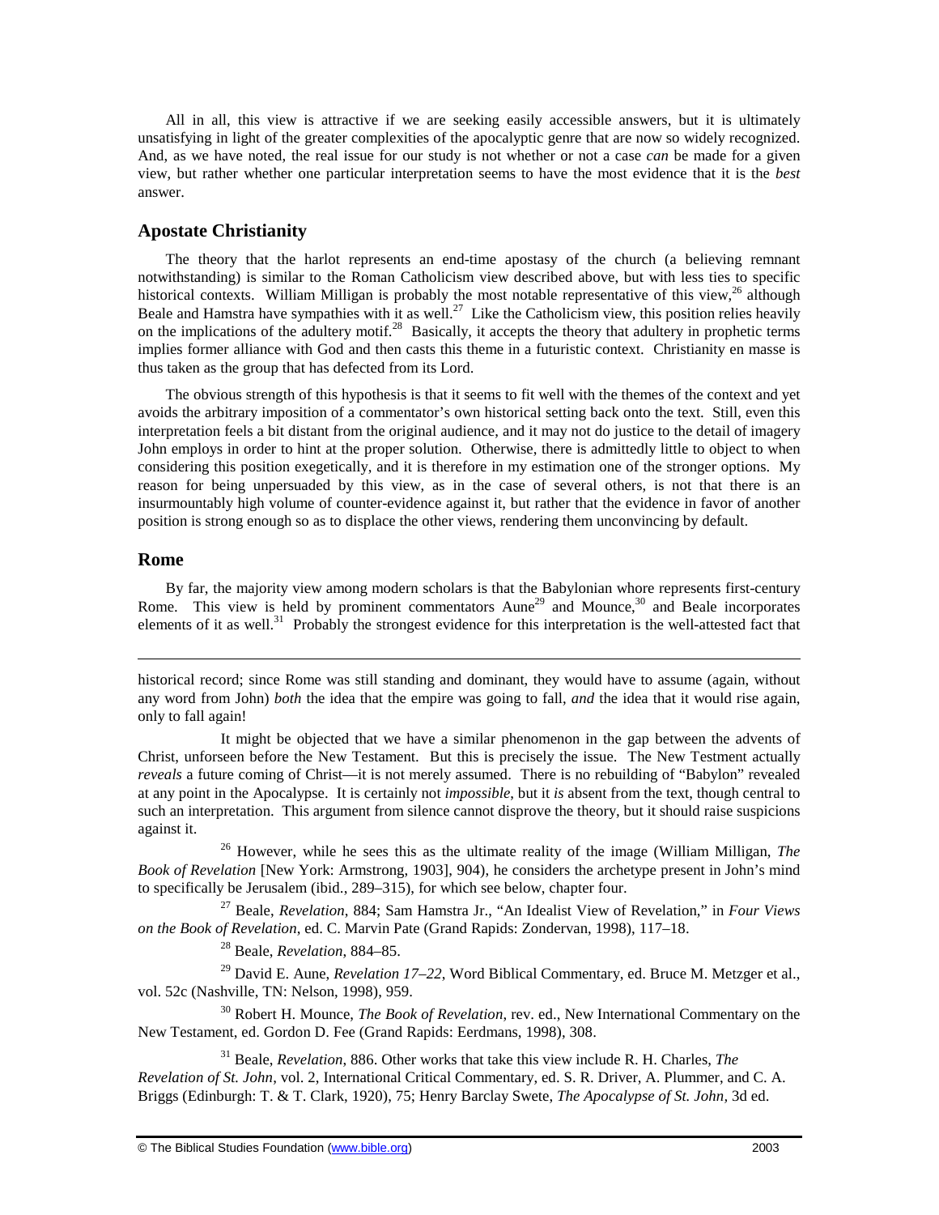All in all, this view is attractive if we are seeking easily accessible answers, but it is ultimately unsatisfying in light of the greater complexities of the apocalyptic genre that are now so widely recognized. And, as we have noted, the real issue for our study is not whether or not a case *can* be made for a given view, but rather whether one particular interpretation seems to have the most evidence that it is the *best* answer.

## Apostate Christianity

The theory that the harlot represents an end-time apostasy of the church (a believing remnant notwithstanding) is similar to the Roman Catholicism view described above, but with less ties to specific historical contexts. William Milligan is probably the most notable representative of this view,[26] although Beale and Hamstra have sympathies with it as well.[27] Like the Catholicism view, this position relies heavily on the implications of the adultery motif.[28] Basically, it accepts the theory that adultery in prophetic terms implies former alliance with God and then casts this theme in a futuristic context. Christianity en masse is thus taken as the group that has defected from its Lord.

The obvious strength of this hypothesis is that it seems to fit well with the themes of the context and yet avoids the arbitrary imposition of a commentator's own historical setting back onto the text. Still, even this interpretation feels a bit distant from the original audience, and it may not do justice to the detail of imagery John employs in order to hint at the proper solution. Otherwise, there is admittedly little to object to when considering this position exegetically, and it is therefore in my estimation one of the stronger options. My reason for being unpersuaded by this view, as in the case of several others, is not that there is an insurmountably high volume of counter-evidence against it, but rather that the evidence in favor of another position is strong enough so as to displace the other views, rendering them unconvincing by default.

## Rome

By far, the majority view among modern scholars is that the Babylonian whore represents first-century Rome. This view is held by prominent commentators Aune[29] and Mounce,[30] and Beale incorporates elements of it as well.[31] Probably the strongest evidence for this interpretation is the well-attested fact that

---

historical record; since Rome was still standing and dominant, they would have to assume (again, without any word from John) *both* the idea that the empire was going to fall, *and* the idea that it would rise again, only to fall again!

It might be objected that we have a similar phenomenon in the gap between the advents of Christ, unforseen before the New Testament. But this is precisely the issue. The New Testment actually *reveals* a future coming of Christ—it is not merely assumed. There is no rebuilding of "Babylon" revealed at any point in the Apocalypse. It is certainly not *impossible*, but it *is* absent from the text, though central to such an interpretation. This argument from silence cannot disprove the theory, but it should raise suspicions against it.

[26] However, while he sees this as the ultimate reality of the image (William Milligan, *The Book of Revelation* [New York: Armstrong, 1903], 904), he considers the archetype present in John's mind to specifically be Jerusalem (ibid., 289–315), for which see below, chapter four.

[27] Beale, *Revelation*, 884; Sam Hamstra Jr., "An Idealist View of Revelation," in *Four Views on the Book of Revelation*, ed. C. Marvin Pate (Grand Rapids: Zondervan, 1998), 117–18.

[28] Beale, *Revelation*, 884–85.

[29] David E. Aune, *Revelation 17–22*, Word Biblical Commentary, ed. Bruce M. Metzger et al., vol. 52c (Nashville, TN: Nelson, 1998), 959.

[30] Robert H. Mounce, *The Book of Revelation*, rev. ed., New International Commentary on the New Testament, ed. Gordon D. Fee (Grand Rapids: Eerdmans, 1998), 308.

[31] Beale, *Revelation*, 886. Other works that take this view include R. H. Charles, *The Revelation of St. John*, vol. 2, International Critical Commentary, ed. S. R. Driver, A. Plummer, and C. A. Briggs (Edinburgh: T. & T. Clark, 1920), 75; Henry Barclay Swete, *The Apocalypse of St. John*, 3d ed.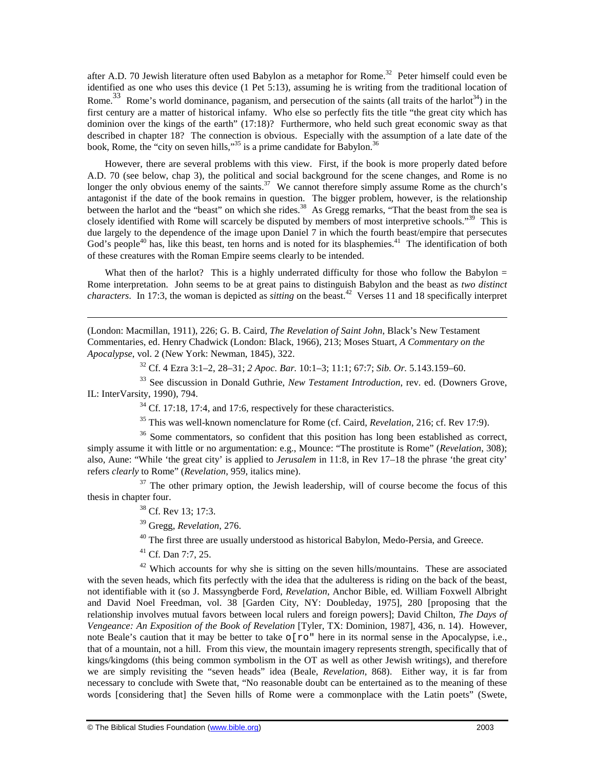after A.D. 70 Jewish literature often used Babylon as a metaphor for Rome.[32] Peter himself could even be identified as one who uses this device (1 Pet 5:13), assuming he is writing from the traditional location of Rome.[33] Rome's world dominance, paganism, and persecution of the saints (all traits of the harlot[34]) in the first century are a matter of historical infamy. Who else so perfectly fits the title "the great city which has dominion over the kings of the earth" (17:18)? Furthermore, who held such great economic sway as that described in chapter 18? The connection is obvious. Especially with the assumption of a late date of the book, Rome, the "city on seven hills,"[35] is a prime candidate for Babylon.[36]

However, there are several problems with this view. First, if the book is more properly dated before A.D. 70 (see below, chap 3), the political and social background for the scene changes, and Rome is no longer the only obvious enemy of the saints.[37] We cannot therefore simply assume Rome as the church's antagonist if the date of the book remains in question. The bigger problem, however, is the relationship between the harlot and the "beast" on which she rides.[38] As Gregg remarks, "That the beast from the sea is closely identified with Rome will scarcely be disputed by members of most interpretive schools."[39] This is due largely to the dependence of the image upon Daniel 7 in which the fourth beast/empire that persecutes God's people[40] has, like this beast, ten horns and is noted for its blasphemies.[41] The identification of both of these creatures with the Roman Empire seems clearly to be intended.

What then of the harlot? This is a highly underrated difficulty for those who follow the Babylon = Rome interpretation. John seems to be at great pains to distinguish Babylon and the beast as *two distinct characters*. In 17:3, the woman is depicted as *sitting* on the beast.[42] Verses 11 and 18 specifically interpret

---

(London: Macmillan, 1911), 226; G. B. Caird, *The Revelation of Saint John*, Black's New Testament Commentaries, ed. Henry Chadwick (London: Black, 1966), 213; Moses Stuart, *A Commentary on the Apocalypse*, vol. 2 (New York: Newman, 1845), 322.

[32] Cf. 4 Ezra 3:1–2, 28–31; *2 Apoc. Bar.* 10:1–3; 11:1; 67:7; *Sib. Or.* 5.143.159–60.

[33] See discussion in Donald Guthrie, *New Testament Introduction*, rev. ed. (Downers Grove, IL: InterVarsity, 1990), 794.

[34] Cf. 17:18, 17:4, and 17:6, respectively for these characteristics.

[35] This was well-known nomenclature for Rome (cf. Caird, *Revelation*, 216; cf. Rev 17:9).

[36] Some commentators, so confident that this position has long been established as correct, simply assume it with little or no argumentation: e.g., Mounce: "The prostitute is Rome" (*Revelation*, 308); also, Aune: "While 'the great city' is applied to *Jerusalem* in 11:8, in Rev 17–18 the phrase 'the great city' refers *clearly* to Rome" (*Revelation*, 959, italics mine).

[37] The other primary option, the Jewish leadership, will of course become the focus of this thesis in chapter four.

[38] Cf. Rev 13; 17:3.

[39] Gregg, *Revelation*, 276.

[40] The first three are usually understood as historical Babylon, Medo-Persia, and Greece.

[41] Cf. Dan 7:7, 25.

[42] Which accounts for why she is sitting on the seven hills/mountains. These are associated with the seven heads, which fits perfectly with the idea that the adulteress is riding on the back of the beast, not identifiable with it (so J. Massyngberde Ford, *Revelation*, Anchor Bible, ed. William Foxwell Albright and David Noel Freedman, vol. 38 [Garden City, NY: Doubleday, 1975], 280 [proposing that the relationship involves mutual favors between local rulers and foreign powers]; David Chilton, *The Days of Vengeance: An Exposition of the Book of Revelation* [Tyler, TX: Dominion, 1987], 436, n. 14). However, note Beale's caution that it may be better to take o[ro" here in its normal sense in the Apocalypse, i.e., that of a mountain, not a hill. From this view, the mountain imagery represents strength, specifically that of kings/kingdoms (this being common symbolism in the OT as well as other Jewish writings), and therefore we are simply revisiting the "seven heads" idea (Beale, *Revelation*, 868). Either way, it is far from necessary to conclude with Swete that, "No reasonable doubt can be entertained as to the meaning of these words [considering that] the Seven hills of Rome were a commonplace with the Latin poets" (Swete,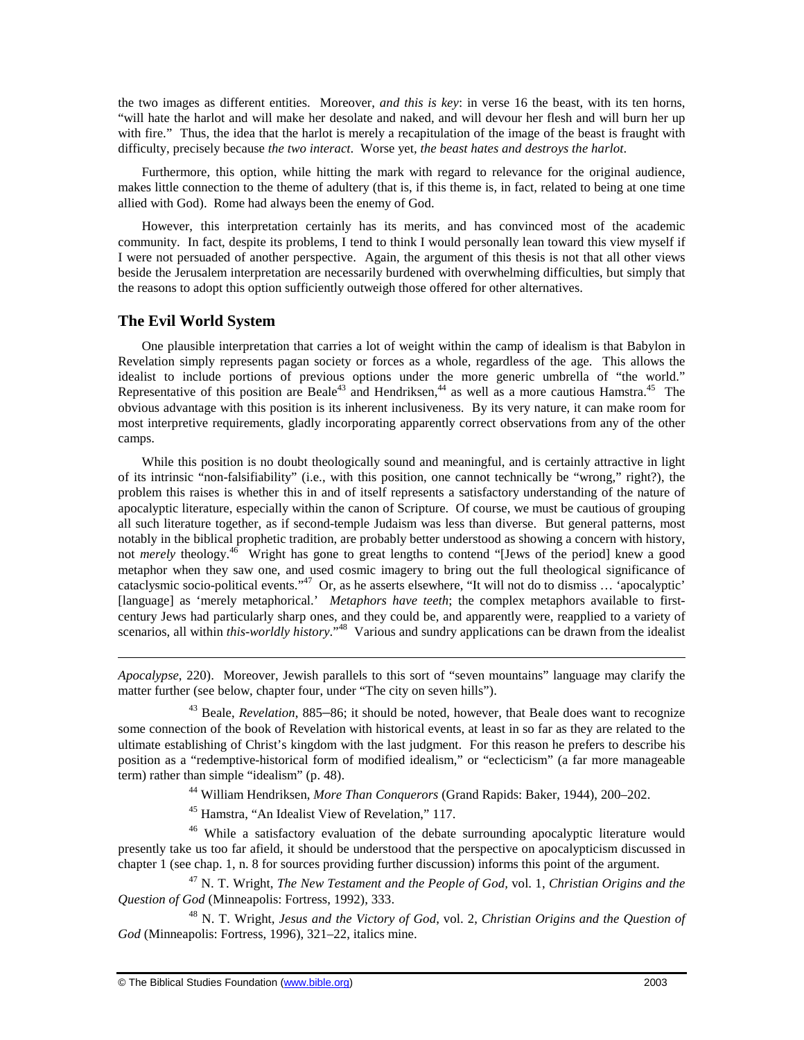the two images as different entities. Moreover, *and this is key*: in verse 16 the beast, with its ten horns, "will hate the harlot and will make her desolate and naked, and will devour her flesh and will burn her up with fire." Thus, the idea that the harlot is merely a recapitulation of the image of the beast is fraught with difficulty, precisely because *the two interact*. Worse yet, *the beast hates and destroys the harlot*.

Furthermore, this option, while hitting the mark with regard to relevance for the original audience, makes little connection to the theme of adultery (that is, if this theme is, in fact, related to being at one time allied with God). Rome had always been the enemy of God.

However, this interpretation certainly has its merits, and has convinced most of the academic community. In fact, despite its problems, I tend to think I would personally lean toward this view myself if I were not persuaded of another perspective. Again, the argument of this thesis is not that all other views beside the Jerusalem interpretation are necessarily burdened with overwhelming difficulties, but simply that the reasons to adopt this option sufficiently outweigh those offered for other alternatives.

## The Evil World System

One plausible interpretation that carries a lot of weight within the camp of idealism is that Babylon in Revelation simply represents pagan society or forces as a whole, regardless of the age. This allows the idealist to include portions of previous options under the more generic umbrella of "the world." Representative of this position are Beale[43] and Hendriksen,[44] as well as a more cautious Hamstra.[45] The obvious advantage with this position is its inherent inclusiveness. By its very nature, it can make room for most interpretive requirements, gladly incorporating apparently correct observations from any of the other camps.

While this position is no doubt theologically sound and meaningful, and is certainly attractive in light of its intrinsic "non-falsifiability" (i.e., with this position, one cannot technically be "wrong," right?), the problem this raises is whether this in and of itself represents a satisfactory understanding of the nature of apocalyptic literature, especially within the canon of Scripture. Of course, we must be cautious of grouping all such literature together, as if second-temple Judaism was less than diverse. But general patterns, most notably in the biblical prophetic tradition, are probably better understood as showing a concern with history, not *merely* theology.[46] Wright has gone to great lengths to contend "[Jews of the period] knew a good metaphor when they saw one, and used cosmic imagery to bring out the full theological significance of cataclysmic socio-political events."[47] Or, as he asserts elsewhere, "It will not do to dismiss … 'apocalyptic' [language] as 'merely metaphorical.' *Metaphors have teeth*; the complex metaphors available to first-century Jews had particularly sharp ones, and they could be, and apparently were, reapplied to a variety of scenarios, all within *this-worldly history*."[48] Various and sundry applications can be drawn from the idealist

---

*Apocalypse*, 220). Moreover, Jewish parallels to this sort of "seven mountains" language may clarify the matter further (see below, chapter four, under "The city on seven hills").

[43] Beale, *Revelation*, 885–86; it should be noted, however, that Beale does want to recognize some connection of the book of Revelation with historical events, at least in so far as they are related to the ultimate establishing of Christ's kingdom with the last judgment. For this reason he prefers to describe his position as a "redemptive-historical form of modified idealism," or "eclecticism" (a far more manageable term) rather than simple "idealism" (p. 48).

[44] William Hendriksen, *More Than Conquerors* (Grand Rapids: Baker, 1944), 200–202.

[45] Hamstra, "An Idealist View of Revelation," 117.

[46] While a satisfactory evaluation of the debate surrounding apocalyptic literature would presently take us too far afield, it should be understood that the perspective on apocalypticism discussed in chapter 1 (see chap. 1, n. 8 for sources providing further discussion) informs this point of the argument.

[47] N. T. Wright, *The New Testament and the People of God,* vol. 1, *Christian Origins and the Question of God* (Minneapolis: Fortress, 1992), 333.

[48] N. T. Wright, *Jesus and the Victory of God,* vol. 2, *Christian Origins and the Question of God* (Minneapolis: Fortress, 1996), 321–22, italics mine.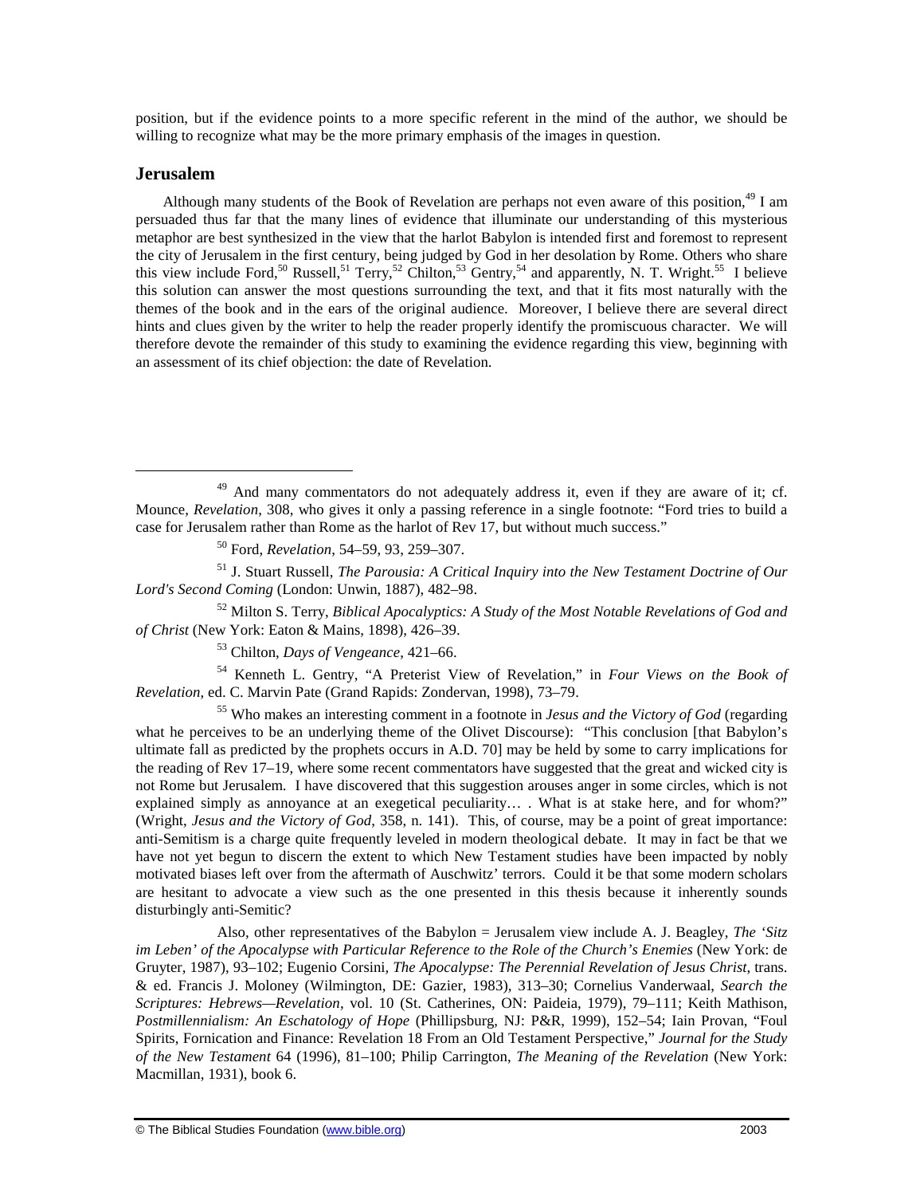position, but if the evidence points to a more specific referent in the mind of the author, we should be willing to recognize what may be the more primary emphasis of the images in question.

## Jerusalem

Although many students of the Book of Revelation are perhaps not even aware of this position,[49] I am persuaded thus far that the many lines of evidence that illuminate our understanding of this mysterious metaphor are best synthesized in the view that the harlot Babylon is intended first and foremost to represent the city of Jerusalem in the first century, being judged by God in her desolation by Rome. Others who share this view include Ford,[50] Russell,[51] Terry,[52] Chilton,[53] Gentry,[54] and apparently, N. T. Wright.[55] I believe this solution can answer the most questions surrounding the text, and that it fits most naturally with the themes of the book and in the ears of the original audience. Moreover, I believe there are several direct hints and clues given by the writer to help the reader properly identify the promiscuous character. We will therefore devote the remainder of this study to examining the evidence regarding this view, beginning with an assessment of its chief objection: the date of Revelation.

---

[49] And many commentators do not adequately address it, even if they are aware of it; cf. Mounce, *Revelation*, 308, who gives it only a passing reference in a single footnote: "Ford tries to build a case for Jerusalem rather than Rome as the harlot of Rev 17, but without much success."

[50] Ford, *Revelation*, 54–59, 93, 259–307.

[51] J. Stuart Russell, *The Parousia: A Critical Inquiry into the New Testament Doctrine of Our Lord's Second Coming* (London: Unwin, 1887), 482–98.

[52] Milton S. Terry, *Biblical Apocalyptics: A Study of the Most Notable Revelations of God and of Christ* (New York: Eaton & Mains, 1898), 426–39.

[53] Chilton, *Days of Vengeance*, 421–66.

[54] Kenneth L. Gentry, "A Preterist View of Revelation," in *Four Views on the Book of Revelation*, ed. C. Marvin Pate (Grand Rapids: Zondervan, 1998), 73–79.

[55] Who makes an interesting comment in a footnote in *Jesus and the Victory of God* (regarding what he perceives to be an underlying theme of the Olivet Discourse): "This conclusion [that Babylon's ultimate fall as predicted by the prophets occurs in A.D. 70] may be held by some to carry implications for the reading of Rev 17–19, where some recent commentators have suggested that the great and wicked city is not Rome but Jerusalem. I have discovered that this suggestion arouses anger in some circles, which is not explained simply as annoyance at an exegetical peculiarity… . What is at stake here, and for whom?" (Wright, *Jesus and the Victory of God*, 358, n. 141). This, of course, may be a point of great importance: anti-Semitism is a charge quite frequently leveled in modern theological debate. It may in fact be that we have not yet begun to discern the extent to which New Testament studies have been impacted by nobly motivated biases left over from the aftermath of Auschwitz' terrors. Could it be that some modern scholars are hesitant to advocate a view such as the one presented in this thesis because it inherently sounds disturbingly anti-Semitic?

Also, other representatives of the Babylon = Jerusalem view include A. J. Beagley, *The 'Sitz im Leben' of the Apocalypse with Particular Reference to the Role of the Church's Enemies* (New York: de Gruyter, 1987), 93–102; Eugenio Corsini, *The Apocalypse: The Perennial Revelation of Jesus Christ*, trans. & ed. Francis J. Moloney (Wilmington, DE: Gazier, 1983), 313–30; Cornelius Vanderwaal, *Search the Scriptures: Hebrews—Revelation*, vol. 10 (St. Catherines, ON: Paideia, 1979), 79–111; Keith Mathison, *Postmillennialism: An Eschatology of Hope* (Phillipsburg, NJ: P&R, 1999), 152–54; Iain Provan, "Foul Spirits, Fornication and Finance: Revelation 18 From an Old Testament Perspective," *Journal for the Study of the New Testament* 64 (1996), 81–100; Philip Carrington, *The Meaning of the Revelation* (New York: Macmillan, 1931), book 6.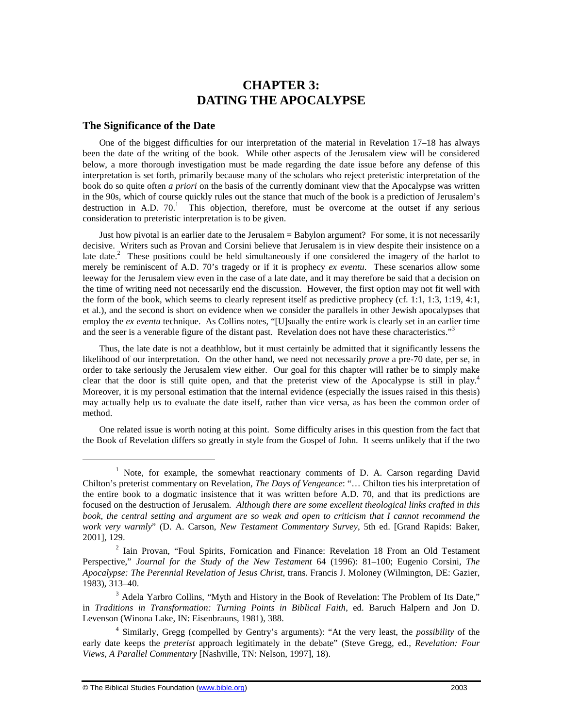# CHAPTER 3: DATING THE APOCALYPSE

## The Significance of the Date

One of the biggest difficulties for our interpretation of the material in Revelation 17–18 has always been the date of the writing of the book. While other aspects of the Jerusalem view will be considered below, a more thorough investigation must be made regarding the date issue before any defense of this interpretation is set forth, primarily because many of the scholars who reject preteristic interpretation of the book do so quite often *a priori* on the basis of the currently dominant view that the Apocalypse was written in the 90s, which of course quickly rules out the stance that much of the book is a prediction of Jerusalem's destruction in A.D. 70.[1] This objection, therefore, must be overcome at the outset if any serious consideration to preteristic interpretation is to be given.

Just how pivotal is an earlier date to the Jerusalem = Babylon argument? For some, it is not necessarily decisive. Writers such as Provan and Corsini believe that Jerusalem is in view despite their insistence on a late date.[2] These positions could be held simultaneously if one considered the imagery of the harlot to merely be reminiscent of A.D. 70's tragedy or if it is prophecy *ex eventu*. These scenarios allow some leeway for the Jerusalem view even in the case of a late date, and it may therefore be said that a decision on the time of writing need not necessarily end the discussion. However, the first option may not fit well with the form of the book, which seems to clearly represent itself as predictive prophecy (cf. 1:1, 1:3, 1:19, 4:1, et al.), and the second is short on evidence when we consider the parallels in other Jewish apocalypses that employ the *ex eventu* technique. As Collins notes, "[U]sually the entire work is clearly set in an earlier time and the seer is a venerable figure of the distant past. Revelation does not have these characteristics."[3]

Thus, the late date is not a deathblow, but it must certainly be admitted that it significantly lessens the likelihood of our interpretation. On the other hand, we need not necessarily *prove* a pre-70 date, per se, in order to take seriously the Jerusalem view either. Our goal for this chapter will rather be to simply make clear that the door is still quite open, and that the preterist view of the Apocalypse is still in play.[4] Moreover, it is my personal estimation that the internal evidence (especially the issues raised in this thesis) may actually help us to evaluate the date itself, rather than vice versa, as has been the common order of method.

One related issue is worth noting at this point. Some difficulty arises in this question from the fact that the Book of Revelation differs so greatly in style from the Gospel of John. It seems unlikely that if the two

---

[1] Note, for example, the somewhat reactionary comments of D. A. Carson regarding David Chilton's preterist commentary on Revelation, *The Days of Vengeance*: "… Chilton ties his interpretation of the entire book to a dogmatic insistence that it was written before A.D. 70, and that its predictions are focused on the destruction of Jerusalem. *Although there are some excellent theological links crafted in this book, the central setting and argument are so weak and open to criticism that I cannot recommend the work very warmly*" (D. A. Carson, *New Testament Commentary Survey*, 5th ed. [Grand Rapids: Baker, 2001], 129.

[2] Iain Provan, "Foul Spirits, Fornication and Finance: Revelation 18 From an Old Testament Perspective," *Journal for the Study of the New Testament* 64 (1996): 81–100; Eugenio Corsini, *The Apocalypse: The Perennial Revelation of Jesus Christ*, trans. Francis J. Moloney (Wilmington, DE: Gazier, 1983), 313–40.

[3] Adela Yarbro Collins, "Myth and History in the Book of Revelation: The Problem of Its Date," in *Traditions in Transformation: Turning Points in Biblical Faith*, ed. Baruch Halpern and Jon D. Levenson (Winona Lake, IN: Eisenbrauns, 1981), 388.

[4] Similarly, Gregg (compelled by Gentry's arguments): "At the very least, the *possibility* of the early date keeps the *preterist* approach legitimately in the debate" (Steve Gregg, ed., *Revelation: Four Views, A Parallel Commentary* [Nashville, TN: Nelson, 1997], 18).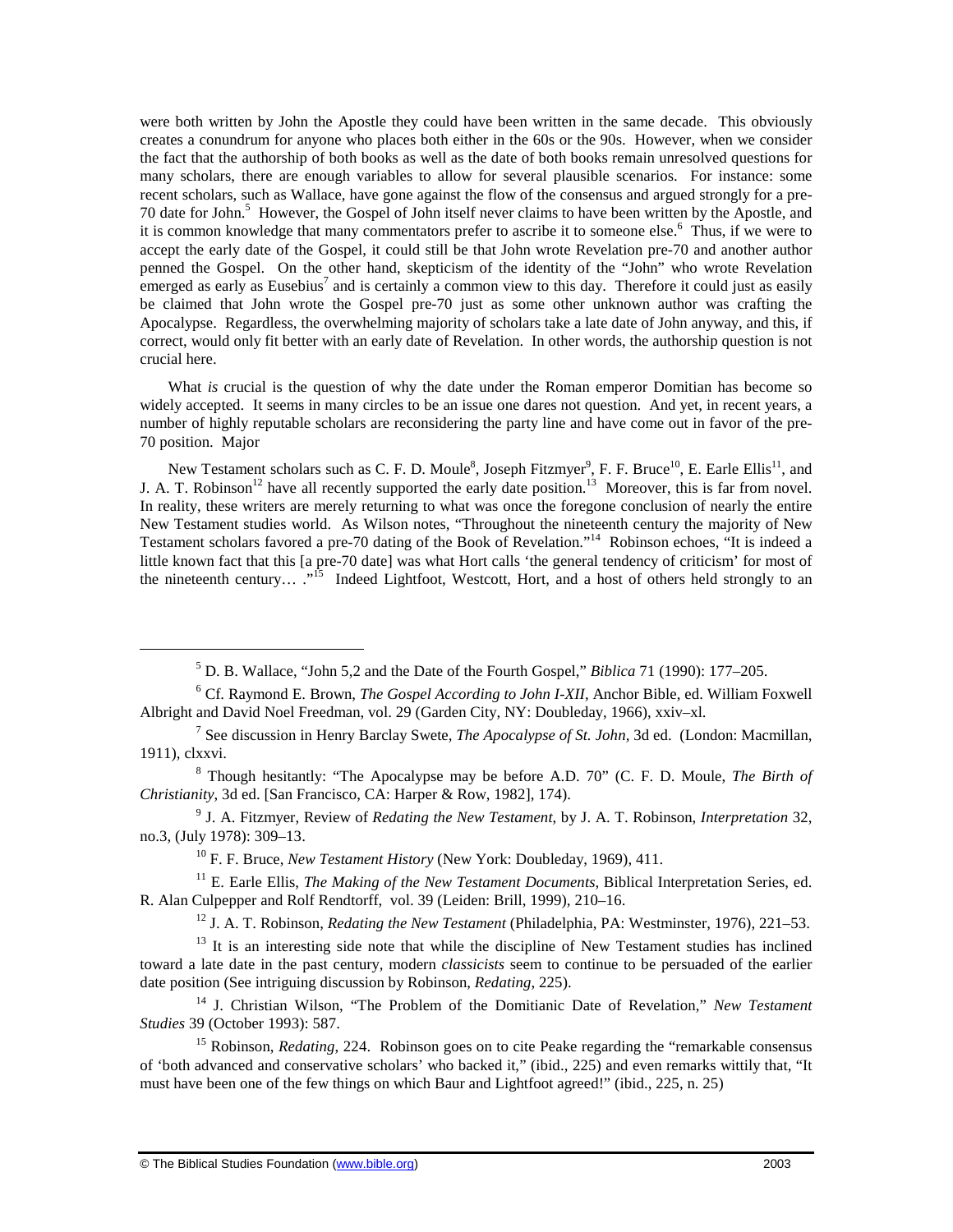were both written by John the Apostle they could have been written in the same decade. This obviously creates a conundrum for anyone who places both either in the 60s or the 90s. However, when we consider the fact that the authorship of both books as well as the date of both books remain unresolved questions for many scholars, there are enough variables to allow for several plausible scenarios. For instance: some recent scholars, such as Wallace, have gone against the flow of the consensus and argued strongly for a pre-70 date for John.[5] However, the Gospel of John itself never claims to have been written by the Apostle, and it is common knowledge that many commentators prefer to ascribe it to someone else.[6] Thus, if we were to accept the early date of the Gospel, it could still be that John wrote Revelation pre-70 and another author penned the Gospel. On the other hand, skepticism of the identity of the "John" who wrote Revelation emerged as early as Eusebius[7] and is certainly a common view to this day. Therefore it could just as easily be claimed that John wrote the Gospel pre-70 just as some other unknown author was crafting the Apocalypse. Regardless, the overwhelming majority of scholars take a late date of John anyway, and this, if correct, would only fit better with an early date of Revelation. In other words, the authorship question is not crucial here.

What *is* crucial is the question of why the date under the Roman emperor Domitian has become so widely accepted. It seems in many circles to be an issue one dares not question. And yet, in recent years, a number of highly reputable scholars are reconsidering the party line and have come out in favor of the pre-70 position. Major

New Testament scholars such as C. F. D. Moule[8], Joseph Fitzmyer[9], F. F. Bruce[10], E. Earle Ellis[11], and J. A. T. Robinson[12] have all recently supported the early date position.[13] Moreover, this is far from novel. In reality, these writers are merely returning to what was once the foregone conclusion of nearly the entire New Testament studies world. As Wilson notes, "Throughout the nineteenth century the majority of New Testament scholars favored a pre-70 dating of the Book of Revelation."[14] Robinson echoes, "It is indeed a little known fact that this [a pre-70 date] was what Hort calls 'the general tendency of criticism' for most of the nineteenth century… ."[15] Indeed Lightfoot, Westcott, Hort, and a host of others held strongly to an

---

[5] D. B. Wallace, "John 5,2 and the Date of the Fourth Gospel," *Biblica* 71 (1990): 177–205.

[6] Cf. Raymond E. Brown, *The Gospel According to John I-XII*, Anchor Bible, ed. William Foxwell Albright and David Noel Freedman, vol. 29 (Garden City, NY: Doubleday, 1966), xxiv–xl.

[7] See discussion in Henry Barclay Swete, *The Apocalypse of St. John*, 3d ed. (London: Macmillan, 1911), clxxvi.

[8] Though hesitantly: "The Apocalypse may be before A.D. 70" (C. F. D. Moule, *The Birth of Christianity*, 3d ed. [San Francisco, CA: Harper & Row, 1982], 174).

[9] J. A. Fitzmyer, Review of *Redating the New Testament*, by J. A. T. Robinson, *Interpretation* 32, no.3, (July 1978): 309–13.

[10] F. F. Bruce, *New Testament History* (New York: Doubleday, 1969), 411.

[11] E. Earle Ellis, *The Making of the New Testament Documents*, Biblical Interpretation Series, ed. R. Alan Culpepper and Rolf Rendtorff, vol. 39 (Leiden: Brill, 1999), 210–16.

[12] J. A. T. Robinson, *Redating the New Testament* (Philadelphia, PA: Westminster, 1976), 221–53.

[13] It is an interesting side note that while the discipline of New Testament studies has inclined toward a late date in the past century, modern *classicists* seem to continue to be persuaded of the earlier date position (See intriguing discussion by Robinson, *Redating*, 225).

[14] J. Christian Wilson, "The Problem of the Domitianic Date of Revelation," *New Testament Studies* 39 (October 1993): 587.

[15] Robinson, *Redating*, 224. Robinson goes on to cite Peake regarding the "remarkable consensus of 'both advanced and conservative scholars' who backed it," (ibid., 225) and even remarks wittily that, "It must have been one of the few things on which Baur and Lightfoot agreed!" (ibid., 225, n. 25)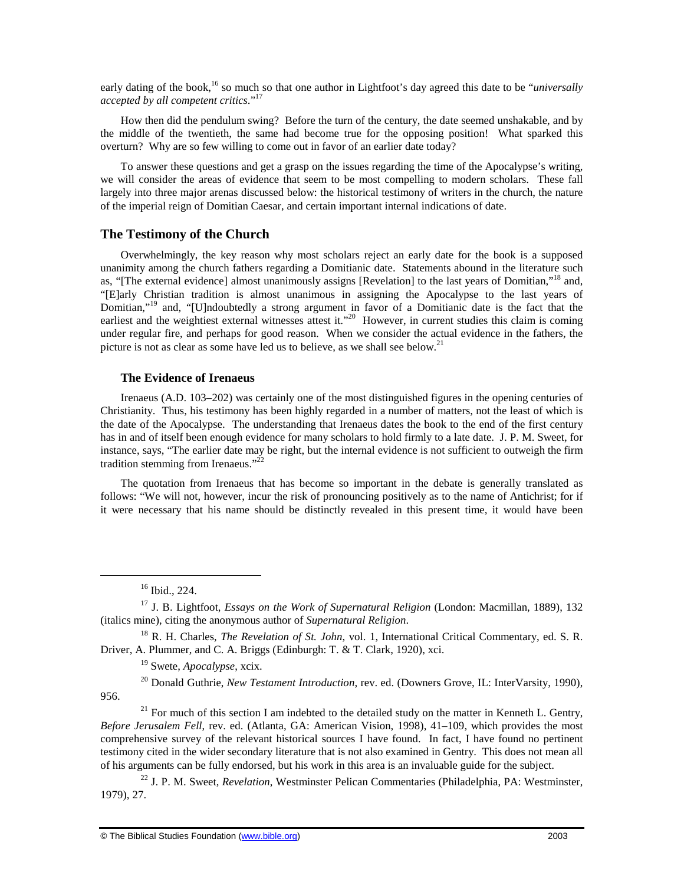early dating of the book,[16] so much so that one author in Lightfoot's day agreed this date to be "*universally accepted by all competent critics*."[17]

How then did the pendulum swing? Before the turn of the century, the date seemed unshakable, and by the middle of the twentieth, the same had become true for the opposing position! What sparked this overturn? Why are so few willing to come out in favor of an earlier date today?

To answer these questions and get a grasp on the issues regarding the time of the Apocalypse's writing, we will consider the areas of evidence that seem to be most compelling to modern scholars. These fall largely into three major arenas discussed below: the historical testimony of writers in the church, the nature of the imperial reign of Domitian Caesar, and certain important internal indications of date.

## The Testimony of the Church

Overwhelmingly, the key reason why most scholars reject an early date for the book is a supposed unanimity among the church fathers regarding a Domitianic date. Statements abound in the literature such as, "[The external evidence] almost unanimously assigns [Revelation] to the last years of Domitian,"[18] and, "[E]arly Christian tradition is almost unanimous in assigning the Apocalypse to the last years of Domitian,"[19] and, "[U]ndoubtedly a strong argument in favor of a Domitianic date is the fact that the earliest and the weightiest external witnesses attest it."[20] However, in current studies this claim is coming under regular fire, and perhaps for good reason. When we consider the actual evidence in the fathers, the picture is not as clear as some have led us to believe, as we shall see below.[21]

### The Evidence of Irenaeus

Irenaeus (A.D. 103–202) was certainly one of the most distinguished figures in the opening centuries of Christianity. Thus, his testimony has been highly regarded in a number of matters, not the least of which is the date of the Apocalypse. The understanding that Irenaeus dates the book to the end of the first century has in and of itself been enough evidence for many scholars to hold firmly to a late date. J. P. M. Sweet, for instance, says, "The earlier date may be right, but the internal evidence is not sufficient to outweigh the firm tradition stemming from Irenaeus."[22]

The quotation from Irenaeus that has become so important in the debate is generally translated as follows: "We will not, however, incur the risk of pronouncing positively as to the name of Antichrist; for if it were necessary that his name should be distinctly revealed in this present time, it would have been

---

[16] Ibid., 224.

[17] J. B. Lightfoot, *Essays on the Work of Supernatural Religion* (London: Macmillan, 1889), 132 (italics mine), citing the anonymous author of *Supernatural Religion*.

[18] R. H. Charles, *The Revelation of St. John*, vol. 1, International Critical Commentary, ed. S. R. Driver, A. Plummer, and C. A. Briggs (Edinburgh: T. & T. Clark, 1920), xci.

[19] Swete, *Apocalypse*, xcix.

[20] Donald Guthrie, *New Testament Introduction*, rev. ed. (Downers Grove, IL: InterVarsity, 1990), 956.

[21] For much of this section I am indebted to the detailed study on the matter in Kenneth L. Gentry, *Before Jerusalem Fell*, rev. ed. (Atlanta, GA: American Vision, 1998), 41–109, which provides the most comprehensive survey of the relevant historical sources I have found. In fact, I have found no pertinent testimony cited in the wider secondary literature that is not also examined in Gentry. This does not mean all of his arguments can be fully endorsed, but his work in this area is an invaluable guide for the subject.

[22] J. P. M. Sweet, *Revelation*, Westminster Pelican Commentaries (Philadelphia, PA: Westminster, 1979), 27.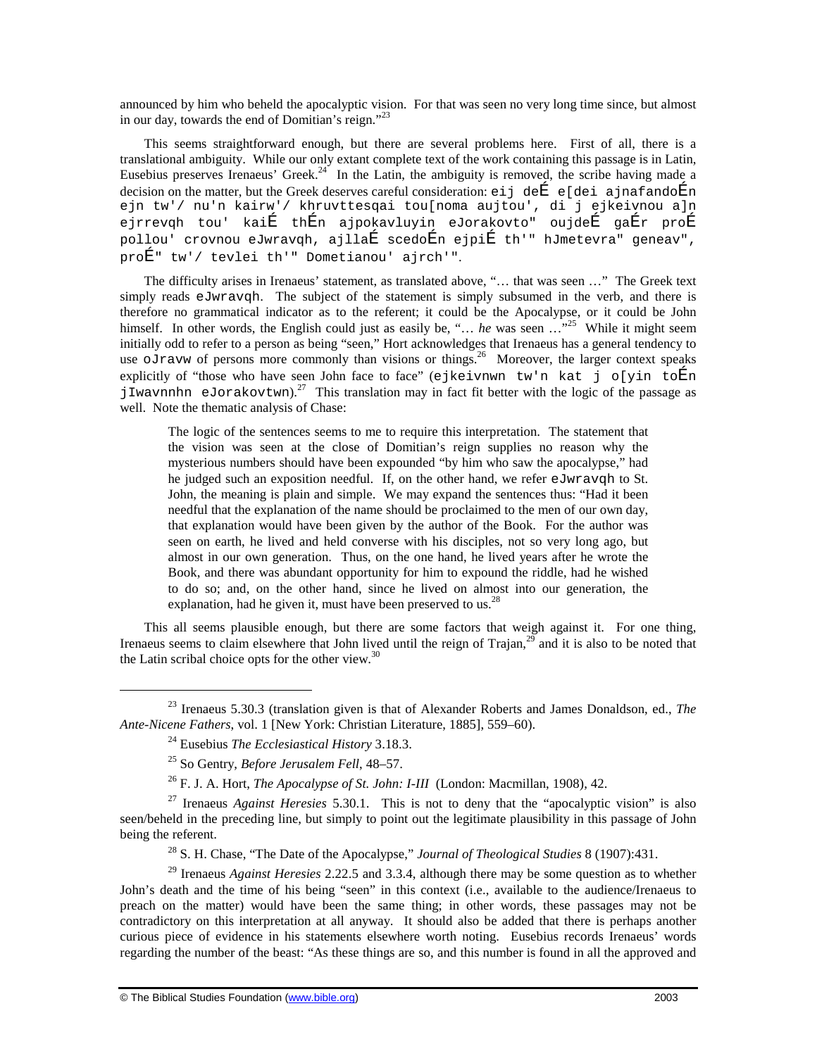announced by him who beheld the apocalyptic vision. For that was seen no very long time since, but almost in our day, towards the end of Domitian's reign."[23]

This seems straightforward enough, but there are several problems here. First of all, there is a translational ambiguity. While our only extant complete text of the work containing this passage is in Latin, Eusebius preserves Irenaeus' Greek.[24] In the Latin, the ambiguity is removed, the scribe having made a decision on the matter, but the Greek deserves careful consideration: eij deÉ e[dei ajnafandoÉn ejn tw'/ nu'n kairw'/ khruvttesqai tou[noma aujtou', di j ejkeivnou a]n ejrrevqh tou' kaiÉ thÉn ajpokavluyin eJorakovto" oujdeÉ gaÉr proÉ pollou' crovnou eJwravqh, ajllaÉ scedoÉn ejpiÉ th'" hJmetevra" geneav", proÉ" tw'/ tevlei th'" Dometianou' ajrch'".

The difficulty arises in Irenaeus' statement, as translated above, "… that was seen …" The Greek text simply reads eJwravqh. The subject of the statement is simply subsumed in the verb, and there is therefore no grammatical indicator as to the referent; it could be the Apocalypse, or it could be John himself. In other words, the English could just as easily be, "… *he* was seen …"[25] While it might seem initially odd to refer to a person as being "seen," Hort acknowledges that Irenaeus has a general tendency to use oJravw of persons more commonly than visions or things.[26] Moreover, the larger context speaks explicitly of "those who have seen John face to face" (ejkeivnwn tw'n kat j o[yin toÉn jIwavnnhn eJorakovtwn).[27] This translation may in fact fit better with the logic of the passage as well. Note the thematic analysis of Chase:

> The logic of the sentences seems to me to require this interpretation. The statement that the vision was seen at the close of Domitian's reign supplies no reason why the mysterious numbers should have been expounded "by him who saw the apocalypse," had he judged such an exposition needful. If, on the other hand, we refer eJwravqh to St. John, the meaning is plain and simple. We may expand the sentences thus: "Had it been needful that the explanation of the name should be proclaimed to the men of our own day, that explanation would have been given by the author of the Book. For the author was seen on earth, he lived and held converse with his disciples, not so very long ago, but almost in our own generation. Thus, on the one hand, he lived years after he wrote the Book, and there was abundant opportunity for him to expound the riddle, had he wished to do so; and, on the other hand, since he lived on almost into our generation, the explanation, had he given it, must have been preserved to us.[28]

This all seems plausible enough, but there are some factors that weigh against it. For one thing, Irenaeus seems to claim elsewhere that John lived until the reign of Trajan,[29] and it is also to be noted that the Latin scribal choice opts for the other view.[30]

---

[23] Irenaeus 5.30.3 (translation given is that of Alexander Roberts and James Donaldson, ed., *The Ante-Nicene Fathers*, vol. 1 [New York: Christian Literature, 1885], 559–60).

[24] Eusebius *The Ecclesiastical History* 3.18.3.

[25] So Gentry, *Before Jerusalem Fell*, 48–57.

[26] F. J. A. Hort, *The Apocalypse of St. John: I-III* (London: Macmillan, 1908), 42.

[27] Irenaeus *Against Heresies* 5.30.1. This is not to deny that the "apocalyptic vision" is also seen/beheld in the preceding line, but simply to point out the legitimate plausibility in this passage of John being the referent.

[28] S. H. Chase, "The Date of the Apocalypse," *Journal of Theological Studies* 8 (1907):431.

[29] Irenaeus *Against Heresies* 2.22.5 and 3.3.4, although there may be some question as to whether John's death and the time of his being "seen" in this context (i.e., available to the audience/Irenaeus to preach on the matter) would have been the same thing; in other words, these passages may not be contradictory on this interpretation at all anyway. It should also be added that there is perhaps another curious piece of evidence in his statements elsewhere worth noting. Eusebius records Irenaeus' words regarding the number of the beast: "As these things are so, and this number is found in all the approved and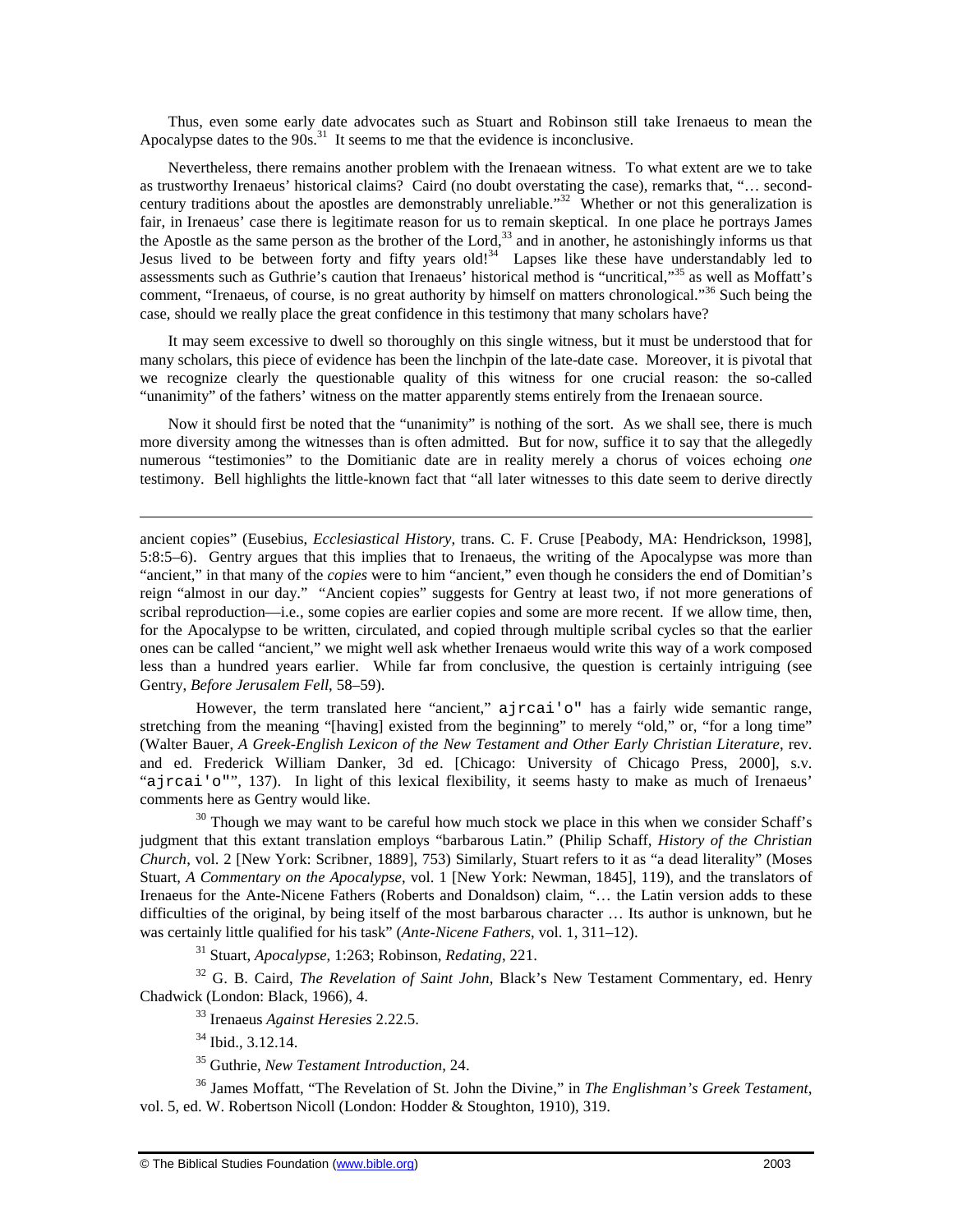Thus, even some early date advocates such as Stuart and Robinson still take Irenaeus to mean the Apocalypse dates to the 90s.[31] It seems to me that the evidence is inconclusive.

Nevertheless, there remains another problem with the Irenaean witness. To what extent are we to take as trustworthy Irenaeus' historical claims? Caird (no doubt overstating the case), remarks that, "… second-century traditions about the apostles are demonstrably unreliable."[32] Whether or not this generalization is fair, in Irenaeus' case there is legitimate reason for us to remain skeptical. In one place he portrays James the Apostle as the same person as the brother of the Lord,[33] and in another, he astonishingly informs us that Jesus lived to be between forty and fifty years old![34] Lapses like these have understandably led to assessments such as Guthrie's caution that Irenaeus' historical method is "uncritical,"[35] as well as Moffatt's comment, "Irenaeus, of course, is no great authority by himself on matters chronological."[36] Such being the case, should we really place the great confidence in this testimony that many scholars have?

It may seem excessive to dwell so thoroughly on this single witness, but it must be understood that for many scholars, this piece of evidence has been the linchpin of the late-date case. Moreover, it is pivotal that we recognize clearly the questionable quality of this witness for one crucial reason: the so-called "unanimity" of the fathers' witness on the matter apparently stems entirely from the Irenaean source.

Now it should first be noted that the "unanimity" is nothing of the sort. As we shall see, there is much more diversity among the witnesses than is often admitted. But for now, suffice it to say that the allegedly numerous "testimonies" to the Domitianic date are in reality merely a chorus of voices echoing *one* testimony. Bell highlights the little-known fact that "all later witnesses to this date seem to derive directly

---

ancient copies" (Eusebius, *Ecclesiastical History*, trans. C. F. Cruse [Peabody, MA: Hendrickson, 1998], 5:8:5–6). Gentry argues that this implies that to Irenaeus, the writing of the Apocalypse was more than "ancient," in that many of the *copies* were to him "ancient," even though he considers the end of Domitian's reign "almost in our day." "Ancient copies" suggests for Gentry at least two, if not more generations of scribal reproduction—i.e., some copies are earlier copies and some are more recent. If we allow time, then, for the Apocalypse to be written, circulated, and copied through multiple scribal cycles so that the earlier ones can be called "ancient," we might well ask whether Irenaeus would write this way of a work composed less than a hundred years earlier. While far from conclusive, the question is certainly intriguing (see Gentry, *Before Jerusalem Fell*, 58–59).

However, the term translated here "ancient," ajrcai'o" has a fairly wide semantic range, stretching from the meaning "[having] existed from the beginning" to merely "old," or, "for a long time" (Walter Bauer, *A Greek-English Lexicon of the New Testament and Other Early Christian Literature*, rev. and ed. Frederick William Danker, 3d ed. [Chicago: University of Chicago Press, 2000], s.v. "ajrcai'o"", 137). In light of this lexical flexibility, it seems hasty to make as much of Irenaeus' comments here as Gentry would like.

[30] Though we may want to be careful how much stock we place in this when we consider Schaff's judgment that this extant translation employs "barbarous Latin." (Philip Schaff, *History of the Christian Church*, vol. 2 [New York: Scribner, 1889], 753) Similarly, Stuart refers to it as "a dead literality" (Moses Stuart, *A Commentary on the Apocalypse*, vol. 1 [New York: Newman, 1845], 119), and the translators of Irenaeus for the Ante-Nicene Fathers (Roberts and Donaldson) claim, "… the Latin version adds to these difficulties of the original, by being itself of the most barbarous character … Its author is unknown, but he was certainly little qualified for his task" (*Ante-Nicene Fathers*, vol. 1, 311–12).

[31] Stuart, *Apocalypse*, 1:263; Robinson, *Redating*, 221.

[32] G. B. Caird, *The Revelation of Saint John*, Black's New Testament Commentary, ed. Henry Chadwick (London: Black, 1966), 4.

[33] Irenaeus *Against Heresies* 2.22.5.

[34] Ibid., 3.12.14.

[35] Guthrie, *New Testament Introduction*, 24.

[36] James Moffatt, "The Revelation of St. John the Divine," in *The Englishman's Greek Testament*, vol. 5, ed. W. Robertson Nicoll (London: Hodder & Stoughton, 1910), 319.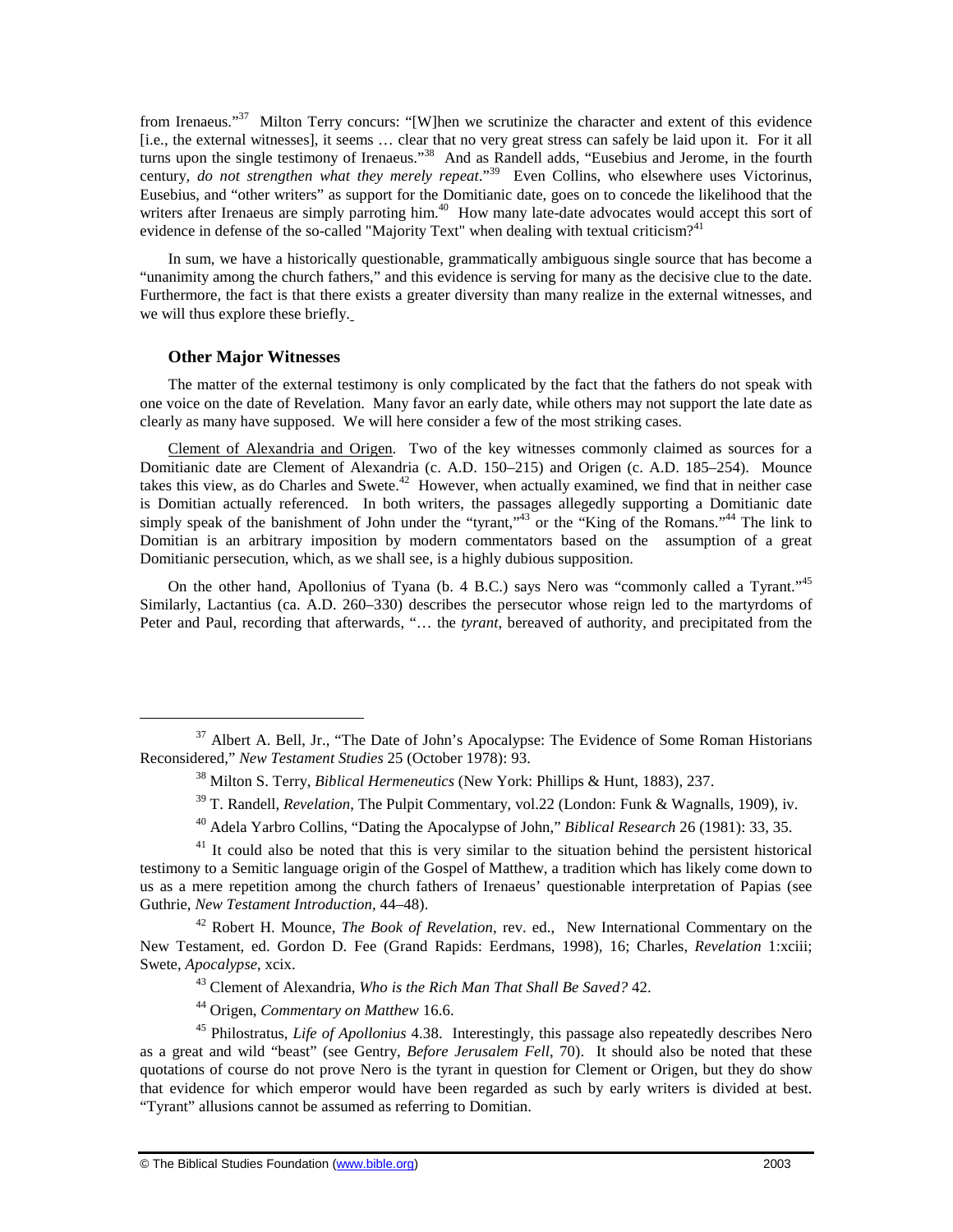from Irenaeus."[37] Milton Terry concurs: "[W]hen we scrutinize the character and extent of this evidence [i.e., the external witnesses], it seems … clear that no very great stress can safely be laid upon it. For it all turns upon the single testimony of Irenaeus."[38] And as Randell adds, "Eusebius and Jerome, in the fourth century, *do not strengthen what they merely repeat*."[39] Even Collins, who elsewhere uses Victorinus, Eusebius, and "other writers" as support for the Domitianic date, goes on to concede the likelihood that the writers after Irenaeus are simply parroting him.[40] How many late-date advocates would accept this sort of evidence in defense of the so-called "Majority Text" when dealing with textual criticism?[41]

In sum, we have a historically questionable, grammatically ambiguous single source that has become a "unanimity among the church fathers," and this evidence is serving for many as the decisive clue to the date. Furthermore, the fact is that there exists a greater diversity than many realize in the external witnesses, and we will thus explore these briefly.

### Other Major Witnesses

The matter of the external testimony is only complicated by the fact that the fathers do not speak with one voice on the date of Revelation. Many favor an early date, while others may not support the late date as clearly as many have supposed. We will here consider a few of the most striking cases.

Clement of Alexandria and Origen. Two of the key witnesses commonly claimed as sources for a Domitianic date are Clement of Alexandria (c. A.D. 150–215) and Origen (c. A.D. 185–254). Mounce takes this view, as do Charles and Swete.[42] However, when actually examined, we find that in neither case is Domitian actually referenced. In both writers, the passages allegedly supporting a Domitianic date simply speak of the banishment of John under the "tyrant,"[43] or the "King of the Romans."[44] The link to Domitian is an arbitrary imposition by modern commentators based on the assumption of a great Domitianic persecution, which, as we shall see, is a highly dubious supposition.

On the other hand, Apollonius of Tyana (b. 4 B.C.) says Nero was "commonly called a Tyrant."[45] Similarly, Lactantius (ca. A.D. 260–330) describes the persecutor whose reign led to the martyrdoms of Peter and Paul, recording that afterwards, "… the *tyrant*, bereaved of authority, and precipitated from the

---

[37] Albert A. Bell, Jr., "The Date of John's Apocalypse: The Evidence of Some Roman Historians Reconsidered," *New Testament Studies* 25 (October 1978): 93.

[38] Milton S. Terry, *Biblical Hermeneutics* (New York: Phillips & Hunt, 1883), 237.

[39] T. Randell, *Revelation*, The Pulpit Commentary, vol.22 (London: Funk & Wagnalls, 1909), iv.

[40] Adela Yarbro Collins, "Dating the Apocalypse of John," *Biblical Research* 26 (1981): 33, 35.

[41] It could also be noted that this is very similar to the situation behind the persistent historical testimony to a Semitic language origin of the Gospel of Matthew, a tradition which has likely come down to us as a mere repetition among the church fathers of Irenaeus' questionable interpretation of Papias (see Guthrie, *New Testament Introduction*, 44–48).

[42] Robert H. Mounce, *The Book of Revelation*, rev. ed., New International Commentary on the New Testament, ed. Gordon D. Fee (Grand Rapids: Eerdmans, 1998), 16; Charles, *Revelation* 1:xciii; Swete, *Apocalypse*, xcix.

[43] Clement of Alexandria, *Who is the Rich Man That Shall Be Saved?* 42.

[44] Origen, *Commentary on Matthew* 16.6.

[45] Philostratus, *Life of Apollonius* 4.38. Interestingly, this passage also repeatedly describes Nero as a great and wild "beast" (see Gentry, *Before Jerusalem Fell*, 70). It should also be noted that these quotations of course do not prove Nero is the tyrant in question for Clement or Origen, but they do show that evidence for which emperor would have been regarded as such by early writers is divided at best. "Tyrant" allusions cannot be assumed as referring to Domitian.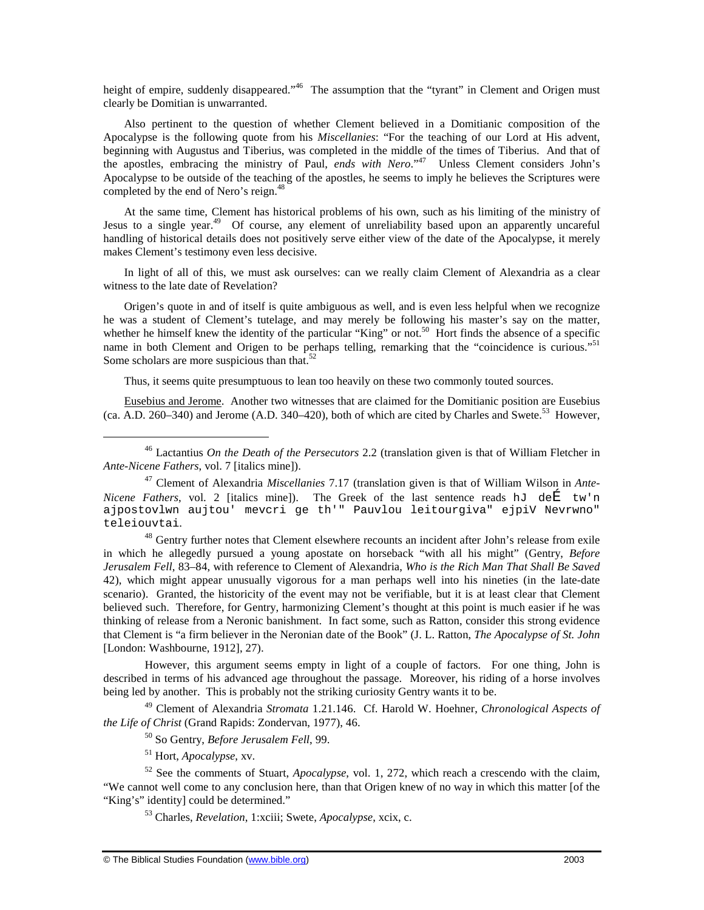height of empire, suddenly disappeared."[46] The assumption that the "tyrant" in Clement and Origen must clearly be Domitian is unwarranted.

Also pertinent to the question of whether Clement believed in a Domitianic composition of the Apocalypse is the following quote from his *Miscellanies*: "For the teaching of our Lord at His advent, beginning with Augustus and Tiberius, was completed in the middle of the times of Tiberius. And that of the apostles, embracing the ministry of Paul, *ends with Nero*."[47] Unless Clement considers John's Apocalypse to be outside of the teaching of the apostles, he seems to imply he believes the Scriptures were completed by the end of Nero's reign.[48]

At the same time, Clement has historical problems of his own, such as his limiting of the ministry of Jesus to a single year.[49] Of course, any element of unreliability based upon an apparently uncareful handling of historical details does not positively serve either view of the date of the Apocalypse, it merely makes Clement's testimony even less decisive.

In light of all of this, we must ask ourselves: can we really claim Clement of Alexandria as a clear witness to the late date of Revelation?

Origen's quote in and of itself is quite ambiguous as well, and is even less helpful when we recognize he was a student of Clement's tutelage, and may merely be following his master's say on the matter, whether he himself knew the identity of the particular "King" or not.[50] Hort finds the absence of a specific name in both Clement and Origen to be perhaps telling, remarking that the "coincidence is curious."[51] Some scholars are more suspicious than that.[52]

Thus, it seems quite presumptuous to lean too heavily on these two commonly touted sources.

Eusebius and Jerome. Another two witnesses that are claimed for the Domitianic position are Eusebius (ca. A.D. 260–340) and Jerome (A.D. 340–420), both of which are cited by Charles and Swete.[53] However,

---

[46] Lactantius *On the Death of the Persecutors* 2.2 (translation given is that of William Fletcher in *Ante-Nicene Fathers*, vol. 7 [italics mine]).

[47] Clement of Alexandria *Miscellanies* 7.17 (translation given is that of William Wilson in *Ante-Nicene Fathers*, vol. 2 [italics mine]). The Greek of the last sentence reads hJ deÉ tw'n ajpostovlwn aujtou' mevcri ge th'" Pauvlou leitourgiva" ejpiV Nevrwno" teleiouvtai.

[48] Gentry further notes that Clement elsewhere recounts an incident after John's release from exile in which he allegedly pursued a young apostate on horseback "with all his might" (Gentry, *Before Jerusalem Fell*, 83–84, with reference to Clement of Alexandria, *Who is the Rich Man That Shall Be Saved* 42), which might appear unusually vigorous for a man perhaps well into his nineties (in the late-date scenario). Granted, the historicity of the event may not be verifiable, but it is at least clear that Clement believed such. Therefore, for Gentry, harmonizing Clement's thought at this point is much easier if he was thinking of release from a Neronic banishment. In fact some, such as Ratton, consider this strong evidence that Clement is "a firm believer in the Neronian date of the Book" (J. L. Ratton, *The Apocalypse of St. John* [London: Washbourne, 1912], 27).

However, this argument seems empty in light of a couple of factors. For one thing, John is described in terms of his advanced age throughout the passage. Moreover, his riding of a horse involves being led by another. This is probably not the striking curiosity Gentry wants it to be.

[49] Clement of Alexandria *Stromata* 1.21.146. Cf. Harold W. Hoehner, *Chronological Aspects of the Life of Christ* (Grand Rapids: Zondervan, 1977), 46.

[50] So Gentry, *Before Jerusalem Fell*, 99.

[51] Hort, *Apocalypse*, xv.

[52] See the comments of Stuart, *Apocalypse*, vol. 1, 272, which reach a crescendo with the claim, "We cannot well come to any conclusion here, than that Origen knew of no way in which this matter [of the "King's" identity] could be determined."

[53] Charles, *Revelation*, 1:xciii; Swete, *Apocalypse*, xcix, c.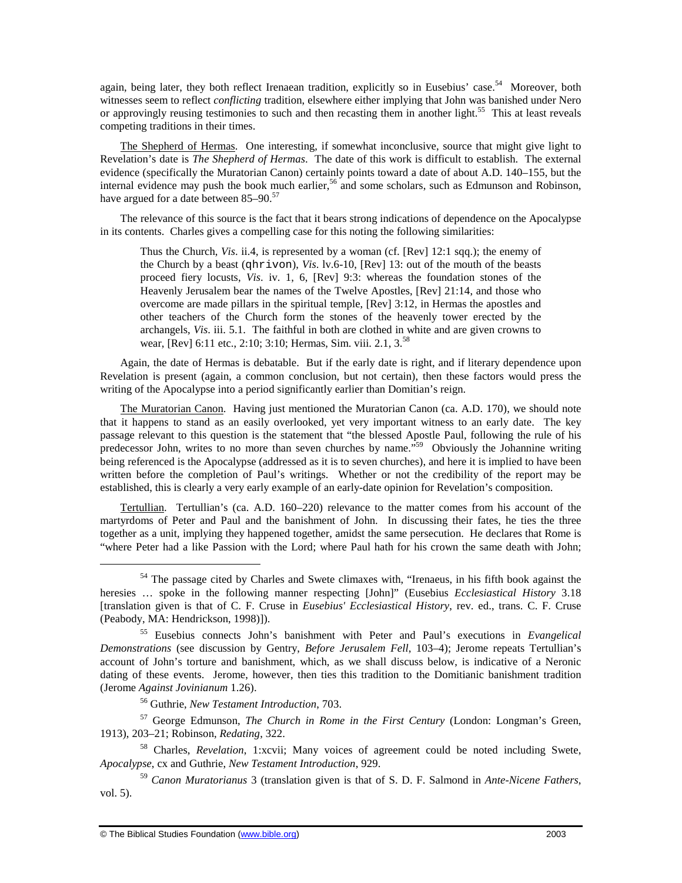again, being later, they both reflect Irenaean tradition, explicitly so in Eusebius' case.[54] Moreover, both witnesses seem to reflect *conflicting* tradition, elsewhere either implying that John was banished under Nero or approvingly reusing testimonies to such and then recasting them in another light.[55] This at least reveals competing traditions in their times.

The Shepherd of Hermas. One interesting, if somewhat inconclusive, source that might give light to Revelation's date is *The Shepherd of Hermas*. The date of this work is difficult to establish. The external evidence (specifically the Muratorian Canon) certainly points toward a date of about A.D. 140–155, but the internal evidence may push the book much earlier,[56] and some scholars, such as Edmunson and Robinson, have argued for a date between 85–90.[57]

The relevance of this source is the fact that it bears strong indications of dependence on the Apocalypse in its contents. Charles gives a compelling case for this noting the following similarities:

> Thus the Church, *Vis*. ii.4, is represented by a woman (cf. [Rev] 12:1 sqq.); the enemy of the Church by a beast (qhrivon), *Vis*. lv.6-10, [Rev] 13: out of the mouth of the beasts proceed fiery locusts, *Vis*. iv. 1, 6, [Rev] 9:3: whereas the foundation stones of the Heavenly Jerusalem bear the names of the Twelve Apostles, [Rev] 21:14, and those who overcome are made pillars in the spiritual temple, [Rev] 3:12, in Hermas the apostles and other teachers of the Church form the stones of the heavenly tower erected by the archangels, *Vis*. iii. 5.1. The faithful in both are clothed in white and are given crowns to wear, [Rev] 6:11 etc., 2:10; 3:10; Hermas, Sim. viii. 2.1, 3.[58]

Again, the date of Hermas is debatable. But if the early date is right, and if literary dependence upon Revelation is present (again, a common conclusion, but not certain), then these factors would press the writing of the Apocalypse into a period significantly earlier than Domitian's reign.

The Muratorian Canon. Having just mentioned the Muratorian Canon (ca. A.D. 170), we should note that it happens to stand as an easily overlooked, yet very important witness to an early date. The key passage relevant to this question is the statement that "the blessed Apostle Paul, following the rule of his predecessor John, writes to no more than seven churches by name."[59] Obviously the Johannine writing being referenced is the Apocalypse (addressed as it is to seven churches), and here it is implied to have been written before the completion of Paul's writings. Whether or not the credibility of the report may be established, this is clearly a very early example of an early-date opinion for Revelation's composition.

Tertullian. Tertullian's (ca. A.D. 160–220) relevance to the matter comes from his account of the martyrdoms of Peter and Paul and the banishment of John. In discussing their fates, he ties the three together as a unit, implying they happened together, amidst the same persecution. He declares that Rome is "where Peter had a like Passion with the Lord; where Paul hath for his crown the same death with John;

---

[54] The passage cited by Charles and Swete climaxes with, "Irenaeus, in his fifth book against the heresies … spoke in the following manner respecting [John]" (Eusebius *Ecclesiastical History* 3.18 [translation given is that of C. F. Cruse in *Eusebius' Ecclesiastical History*, rev. ed., trans. C. F. Cruse (Peabody, MA: Hendrickson, 1998)]).

[55] Eusebius connects John's banishment with Peter and Paul's executions in *Evangelical Demonstrations* (see discussion by Gentry, *Before Jerusalem Fell*, 103–4); Jerome repeats Tertullian's account of John's torture and banishment, which, as we shall discuss below, is indicative of a Neronic dating of these events. Jerome, however, then ties this tradition to the Domitianic banishment tradition (Jerome *Against Jovinianum* 1.26).

[56] Guthrie, *New Testament Introduction*, 703.

[57] George Edmunson, *The Church in Rome in the First Century* (London: Longman's Green, 1913), 203–21; Robinson, *Redating*, 322.

[58] Charles, *Revelation*, 1:xcvii; Many voices of agreement could be noted including Swete, *Apocalypse*, cx and Guthrie, *New Testament Introduction*, 929.

[59] *Canon Muratorianus* 3 (translation given is that of S. D. F. Salmond in *Ante-Nicene Fathers*, vol. 5).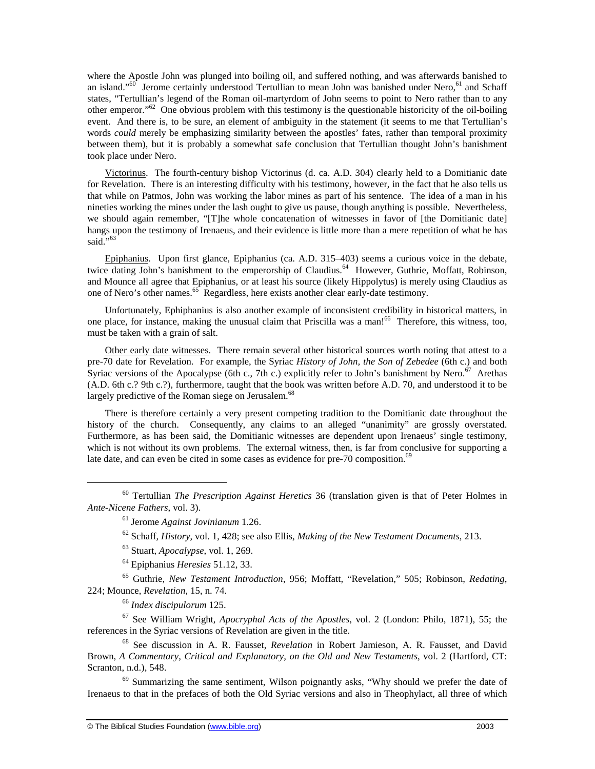where the Apostle John was plunged into boiling oil, and suffered nothing, and was afterwards banished to an island."[60] Jerome certainly understood Tertullian to mean John was banished under Nero,[61] and Schaff states, "Tertullian's legend of the Roman oil-martyrdom of John seems to point to Nero rather than to any other emperor."[62] One obvious problem with this testimony is the questionable historicity of the oil-boiling event. And there is, to be sure, an element of ambiguity in the statement (it seems to me that Tertullian's words *could* merely be emphasizing similarity between the apostles' fates, rather than temporal proximity between them), but it is probably a somewhat safe conclusion that Tertullian thought John's banishment took place under Nero.

<u>Victorinus</u>. The fourth-century bishop Victorinus (d. ca. A.D. 304) clearly held to a Domitianic date for Revelation. There is an interesting difficulty with his testimony, however, in the fact that he also tells us that while on Patmos, John was working the labor mines as part of his sentence. The idea of a man in his nineties working the mines under the lash ought to give us pause, though anything is possible. Nevertheless, we should again remember, "[T]he whole concatenation of witnesses in favor of [the Domitianic date] hangs upon the testimony of Irenaeus, and their evidence is little more than a mere repetition of what he has said."[63]

<u>Epiphanius</u>. Upon first glance, Epiphanius (ca. A.D. 315–403) seems a curious voice in the debate, twice dating John's banishment to the emperorship of Claudius.[64] However, Guthrie, Moffatt, Robinson, and Mounce all agree that Epiphanius, or at least his source (likely Hippolytus) is merely using Claudius as one of Nero's other names.[65] Regardless, here exists another clear early-date testimony.

Unfortunately, Ephiphanius is also another example of inconsistent credibility in historical matters, in one place, for instance, making the unusual claim that Priscilla was a man![66] Therefore, this witness, too, must be taken with a grain of salt.

<u>Other early date witnesses</u>. There remain several other historical sources worth noting that attest to a pre-70 date for Revelation. For example, the Syriac *History of John, the Son of Zebedee* (6th c.) and both Syriac versions of the Apocalypse (6th c., 7th c.) explicitly refer to John's banishment by Nero.[67] Arethas (A.D. 6th c.? 9th c.?), furthermore, taught that the book was written before A.D. 70, and understood it to be largely predictive of the Roman siege on Jerusalem.[68]

There is therefore certainly a very present competing tradition to the Domitianic date throughout the history of the church. Consequently, any claims to an alleged "unanimity" are grossly overstated. Furthermore, as has been said, the Domitianic witnesses are dependent upon Irenaeus' single testimony, which is not without its own problems. The external witness, then, is far from conclusive for supporting a late date, and can even be cited in some cases as evidence for pre-70 composition.[69]

---

[60] Tertullian *The Prescription Against Heretics* 36 (translation given is that of Peter Holmes in *Ante-Nicene Fathers*, vol. 3).

[61] Jerome *Against Jovinianum* 1.26.

[62] Schaff, *History*, vol. 1, 428; see also Ellis, *Making of the New Testament Documents*, 213.

[63] Stuart, *Apocalypse*, vol. 1, 269.

[64] Epiphanius *Heresies* 51.12, 33.

[65] Guthrie, *New Testament Introduction*, 956; Moffatt, "Revelation," 505; Robinson, *Redating*, 224; Mounce, *Revelation*, 15, n. 74.

[66] *Index discipulorum* 125.

[67] See William Wright, *Apocryphal Acts of the Apostles*, vol. 2 (London: Philo, 1871), 55; the references in the Syriac versions of Revelation are given in the title.

[68] See discussion in A. R. Fausset, *Revelation* in Robert Jamieson, A. R. Fausset, and David Brown, *A Commentary, Critical and Explanatory, on the Old and New Testaments*, vol. 2 (Hartford, CT: Scranton, n.d.), 548.

[69] Summarizing the same sentiment, Wilson poignantly asks, "Why should we prefer the date of Irenaeus to that in the prefaces of both the Old Syriac versions and also in Theophylact, all three of which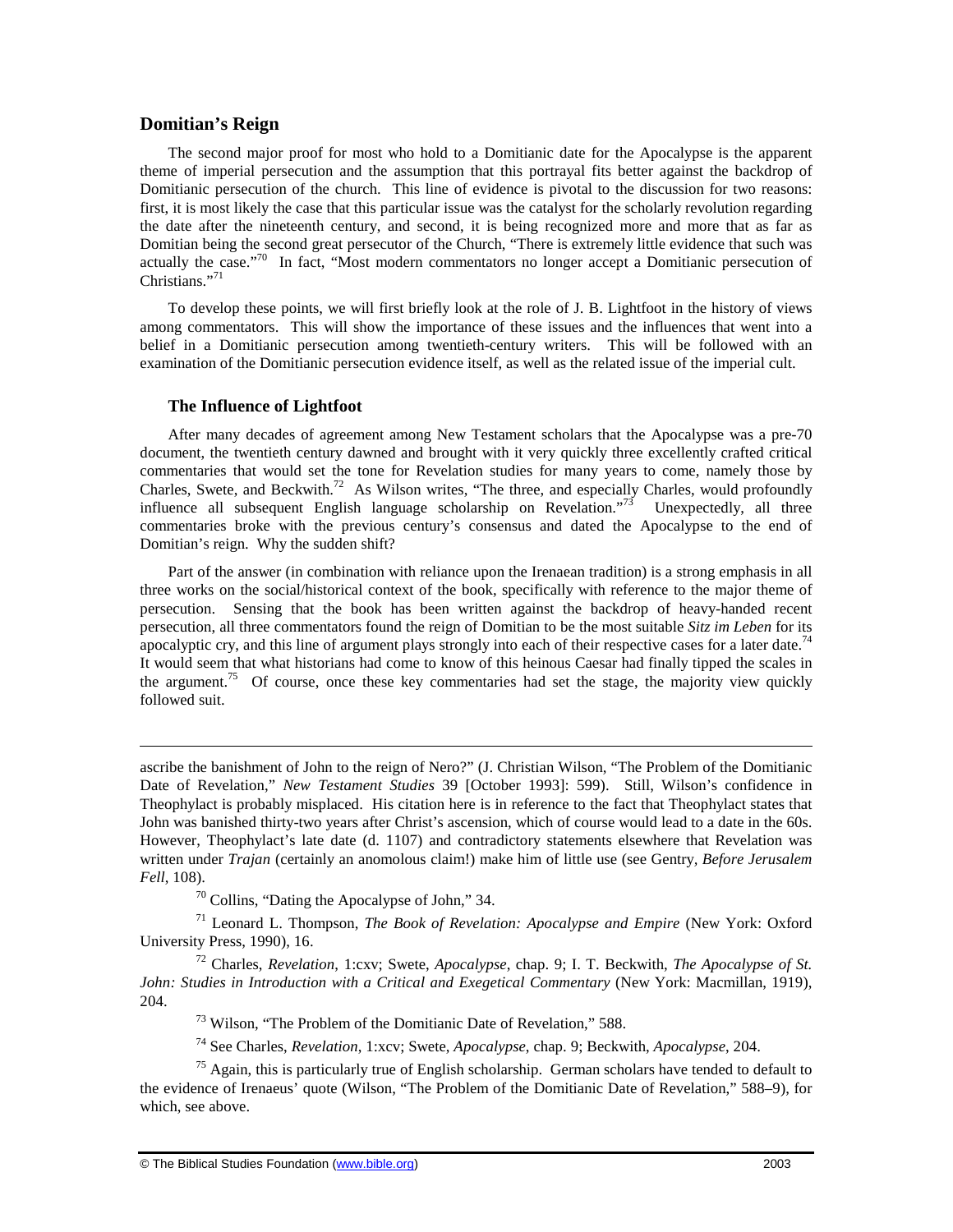## Domitian's Reign

The second major proof for most who hold to a Domitianic date for the Apocalypse is the apparent theme of imperial persecution and the assumption that this portrayal fits better against the backdrop of Domitianic persecution of the church. This line of evidence is pivotal to the discussion for two reasons: first, it is most likely the case that this particular issue was the catalyst for the scholarly revolution regarding the date after the nineteenth century, and second, it is being recognized more and more that as far as Domitian being the second great persecutor of the Church, "There is extremely little evidence that such was actually the case."[70] In fact, "Most modern commentators no longer accept a Domitianic persecution of Christians."[71]

To develop these points, we will first briefly look at the role of J. B. Lightfoot in the history of views among commentators. This will show the importance of these issues and the influences that went into a belief in a Domitianic persecution among twentieth-century writers. This will be followed with an examination of the Domitianic persecution evidence itself, as well as the related issue of the imperial cult.

### The Influence of Lightfoot

After many decades of agreement among New Testament scholars that the Apocalypse was a pre-70 document, the twentieth century dawned and brought with it very quickly three excellently crafted critical commentaries that would set the tone for Revelation studies for many years to come, namely those by Charles, Swete, and Beckwith.[72] As Wilson writes, "The three, and especially Charles, would profoundly influence all subsequent English language scholarship on Revelation."[73] Unexpectedly, all three commentaries broke with the previous century's consensus and dated the Apocalypse to the end of Domitian's reign. Why the sudden shift?

Part of the answer (in combination with reliance upon the Irenaean tradition) is a strong emphasis in all three works on the social/historical context of the book, specifically with reference to the major theme of persecution. Sensing that the book has been written against the backdrop of heavy-handed recent persecution, all three commentators found the reign of Domitian to be the most suitable *Sitz im Leben* for its apocalyptic cry, and this line of argument plays strongly into each of their respective cases for a later date.[74] It would seem that what historians had come to know of this heinous Caesar had finally tipped the scales in the argument.[75] Of course, once these key commentaries had set the stage, the majority view quickly followed suit.

---

ascribe the banishment of John to the reign of Nero?" (J. Christian Wilson, "The Problem of the Domitianic Date of Revelation," *New Testament Studies* 39 [October 1993]: 599). Still, Wilson's confidence in Theophylact is probably misplaced. His citation here is in reference to the fact that Theophylact states that John was banished thirty-two years after Christ's ascension, which of course would lead to a date in the 60s. However, Theophylact's late date (d. 1107) and contradictory statements elsewhere that Revelation was written under *Trajan* (certainly an anomolous claim!) make him of little use (see Gentry, *Before Jerusalem Fell*, 108).

[70] Collins, "Dating the Apocalypse of John," 34.

[71] Leonard L. Thompson, *The Book of Revelation: Apocalypse and Empire* (New York: Oxford University Press, 1990), 16.

[72] Charles, *Revelation*, 1:cxv; Swete, *Apocalypse*, chap. 9; I. T. Beckwith, *The Apocalypse of St. John: Studies in Introduction with a Critical and Exegetical Commentary* (New York: Macmillan, 1919), 204.

[73] Wilson, "The Problem of the Domitianic Date of Revelation," 588.

[74] See Charles, *Revelation*, 1:xcv; Swete, *Apocalypse*, chap. 9; Beckwith, *Apocalypse*, 204.

[75] Again, this is particularly true of English scholarship. German scholars have tended to default to the evidence of Irenaeus' quote (Wilson, "The Problem of the Domitianic Date of Revelation," 588–9), for which, see above.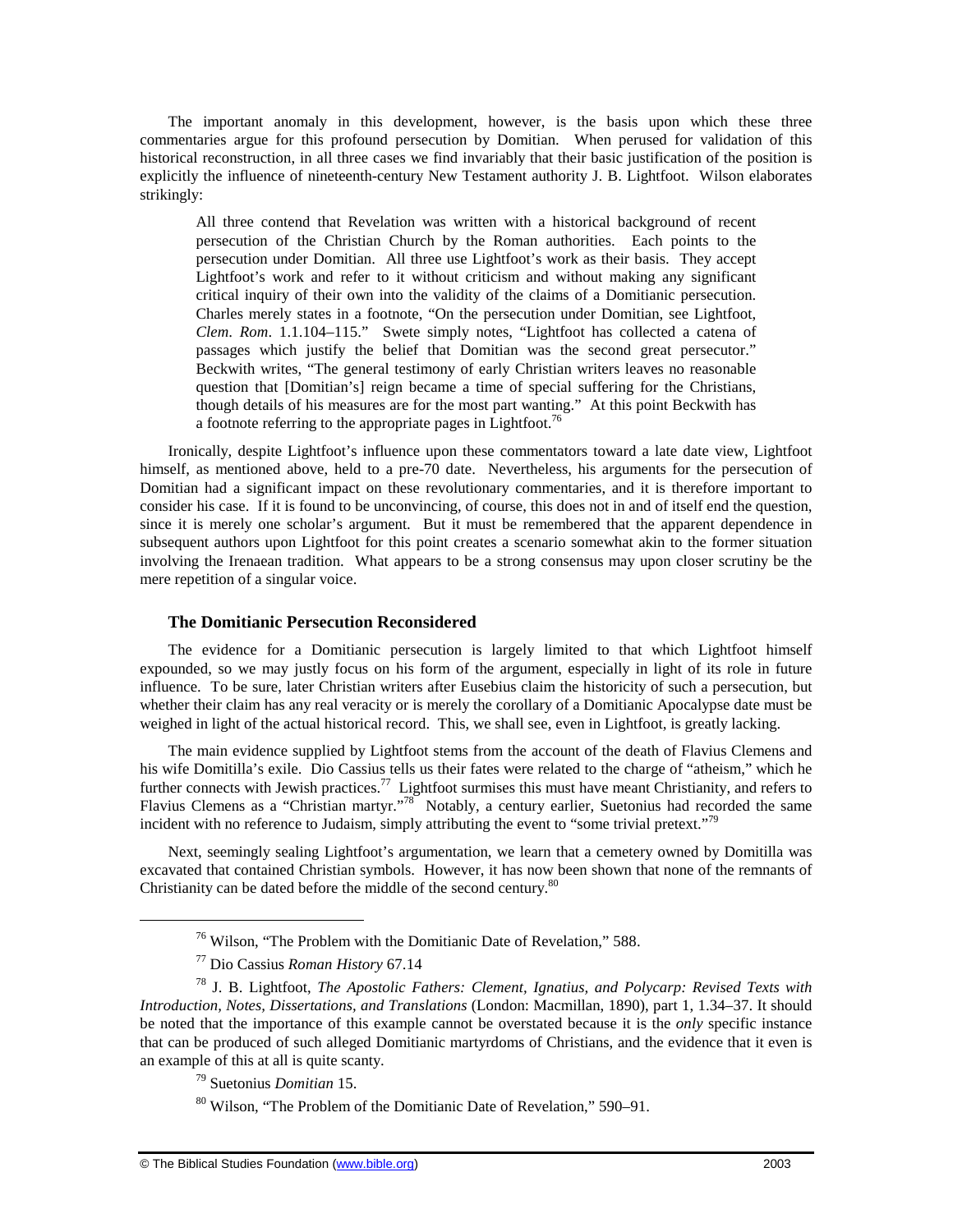The important anomaly in this development, however, is the basis upon which these three commentaries argue for this profound persecution by Domitian. When perused for validation of this historical reconstruction, in all three cases we find invariably that their basic justification of the position is explicitly the influence of nineteenth-century New Testament authority J. B. Lightfoot. Wilson elaborates strikingly:

> All three contend that Revelation was written with a historical background of recent persecution of the Christian Church by the Roman authorities. Each points to the persecution under Domitian. All three use Lightfoot's work as their basis. They accept Lightfoot's work and refer to it without criticism and without making any significant critical inquiry of their own into the validity of the claims of a Domitianic persecution. Charles merely states in a footnote, "On the persecution under Domitian, see Lightfoot, *Clem*. *Rom*. 1.1.104–115." Swete simply notes, "Lightfoot has collected a catena of passages which justify the belief that Domitian was the second great persecutor." Beckwith writes, "The general testimony of early Christian writers leaves no reasonable question that [Domitian's] reign became a time of special suffering for the Christians, though details of his measures are for the most part wanting." At this point Beckwith has a footnote referring to the appropriate pages in Lightfoot.[76]

Ironically, despite Lightfoot's influence upon these commentators toward a late date view, Lightfoot himself, as mentioned above, held to a pre-70 date. Nevertheless, his arguments for the persecution of Domitian had a significant impact on these revolutionary commentaries, and it is therefore important to consider his case. If it is found to be unconvincing, of course, this does not in and of itself end the question, since it is merely one scholar's argument. But it must be remembered that the apparent dependence in subsequent authors upon Lightfoot for this point creates a scenario somewhat akin to the former situation involving the Irenaean tradition. What appears to be a strong consensus may upon closer scrutiny be the mere repetition of a singular voice.

### The Domitianic Persecution Reconsidered

The evidence for a Domitianic persecution is largely limited to that which Lightfoot himself expounded, so we may justly focus on his form of the argument, especially in light of its role in future influence. To be sure, later Christian writers after Eusebius claim the historicity of such a persecution, but whether their claim has any real veracity or is merely the corollary of a Domitianic Apocalypse date must be weighed in light of the actual historical record. This, we shall see, even in Lightfoot, is greatly lacking.

The main evidence supplied by Lightfoot stems from the account of the death of Flavius Clemens and his wife Domitilla's exile. Dio Cassius tells us their fates were related to the charge of "atheism," which he further connects with Jewish practices.[77] Lightfoot surmises this must have meant Christianity, and refers to Flavius Clemens as a "Christian martyr."[78] Notably, a century earlier, Suetonius had recorded the same incident with no reference to Judaism, simply attributing the event to "some trivial pretext."[79]

Next, seemingly sealing Lightfoot's argumentation, we learn that a cemetery owned by Domitilla was excavated that contained Christian symbols. However, it has now been shown that none of the remnants of Christianity can be dated before the middle of the second century.[80]

---

[76] Wilson, "The Problem with the Domitianic Date of Revelation," 588.

[77] Dio Cassius *Roman History* 67.14

[78] J. B. Lightfoot, *The Apostolic Fathers: Clement, Ignatius, and Polycarp: Revised Texts with Introduction, Notes, Dissertations, and Translations* (London: Macmillan, 1890), part 1, 1.34–37. It should be noted that the importance of this example cannot be overstated because it is the *only* specific instance that can be produced of such alleged Domitianic martyrdoms of Christians, and the evidence that it even is an example of this at all is quite scanty.

[79] Suetonius *Domitian* 15.

[80] Wilson, "The Problem of the Domitianic Date of Revelation," 590–91.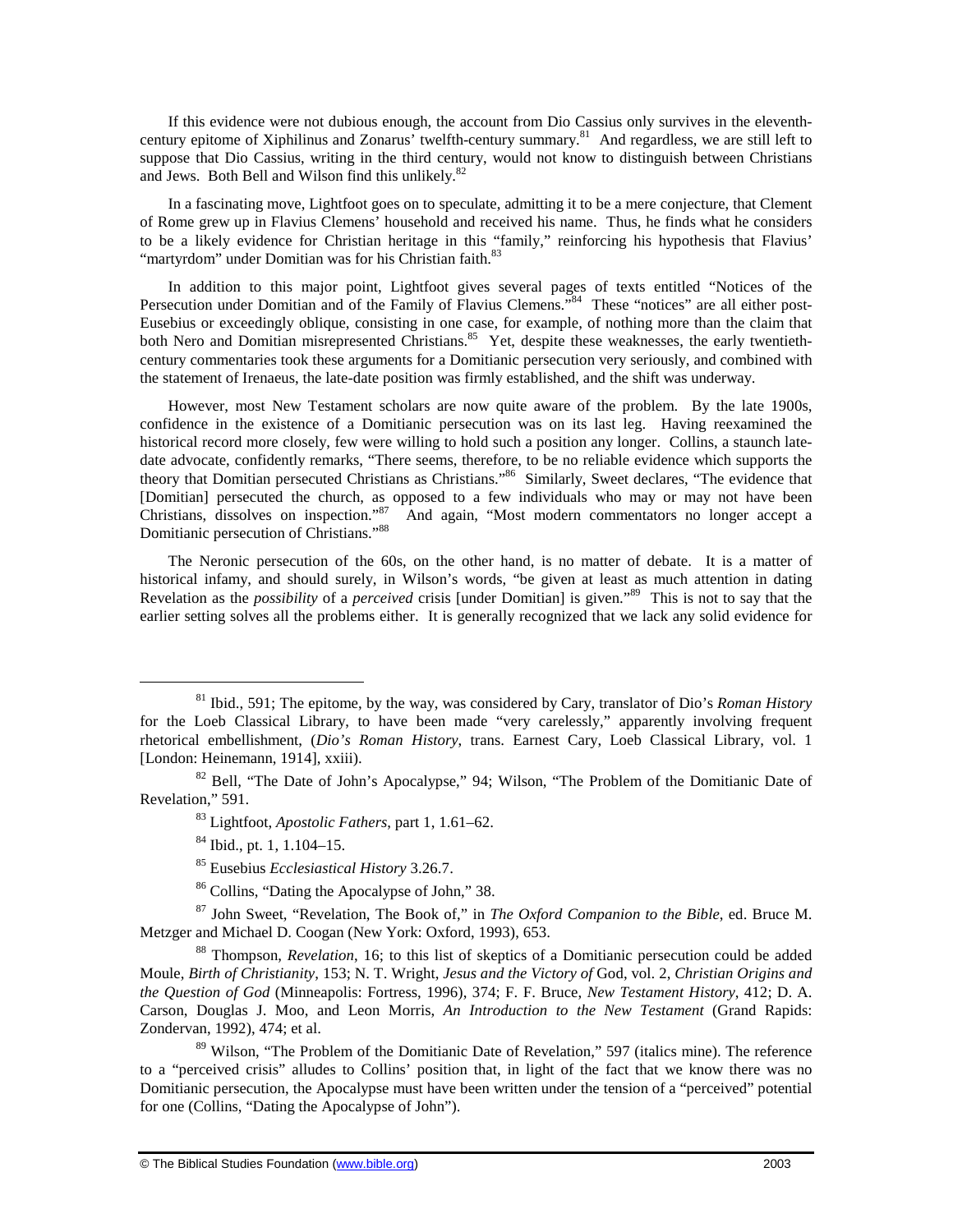If this evidence were not dubious enough, the account from Dio Cassius only survives in the eleventh-century epitome of Xiphilinus and Zonarus' twelfth-century summary.[81] And regardless, we are still left to suppose that Dio Cassius, writing in the third century, would not know to distinguish between Christians and Jews. Both Bell and Wilson find this unlikely.[82]

In a fascinating move, Lightfoot goes on to speculate, admitting it to be a mere conjecture, that Clement of Rome grew up in Flavius Clemens' household and received his name. Thus, he finds what he considers to be a likely evidence for Christian heritage in this "family," reinforcing his hypothesis that Flavius' "martyrdom" under Domitian was for his Christian faith.[83]

In addition to this major point, Lightfoot gives several pages of texts entitled "Notices of the Persecution under Domitian and of the Family of Flavius Clemens."[84] These "notices" are all either post-Eusebius or exceedingly oblique, consisting in one case, for example, of nothing more than the claim that both Nero and Domitian misrepresented Christians.[85] Yet, despite these weaknesses, the early twentieth-century commentaries took these arguments for a Domitianic persecution very seriously, and combined with the statement of Irenaeus, the late-date position was firmly established, and the shift was underway.

However, most New Testament scholars are now quite aware of the problem. By the late 1900s, confidence in the existence of a Domitianic persecution was on its last leg. Having reexamined the historical record more closely, few were willing to hold such a position any longer. Collins, a staunch late-date advocate, confidently remarks, "There seems, therefore, to be no reliable evidence which supports the theory that Domitian persecuted Christians as Christians."[86] Similarly, Sweet declares, "The evidence that [Domitian] persecuted the church, as opposed to a few individuals who may or may not have been Christians, dissolves on inspection."[87] And again, "Most modern commentators no longer accept a Domitianic persecution of Christians."[88]

The Neronic persecution of the 60s, on the other hand, is no matter of debate. It is a matter of historical infamy, and should surely, in Wilson's words, "be given at least as much attention in dating Revelation as the *possibility* of a *perceived* crisis [under Domitian] is given."[89] This is not to say that the earlier setting solves all the problems either. It is generally recognized that we lack any solid evidence for

---

[81] Ibid., 591; The epitome, by the way, was considered by Cary, translator of Dio's *Roman History* for the Loeb Classical Library, to have been made "very carelessly," apparently involving frequent rhetorical embellishment, (*Dio's Roman History*, trans. Earnest Cary, Loeb Classical Library, vol. 1 [London: Heinemann, 1914], xxiii).

[82] Bell, "The Date of John's Apocalypse," 94; Wilson, "The Problem of the Domitianic Date of Revelation," 591.

[83] Lightfoot, *Apostolic Fathers*, part 1, 1.61–62.

[84] Ibid., pt. 1, 1.104–15.

[85] Eusebius *Ecclesiastical History* 3.26.7.

[86] Collins, "Dating the Apocalypse of John," 38.

[87] John Sweet, "Revelation, The Book of," in *The Oxford Companion to the Bible*, ed. Bruce M. Metzger and Michael D. Coogan (New York: Oxford, 1993), 653.

[88] Thompson, *Revelation*, 16; to this list of skeptics of a Domitianic persecution could be added Moule, *Birth of Christianity*, 153; N. T. Wright, *Jesus and the Victory of* God, vol. 2, *Christian Origins and the Question of God* (Minneapolis: Fortress, 1996), 374; F. F. Bruce, *New Testament History*, 412; D. A. Carson, Douglas J. Moo, and Leon Morris, *An Introduction to the New Testament* (Grand Rapids: Zondervan, 1992), 474; et al.

[89] Wilson, "The Problem of the Domitianic Date of Revelation," 597 (italics mine). The reference to a "perceived crisis" alludes to Collins' position that, in light of the fact that we know there was no Domitianic persecution, the Apocalypse must have been written under the tension of a "perceived" potential for one (Collins, "Dating the Apocalypse of John").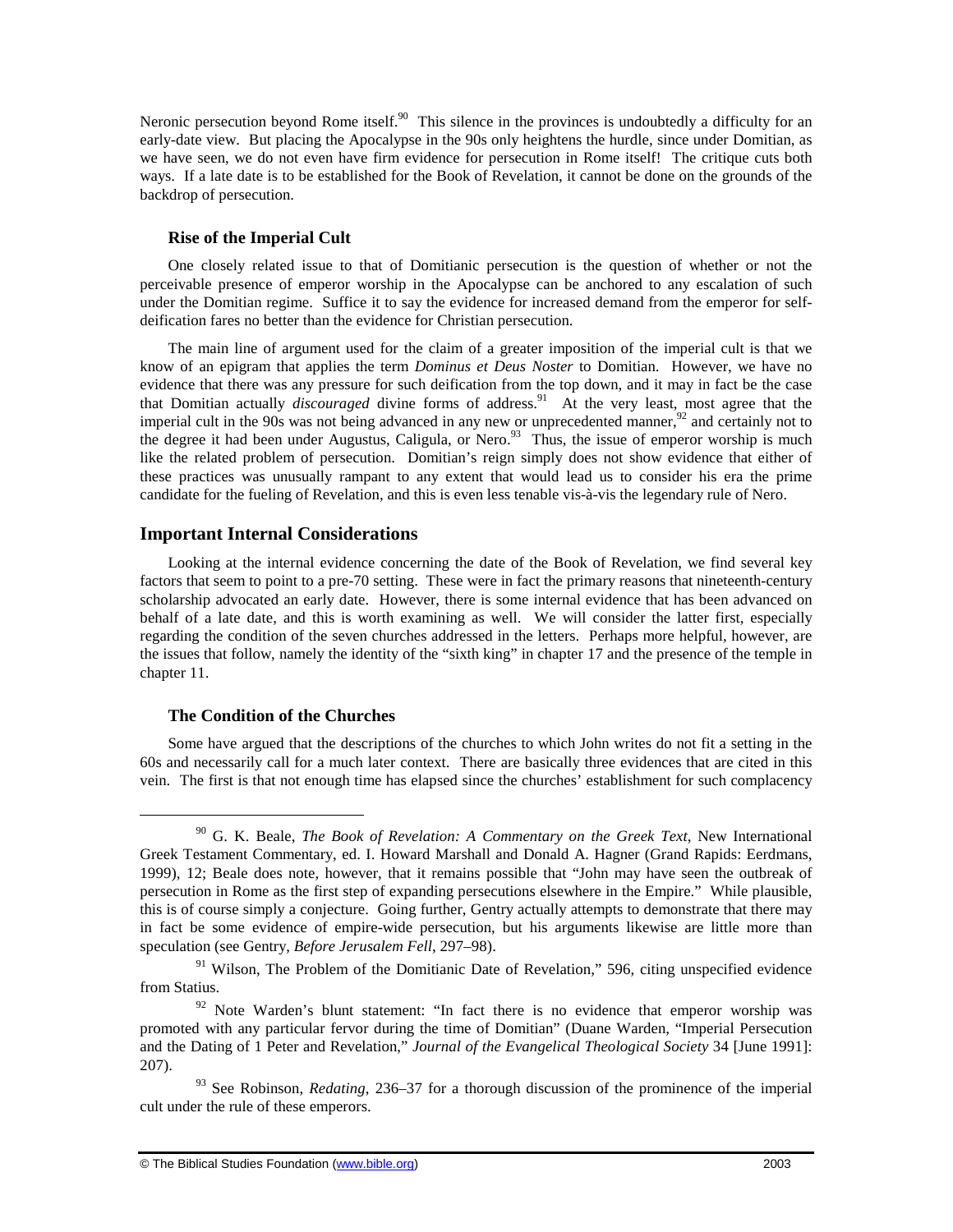Neronic persecution beyond Rome itself.[90] This silence in the provinces is undoubtedly a difficulty for an early-date view. But placing the Apocalypse in the 90s only heightens the hurdle, since under Domitian, as we have seen, we do not even have firm evidence for persecution in Rome itself! The critique cuts both ways. If a late date is to be established for the Book of Revelation, it cannot be done on the grounds of the backdrop of persecution.

### Rise of the Imperial Cult

One closely related issue to that of Domitianic persecution is the question of whether or not the perceivable presence of emperor worship in the Apocalypse can be anchored to any escalation of such under the Domitian regime. Suffice it to say the evidence for increased demand from the emperor for self-deification fares no better than the evidence for Christian persecution.

The main line of argument used for the claim of a greater imposition of the imperial cult is that we know of an epigram that applies the term *Dominus et Deus Noster* to Domitian. However, we have no evidence that there was any pressure for such deification from the top down, and it may in fact be the case that Domitian actually *discouraged* divine forms of address.[91] At the very least, most agree that the imperial cult in the 90s was not being advanced in any new or unprecedented manner,[92] and certainly not to the degree it had been under Augustus, Caligula, or Nero.[93] Thus, the issue of emperor worship is much like the related problem of persecution. Domitian's reign simply does not show evidence that either of these practices was unusually rampant to any extent that would lead us to consider his era the prime candidate for the fueling of Revelation, and this is even less tenable vis-à-vis the legendary rule of Nero.

## Important Internal Considerations

Looking at the internal evidence concerning the date of the Book of Revelation, we find several key factors that seem to point to a pre-70 setting. These were in fact the primary reasons that nineteenth-century scholarship advocated an early date. However, there is some internal evidence that has been advanced on behalf of a late date, and this is worth examining as well. We will consider the latter first, especially regarding the condition of the seven churches addressed in the letters. Perhaps more helpful, however, are the issues that follow, namely the identity of the "sixth king" in chapter 17 and the presence of the temple in chapter 11.

### The Condition of the Churches

Some have argued that the descriptions of the churches to which John writes do not fit a setting in the 60s and necessarily call for a much later context. There are basically three evidences that are cited in this vein. The first is that not enough time has elapsed since the churches' establishment for such complacency

---

[90] G. K. Beale, *The Book of Revelation: A Commentary on the Greek Text*, New International Greek Testament Commentary, ed. I. Howard Marshall and Donald A. Hagner (Grand Rapids: Eerdmans, 1999), 12; Beale does note, however, that it remains possible that "John may have seen the outbreak of persecution in Rome as the first step of expanding persecutions elsewhere in the Empire." While plausible, this is of course simply a conjecture. Going further, Gentry actually attempts to demonstrate that there may in fact be some evidence of empire-wide persecution, but his arguments likewise are little more than speculation (see Gentry, *Before Jerusalem Fell*, 297–98).

[91] Wilson, The Problem of the Domitianic Date of Revelation," 596, citing unspecified evidence from Statius.

[92] Note Warden's blunt statement: "In fact there is no evidence that emperor worship was promoted with any particular fervor during the time of Domitian" (Duane Warden, "Imperial Persecution and the Dating of 1 Peter and Revelation," *Journal of the Evangelical Theological Society* 34 [June 1991]: 207).

[93] See Robinson, *Redating*, 236–37 for a thorough discussion of the prominence of the imperial cult under the rule of these emperors.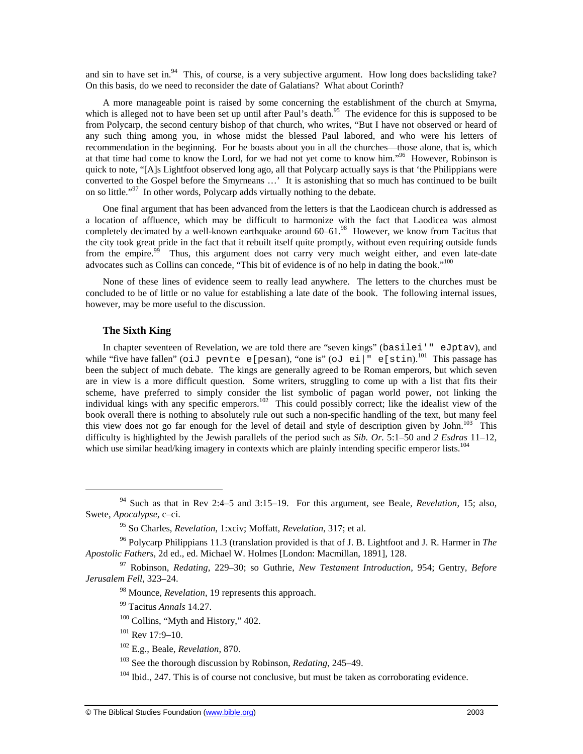and sin to have set in.[94] This, of course, is a very subjective argument. How long does backsliding take? On this basis, do we need to reconsider the date of Galatians? What about Corinth?

A more manageable point is raised by some concerning the establishment of the church at Smyrna, which is alleged not to have been set up until after Paul's death.[95] The evidence for this is supposed to be from Polycarp, the second century bishop of that church, who writes, "But I have not observed or heard of any such thing among you, in whose midst the blessed Paul labored, and who were his letters of recommendation in the beginning. For he boasts about you in all the churches—those alone, that is, which at that time had come to know the Lord, for we had not yet come to know him."[96] However, Robinson is quick to note, "[A]s Lightfoot observed long ago, all that Polycarp actually says is that 'the Philippians were converted to the Gospel before the Smyrneans …' It is astonishing that so much has continued to be built on so little."[97] In other words, Polycarp adds virtually nothing to the debate.

One final argument that has been advanced from the letters is that the Laodicean church is addressed as a location of affluence, which may be difficult to harmonize with the fact that Laodicea was almost completely decimated by a well-known earthquake around 60–61.[98] However, we know from Tacitus that the city took great pride in the fact that it rebuilt itself quite promptly, without even requiring outside funds from the empire.[99] Thus, this argument does not carry very much weight either, and even late-date advocates such as Collins can concede, "This bit of evidence is of no help in dating the book."[100]

None of these lines of evidence seem to really lead anywhere. The letters to the churches must be concluded to be of little or no value for establishing a late date of the book. The following internal issues, however, may be more useful to the discussion.

### The Sixth King

In chapter seventeen of Revelation, we are told there are "seven kings" (basilei'" eJptav), and while "five have fallen" (oiJ pevnte e[pesan), "one is" (oJ ei|" e[stin).[101] This passage has been the subject of much debate. The kings are generally agreed to be Roman emperors, but which seven are in view is a more difficult question. Some writers, struggling to come up with a list that fits their scheme, have preferred to simply consider the list symbolic of pagan world power, not linking the individual kings with any specific emperors.[102] This could possibly correct; like the idealist view of the book overall there is nothing to absolutely rule out such a non-specific handling of the text, but many feel this view does not go far enough for the level of detail and style of description given by John.[103] This difficulty is highlighted by the Jewish parallels of the period such as *Sib. Or.* 5:1–50 and *2 Esdras* 11–12, which use similar head/king imagery in contexts which are plainly intending specific emperor lists.[104]

---

[94] Such as that in Rev 2:4–5 and 3:15–19. For this argument, see Beale, *Revelation*, 15; also, Swete, *Apocalypse*, c–ci.

[95] So Charles, *Revelation*, 1:xciv; Moffatt, *Revelation*, 317; et al.

[96] Polycarp Philippians 11.3 (translation provided is that of J. B. Lightfoot and J. R. Harmer in *The Apostolic Fathers*, 2d ed., ed. Michael W. Holmes [London: Macmillan, 1891], 128.

[97] Robinson, *Redating*, 229–30; so Guthrie, *New Testament Introduction*, 954; Gentry, *Before Jerusalem Fell*, 323–24.

[98] Mounce, *Revelation*, 19 represents this approach.

[99] Tacitus *Annals* 14.27.

[100] Collins, "Myth and History," 402.

[101] Rev 17:9–10.

[102] E.g., Beale, *Revelation*, 870.

[103] See the thorough discussion by Robinson, *Redating*, 245–49.

[104] Ibid., 247. This is of course not conclusive, but must be taken as corroborating evidence.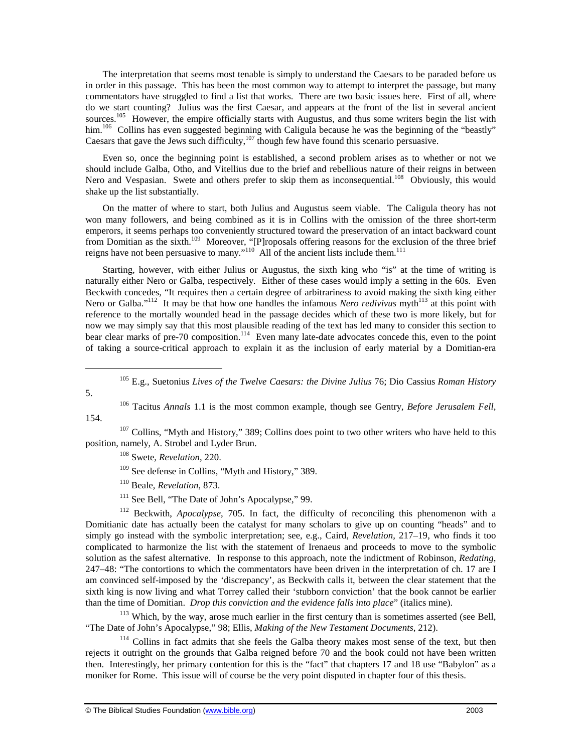The interpretation that seems most tenable is simply to understand the Caesars to be paraded before us in order in this passage. This has been the most common way to attempt to interpret the passage, but many commentators have struggled to find a list that works. There are two basic issues here. First of all, where do we start counting? Julius was the first Caesar, and appears at the front of the list in several ancient sources.[105] However, the empire officially starts with Augustus, and thus some writers begin the list with him.[106] Collins has even suggested beginning with Caligula because he was the beginning of the "beastly" Caesars that gave the Jews such difficulty,[107] though few have found this scenario persuasive.

Even so, once the beginning point is established, a second problem arises as to whether or not we should include Galba, Otho, and Vitellius due to the brief and rebellious nature of their reigns in between Nero and Vespasian. Swete and others prefer to skip them as inconsequential.[108] Obviously, this would shake up the list substantially.

On the matter of where to start, both Julius and Augustus seem viable. The Caligula theory has not won many followers, and being combined as it is in Collins with the omission of the three short-term emperors, it seems perhaps too conveniently structured toward the preservation of an intact backward count from Domitian as the sixth.[109] Moreover, "[P]roposals offering reasons for the exclusion of the three brief reigns have not been persuasive to many."[110] All of the ancient lists include them.[111]

Starting, however, with either Julius or Augustus, the sixth king who "is" at the time of writing is naturally either Nero or Galba, respectively. Either of these cases would imply a setting in the 60s. Even Beckwith concedes, "It requires then a certain degree of arbitrariness to avoid making the sixth king either Nero or Galba."[112] It may be that how one handles the infamous *Nero redivivus* myth[113] at this point with reference to the mortally wounded head in the passage decides which of these two is more likely, but for now we may simply say that this most plausible reading of the text has led many to consider this section to bear clear marks of pre-70 composition.[114] Even many late-date advocates concede this, even to the point of taking a source-critical approach to explain it as the inclusion of early material by a Domitian-era

---

[105] E.g., Suetonius *Lives of the Twelve Caesars: the Divine Julius* 76; Dio Cassius *Roman History* 5.

[106] Tacitus *Annals* 1.1 is the most common example, though see Gentry, *Before Jerusalem Fell*, 154.

[107] Collins, "Myth and History," 389; Collins does point to two other writers who have held to this position, namely, A. Strobel and Lyder Brun.

[108] Swete, *Revelation*, 220.

[109] See defense in Collins, "Myth and History," 389.

[110] Beale, *Revelation*, 873.

[111] See Bell, "The Date of John's Apocalypse," 99.

[112] Beckwith, *Apocalypse*, 705. In fact, the difficulty of reconciling this phenomenon with a Domitianic date has actually been the catalyst for many scholars to give up on counting "heads" and to simply go instead with the symbolic interpretation; see, e.g., Caird, *Revelation*, 217–19, who finds it too complicated to harmonize the list with the statement of Irenaeus and proceeds to move to the symbolic solution as the safest alternative. In response to this approach, note the indictment of Robinson, *Redating*, 247–48: "The contortions to which the commentators have been driven in the interpretation of ch. 17 are I am convinced self-imposed by the 'discrepancy', as Beckwith calls it, between the clear statement that the sixth king is now living and what Torrey called their 'stubborn conviction' that the book cannot be earlier than the time of Domitian. *Drop this conviction and the evidence falls into place*" (italics mine).

[113] Which, by the way, arose much earlier in the first century than is sometimes asserted (see Bell, "The Date of John's Apocalypse," 98; Ellis, *Making of the New Testament Documents*, 212).

[114] Collins in fact admits that she feels the Galba theory makes most sense of the text, but then rejects it outright on the grounds that Galba reigned before 70 and the book could not have been written then. Interestingly, her primary contention for this is the "fact" that chapters 17 and 18 use "Babylon" as a moniker for Rome. This issue will of course be the very point disputed in chapter four of this thesis.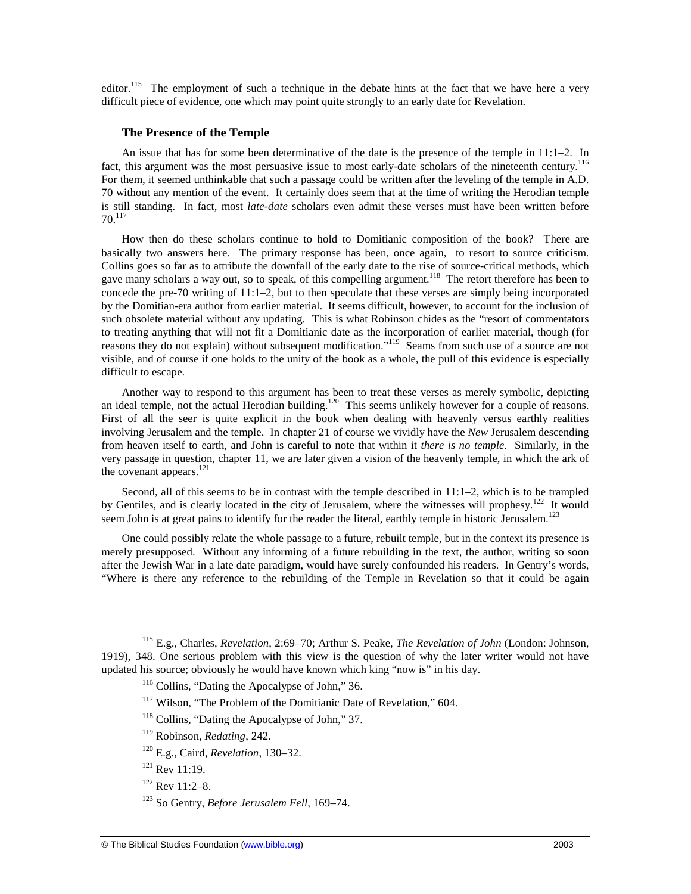editor.[115] The employment of such a technique in the debate hints at the fact that we have here a very difficult piece of evidence, one which may point quite strongly to an early date for Revelation.

### The Presence of the Temple

An issue that has for some been determinative of the date is the presence of the temple in 11:1–2. In fact, this argument was the most persuasive issue to most early-date scholars of the nineteenth century.[116] For them, it seemed unthinkable that such a passage could be written after the leveling of the temple in A.D. 70 without any mention of the event. It certainly does seem that at the time of writing the Herodian temple is still standing. In fact, most *late-date* scholars even admit these verses must have been written before 70.[117]

How then do these scholars continue to hold to Domitianic composition of the book? There are basically two answers here. The primary response has been, once again, to resort to source criticism. Collins goes so far as to attribute the downfall of the early date to the rise of source-critical methods, which gave many scholars a way out, so to speak, of this compelling argument.[118] The retort therefore has been to concede the pre-70 writing of 11:1–2, but to then speculate that these verses are simply being incorporated by the Domitian-era author from earlier material. It seems difficult, however, to account for the inclusion of such obsolete material without any updating. This is what Robinson chides as the "resort of commentators to treating anything that will not fit a Domitianic date as the incorporation of earlier material, though (for reasons they do not explain) without subsequent modification."[119] Seams from such use of a source are not visible, and of course if one holds to the unity of the book as a whole, the pull of this evidence is especially difficult to escape.

Another way to respond to this argument has been to treat these verses as merely symbolic, depicting an ideal temple, not the actual Herodian building.[120] This seems unlikely however for a couple of reasons. First of all the seer is quite explicit in the book when dealing with heavenly versus earthly realities involving Jerusalem and the temple. In chapter 21 of course we vividly have the *New* Jerusalem descending from heaven itself to earth, and John is careful to note that within it *there is no temple*. Similarly, in the very passage in question, chapter 11, we are later given a vision of the heavenly temple, in which the ark of the covenant appears.[121]

Second, all of this seems to be in contrast with the temple described in 11:1–2, which is to be trampled by Gentiles, and is clearly located in the city of Jerusalem, where the witnesses will prophesy.[122] It would seem John is at great pains to identify for the reader the literal, earthly temple in historic Jerusalem.[123]

One could possibly relate the whole passage to a future, rebuilt temple, but in the context its presence is merely presupposed. Without any informing of a future rebuilding in the text, the author, writing so soon after the Jewish War in a late date paradigm, would have surely confounded his readers. In Gentry's words, "Where is there any reference to the rebuilding of the Temple in Revelation so that it could be again

---

[115] E.g., Charles, *Revelation*, 2:69–70; Arthur S. Peake, *The Revelation of John* (London: Johnson, 1919), 348. One serious problem with this view is the question of why the later writer would not have updated his source; obviously he would have known which king "now is" in his day.

[116] Collins, "Dating the Apocalypse of John," 36.

[117] Wilson, "The Problem of the Domitianic Date of Revelation," 604.

[118] Collins, "Dating the Apocalypse of John," 37.

[119] Robinson, *Redating*, 242.

[120] E.g., Caird, *Revelation*, 130–32.

[121] Rev 11:19.

[122] Rev 11:2–8.

[123] So Gentry, *Before Jerusalem Fell*, 169–74.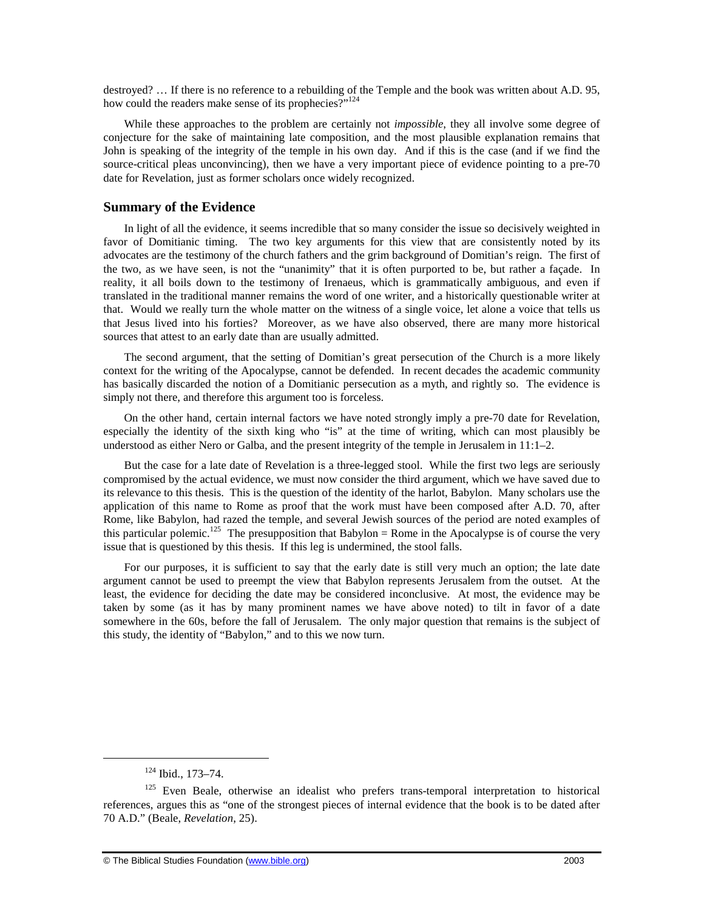destroyed? … If there is no reference to a rebuilding of the Temple and the book was written about A.D. 95, how could the readers make sense of its prophecies?"[124]

While these approaches to the problem are certainly not *impossible*, they all involve some degree of conjecture for the sake of maintaining late composition, and the most plausible explanation remains that John is speaking of the integrity of the temple in his own day. And if this is the case (and if we find the source-critical pleas unconvincing), then we have a very important piece of evidence pointing to a pre-70 date for Revelation, just as former scholars once widely recognized.

## Summary of the Evidence

In light of all the evidence, it seems incredible that so many consider the issue so decisively weighted in favor of Domitianic timing. The two key arguments for this view that are consistently noted by its advocates are the testimony of the church fathers and the grim background of Domitian's reign. The first of the two, as we have seen, is not the "unanimity" that it is often purported to be, but rather a façade. In reality, it all boils down to the testimony of Irenaeus, which is grammatically ambiguous, and even if translated in the traditional manner remains the word of one writer, and a historically questionable writer at that. Would we really turn the whole matter on the witness of a single voice, let alone a voice that tells us that Jesus lived into his forties? Moreover, as we have also observed, there are many more historical sources that attest to an early date than are usually admitted.

The second argument, that the setting of Domitian's great persecution of the Church is a more likely context for the writing of the Apocalypse, cannot be defended. In recent decades the academic community has basically discarded the notion of a Domitianic persecution as a myth, and rightly so. The evidence is simply not there, and therefore this argument too is forceless.

On the other hand, certain internal factors we have noted strongly imply a pre-70 date for Revelation, especially the identity of the sixth king who "is" at the time of writing, which can most plausibly be understood as either Nero or Galba, and the present integrity of the temple in Jerusalem in 11:1–2.

But the case for a late date of Revelation is a three-legged stool. While the first two legs are seriously compromised by the actual evidence, we must now consider the third argument, which we have saved due to its relevance to this thesis. This is the question of the identity of the harlot, Babylon. Many scholars use the application of this name to Rome as proof that the work must have been composed after A.D. 70, after Rome, like Babylon, had razed the temple, and several Jewish sources of the period are noted examples of this particular polemic.[125] The presupposition that Babylon = Rome in the Apocalypse is of course the very issue that is questioned by this thesis. If this leg is undermined, the stool falls.

For our purposes, it is sufficient to say that the early date is still very much an option; the late date argument cannot be used to preempt the view that Babylon represents Jerusalem from the outset. At the least, the evidence for deciding the date may be considered inconclusive. At most, the evidence may be taken by some (as it has by many prominent names we have above noted) to tilt in favor of a date somewhere in the 60s, before the fall of Jerusalem. The only major question that remains is the subject of this study, the identity of "Babylon," and to this we now turn.

---

[124] Ibid., 173–74.

[125] Even Beale, otherwise an idealist who prefers trans-temporal interpretation to historical references, argues this as "one of the strongest pieces of internal evidence that the book is to be dated after 70 A.D." (Beale, *Revelation*, 25).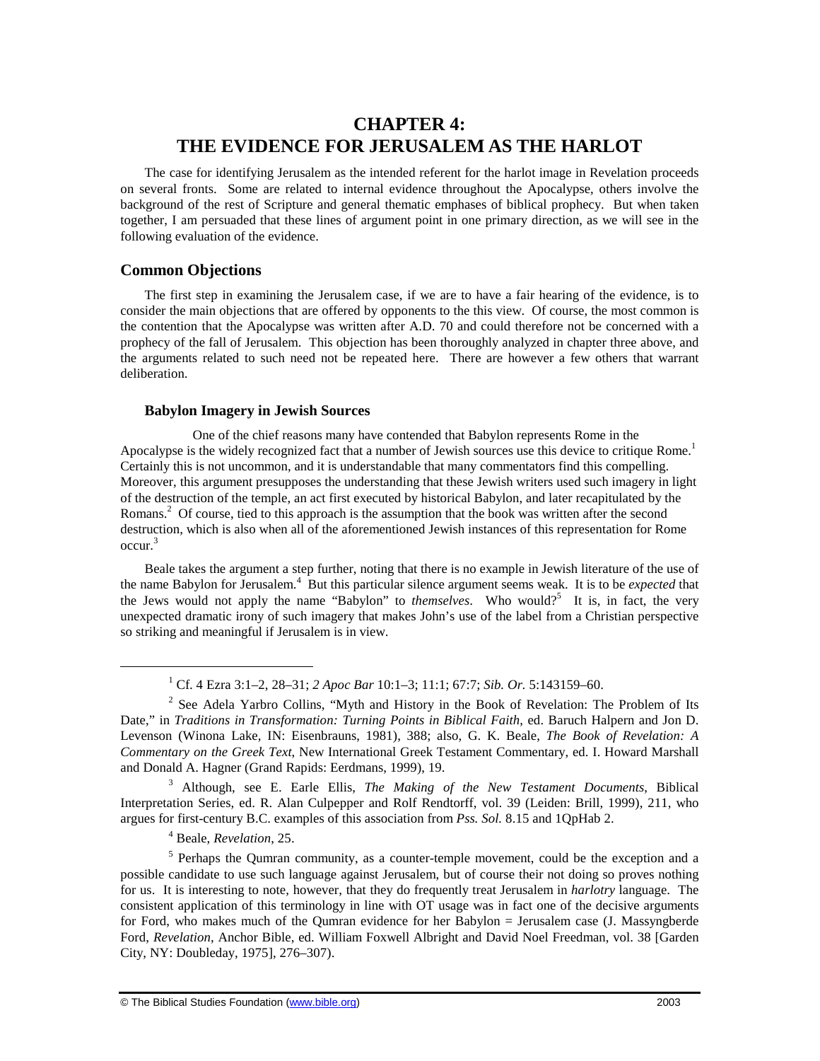# CHAPTER 4: THE EVIDENCE FOR JERUSALEM AS THE HARLOT

The case for identifying Jerusalem as the intended referent for the harlot image in Revelation proceeds on several fronts. Some are related to internal evidence throughout the Apocalypse, others involve the background of the rest of Scripture and general thematic emphases of biblical prophecy. But when taken together, I am persuaded that these lines of argument point in one primary direction, as we will see in the following evaluation of the evidence.

## Common Objections

The first step in examining the Jerusalem case, if we are to have a fair hearing of the evidence, is to consider the main objections that are offered by opponents to the this view. Of course, the most common is the contention that the Apocalypse was written after A.D. 70 and could therefore not be concerned with a prophecy of the fall of Jerusalem. This objection has been thoroughly analyzed in chapter three above, and the arguments related to such need not be repeated here. There are however a few others that warrant deliberation.

### Babylon Imagery in Jewish Sources

One of the chief reasons many have contended that Babylon represents Rome in the Apocalypse is the widely recognized fact that a number of Jewish sources use this device to critique Rome.[1] Certainly this is not uncommon, and it is understandable that many commentators find this compelling. Moreover, this argument presupposes the understanding that these Jewish writers used such imagery in light of the destruction of the temple, an act first executed by historical Babylon, and later recapitulated by the Romans.[2] Of course, tied to this approach is the assumption that the book was written after the second destruction, which is also when all of the aforementioned Jewish instances of this representation for Rome occur.[3]

Beale takes the argument a step further, noting that there is no example in Jewish literature of the use of the name Babylon for Jerusalem.[4] But this particular silence argument seems weak. It is to be *expected* that the Jews would not apply the name "Babylon" to *themselves*. Who would?[5] It is, in fact, the very unexpected dramatic irony of such imagery that makes John's use of the label from a Christian perspective so striking and meaningful if Jerusalem is in view.

---

[1] Cf. 4 Ezra 3:1–2, 28–31; *2 Apoc Bar* 10:1–3; 11:1; 67:7; *Sib. Or.* 5:143159–60.

[2] See Adela Yarbro Collins, "Myth and History in the Book of Revelation: The Problem of Its Date," in *Traditions in Transformation: Turning Points in Biblical Faith*, ed. Baruch Halpern and Jon D. Levenson (Winona Lake, IN: Eisenbrauns, 1981), 388; also, G. K. Beale, *The Book of Revelation: A Commentary on the Greek Text*, New International Greek Testament Commentary, ed. I. Howard Marshall and Donald A. Hagner (Grand Rapids: Eerdmans, 1999), 19.

[3] Although, see E. Earle Ellis, *The Making of the New Testament Documents*, Biblical Interpretation Series, ed. R. Alan Culpepper and Rolf Rendtorff, vol. 39 (Leiden: Brill, 1999), 211, who argues for first-century B.C. examples of this association from *Pss. Sol.* 8.15 and 1QpHab 2.

[4] Beale, *Revelation*, 25.

[5] Perhaps the Qumran community, as a counter-temple movement, could be the exception and a possible candidate to use such language against Jerusalem, but of course their not doing so proves nothing for us. It is interesting to note, however, that they do frequently treat Jerusalem in *harlotry* language. The consistent application of this terminology in line with OT usage was in fact one of the decisive arguments for Ford, who makes much of the Qumran evidence for her Babylon = Jerusalem case (J. Massyngberde Ford, *Revelation*, Anchor Bible, ed. William Foxwell Albright and David Noel Freedman, vol. 38 [Garden City, NY: Doubleday, 1975], 276–307).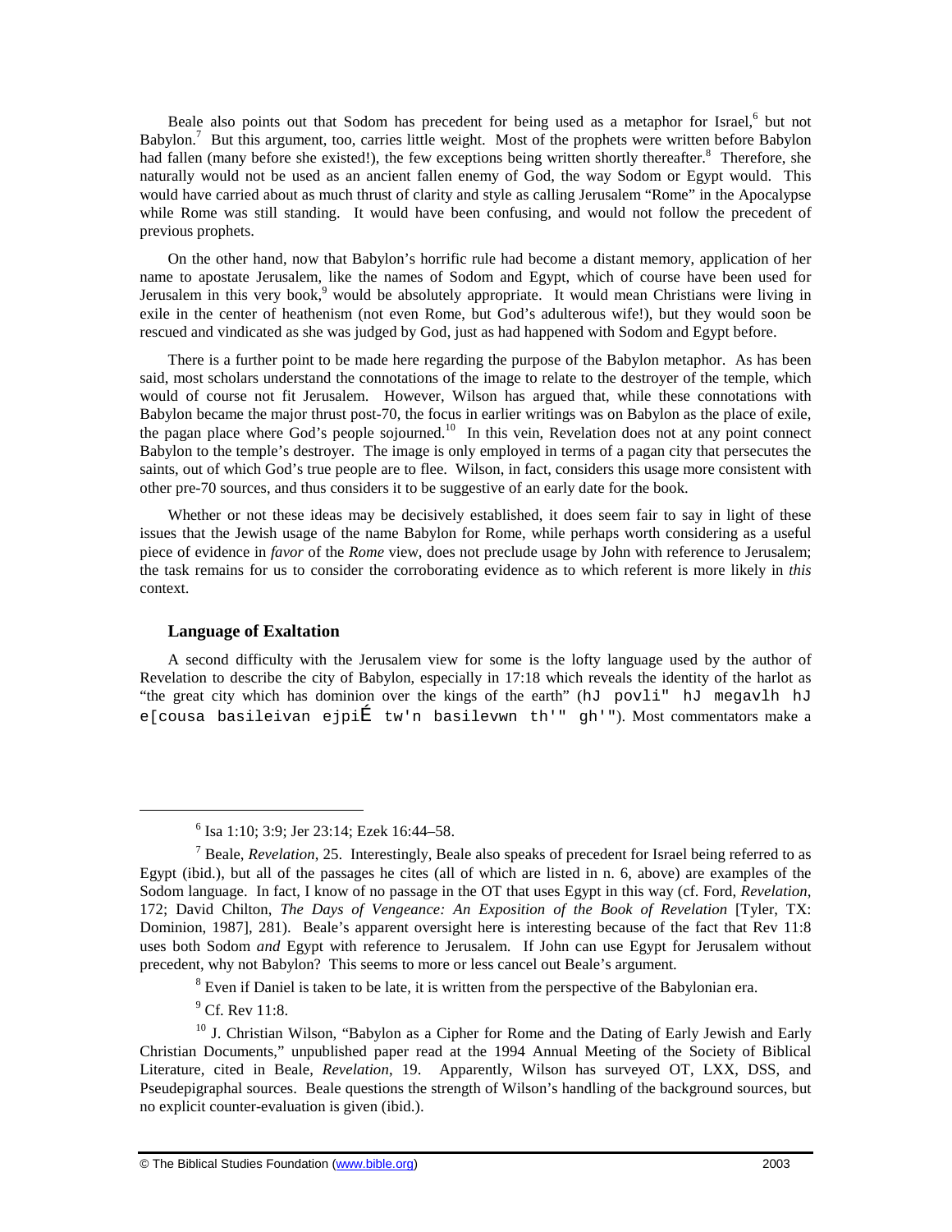Beale also points out that Sodom has precedent for being used as a metaphor for Israel,[6] but not Babylon.[7] But this argument, too, carries little weight. Most of the prophets were written before Babylon had fallen (many before she existed!), the few exceptions being written shortly thereafter.[8] Therefore, she naturally would not be used as an ancient fallen enemy of God, the way Sodom or Egypt would. This would have carried about as much thrust of clarity and style as calling Jerusalem "Rome" in the Apocalypse while Rome was still standing. It would have been confusing, and would not follow the precedent of previous prophets.

On the other hand, now that Babylon's horrific rule had become a distant memory, application of her name to apostate Jerusalem, like the names of Sodom and Egypt, which of course have been used for Jerusalem in this very book,[9] would be absolutely appropriate. It would mean Christians were living in exile in the center of heathenism (not even Rome, but God's adulterous wife!), but they would soon be rescued and vindicated as she was judged by God, just as had happened with Sodom and Egypt before.

There is a further point to be made here regarding the purpose of the Babylon metaphor. As has been said, most scholars understand the connotations of the image to relate to the destroyer of the temple, which would of course not fit Jerusalem. However, Wilson has argued that, while these connotations with Babylon became the major thrust post-70, the focus in earlier writings was on Babylon as the place of exile, the pagan place where God's people sojourned.[10] In this vein, Revelation does not at any point connect Babylon to the temple's destroyer. The image is only employed in terms of a pagan city that persecutes the saints, out of which God's true people are to flee. Wilson, in fact, considers this usage more consistent with other pre-70 sources, and thus considers it to be suggestive of an early date for the book.

Whether or not these ideas may be decisively established, it does seem fair to say in light of these issues that the Jewish usage of the name Babylon for Rome, while perhaps worth considering as a useful piece of evidence in *favor* of the *Rome* view, does not preclude usage by John with reference to Jerusalem; the task remains for us to consider the corroborating evidence as to which referent is more likely in *this* context.

### Language of Exaltation

A second difficulty with the Jerusalem view for some is the lofty language used by the author of Revelation to describe the city of Babylon, especially in 17:18 which reveals the identity of the harlot as "the great city which has dominion over the kings of the earth" (hJ povli" hJ megavlh hJ e[cousa basileivan ejpiÉ tw'n basilevwn th'" gh'"). Most commentators make a

---

[6] Isa 1:10; 3:9; Jer 23:14; Ezek 16:44–58.

[7] Beale, *Revelation*, 25. Interestingly, Beale also speaks of precedent for Israel being referred to as Egypt (ibid.), but all of the passages he cites (all of which are listed in n. 6, above) are examples of the Sodom language. In fact, I know of no passage in the OT that uses Egypt in this way (cf. Ford, *Revelation*, 172; David Chilton, *The Days of Vengeance: An Exposition of the Book of Revelation* [Tyler, TX: Dominion, 1987], 281). Beale's apparent oversight here is interesting because of the fact that Rev 11:8 uses both Sodom *and* Egypt with reference to Jerusalem. If John can use Egypt for Jerusalem without precedent, why not Babylon? This seems to more or less cancel out Beale's argument.

[8] Even if Daniel is taken to be late, it is written from the perspective of the Babylonian era.

[9] Cf. Rev 11:8.

[10] J. Christian Wilson, "Babylon as a Cipher for Rome and the Dating of Early Jewish and Early Christian Documents," unpublished paper read at the 1994 Annual Meeting of the Society of Biblical Literature, cited in Beale, *Revelation*, 19. Apparently, Wilson has surveyed OT, LXX, DSS, and Pseudepigraphal sources. Beale questions the strength of Wilson's handling of the background sources, but no explicit counter-evaluation is given (ibid.).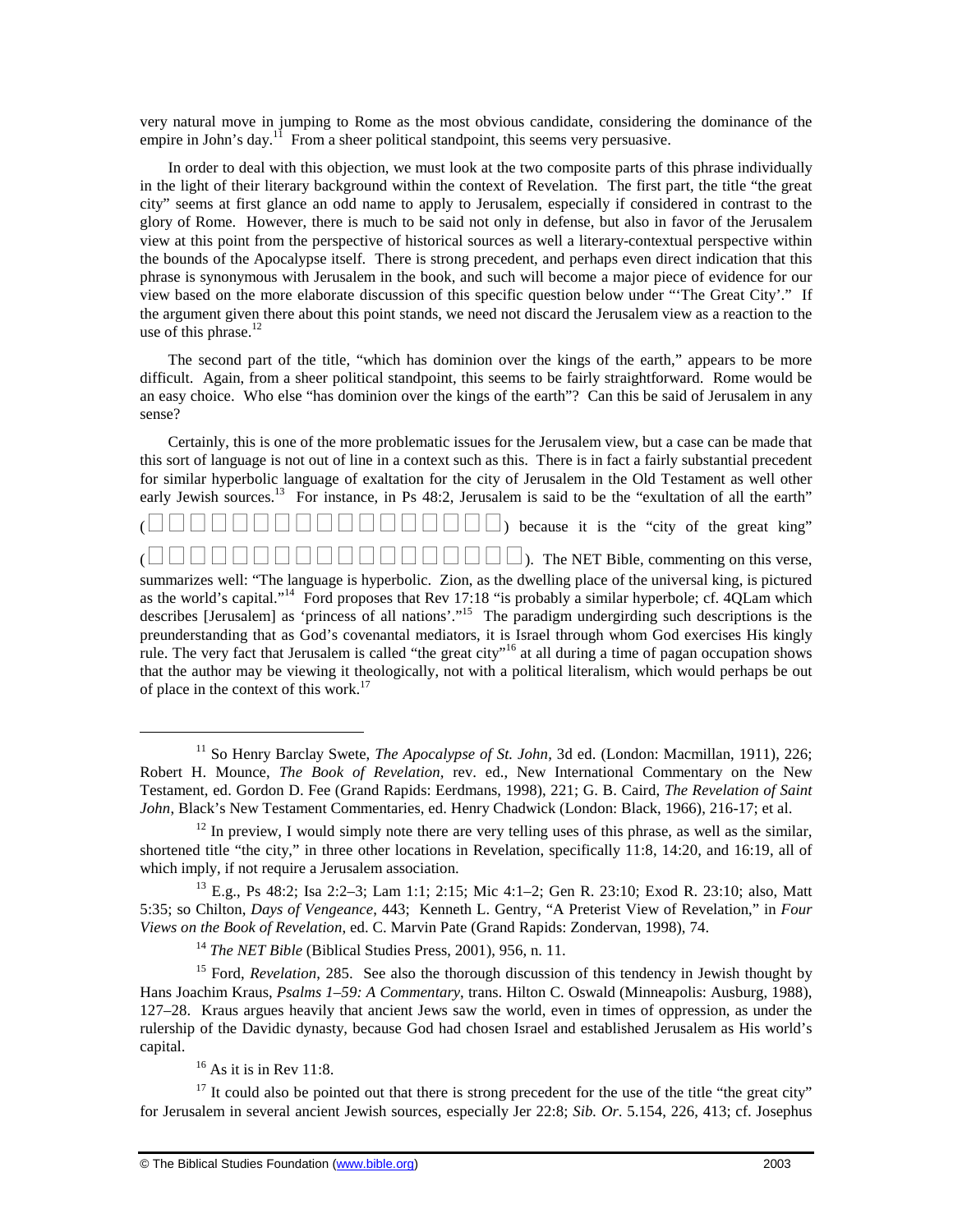very natural move in jumping to Rome as the most obvious candidate, considering the dominance of the empire in John's day.[11] From a sheer political standpoint, this seems very persuasive.

In order to deal with this objection, we must look at the two composite parts of this phrase individually in the light of their literary background within the context of Revelation. The first part, the title "the great city" seems at first glance an odd name to apply to Jerusalem, especially if considered in contrast to the glory of Rome. However, there is much to be said not only in defense, but also in favor of the Jerusalem view at this point from the perspective of historical sources as well a literary-contextual perspective within the bounds of the Apocalypse itself. There is strong precedent, and perhaps even direct indication that this phrase is synonymous with Jerusalem in the book, and such will become a major piece of evidence for our view based on the more elaborate discussion of this specific question below under "'The Great City'." If the argument given there about this point stands, we need not discard the Jerusalem view as a reaction to the use of this phrase.[12]

The second part of the title, "which has dominion over the kings of the earth," appears to be more difficult. Again, from a sheer political standpoint, this seems to be fairly straightforward. Rome would be an easy choice. Who else "has dominion over the kings of the earth"? Can this be said of Jerusalem in any sense?

Certainly, this is one of the more problematic issues for the Jerusalem view, but a case can be made that this sort of language is not out of line in a context such as this. There is in fact a fairly substantial precedent for similar hyperbolic language of exaltation for the city of Jerusalem in the Old Testament as well other early Jewish sources.[13] For instance, in Ps 48:2, Jerusalem is said to be the "exultation of all the earth" (□□□□□□□□□□□□□□□□□□□) because it is the "city of the great king" (□□□□□□□□□□□□□□□□□□□□□). The NET Bible, commenting on this verse, summarizes well: "The language is hyperbolic. Zion, as the dwelling place of the universal king, is pictured as the world's capital."[14] Ford proposes that Rev 17:18 "is probably a similar hyperbole; cf. 4QLam which describes [Jerusalem] as 'princess of all nations'."[15] The paradigm undergirding such descriptions is the preunderstanding that as God's covenantal mediators, it is Israel through whom God exercises His kingly rule. The very fact that Jerusalem is called "the great city"[16] at all during a time of pagan occupation shows that the author may be viewing it theologically, not with a political literalism, which would perhaps be out of place in the context of this work.[17]

---

[11] So Henry Barclay Swete, *The Apocalypse of St. John*, 3d ed. (London: Macmillan, 1911), 226; Robert H. Mounce, *The Book of Revelation*, rev. ed., New International Commentary on the New Testament, ed. Gordon D. Fee (Grand Rapids: Eerdmans, 1998), 221; G. B. Caird, *The Revelation of Saint John*, Black's New Testament Commentaries, ed. Henry Chadwick (London: Black, 1966), 216-17; et al.

[12] In preview, I would simply note there are very telling uses of this phrase, as well as the similar, shortened title "the city," in three other locations in Revelation, specifically 11:8, 14:20, and 16:19, all of which imply, if not require a Jerusalem association.

[13] E.g., Ps 48:2; Isa 2:2–3; Lam 1:1; 2:15; Mic 4:1–2; Gen R. 23:10; Exod R. 23:10; also, Matt 5:35; so Chilton, *Days of Vengeance*, 443; Kenneth L. Gentry, "A Preterist View of Revelation," in *Four Views on the Book of Revelation*, ed. C. Marvin Pate (Grand Rapids: Zondervan, 1998), 74.

[14] *The NET Bible* (Biblical Studies Press, 2001), 956, n. 11.

[15] Ford, *Revelation*, 285. See also the thorough discussion of this tendency in Jewish thought by Hans Joachim Kraus, *Psalms 1–59: A Commentary*, trans. Hilton C. Oswald (Minneapolis: Ausburg, 1988), 127–28. Kraus argues heavily that ancient Jews saw the world, even in times of oppression, as under the rulership of the Davidic dynasty, because God had chosen Israel and established Jerusalem as His world's capital.

[16] As it is in Rev 11:8.

[17] It could also be pointed out that there is strong precedent for the use of the title "the great city" for Jerusalem in several ancient Jewish sources, especially Jer 22:8; *Sib. Or*. 5.154, 226, 413; cf. Josephus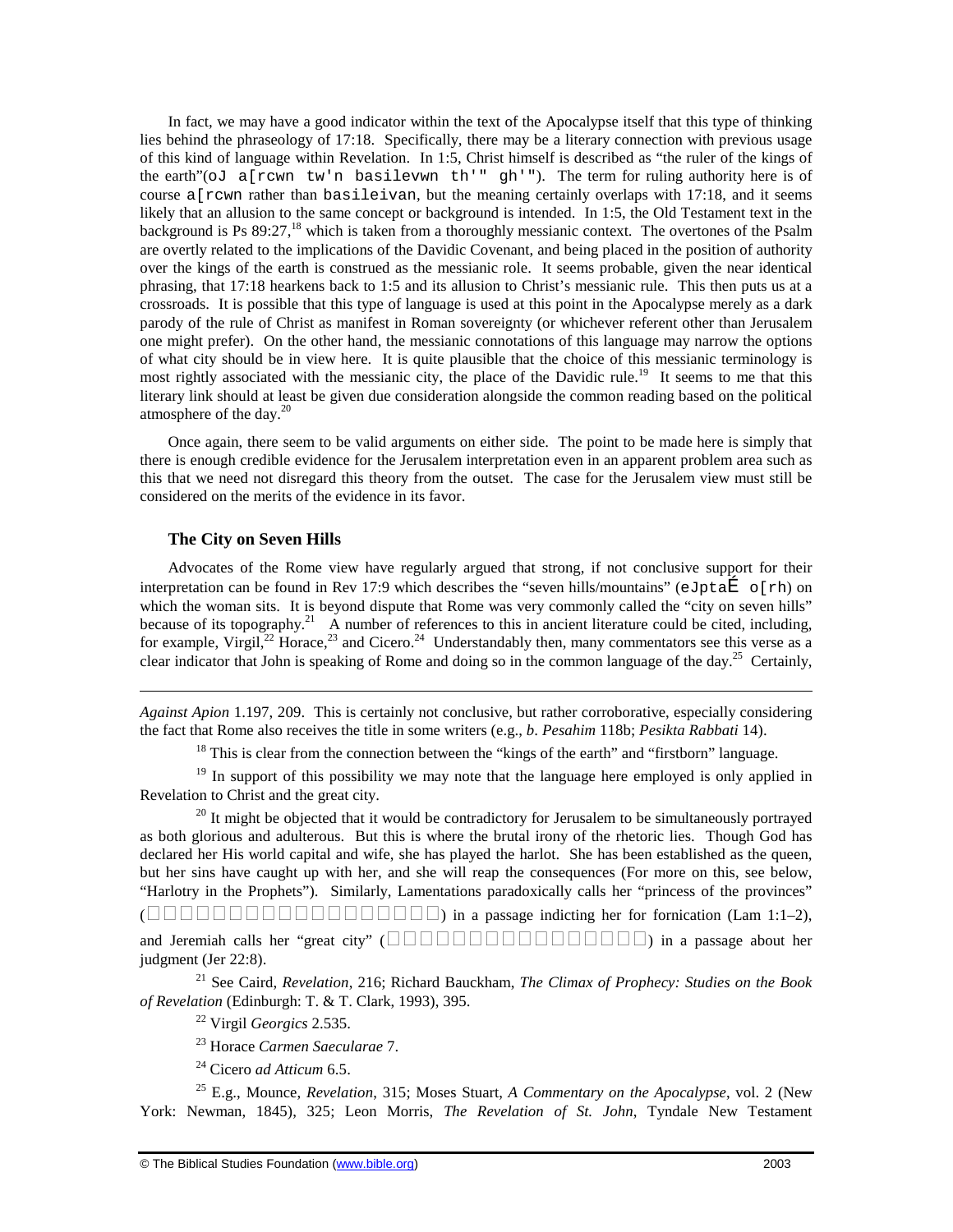In fact, we may have a good indicator within the text of the Apocalypse itself that this type of thinking lies behind the phraseology of 17:18. Specifically, there may be a literary connection with previous usage of this kind of language within Revelation. In 1:5, Christ himself is described as "the ruler of the kings of the earth"(oJ a[rcwn tw'n basilevwn th'" gh'"). The term for ruling authority here is of course a[rcwn rather than basileivan, but the meaning certainly overlaps with 17:18, and it seems likely that an allusion to the same concept or background is intended. In 1:5, the Old Testament text in the background is Ps 89:27,[18] which is taken from a thoroughly messianic context. The overtones of the Psalm are overtly related to the implications of the Davidic Covenant, and being placed in the position of authority over the kings of the earth is construed as the messianic role. It seems probable, given the near identical phrasing, that 17:18 hearkens back to 1:5 and its allusion to Christ's messianic rule. This then puts us at a crossroads. It is possible that this type of language is used at this point in the Apocalypse merely as a dark parody of the rule of Christ as manifest in Roman sovereignty (or whichever referent other than Jerusalem one might prefer). On the other hand, the messianic connotations of this language may narrow the options of what city should be in view here. It is quite plausible that the choice of this messianic terminology is most rightly associated with the messianic city, the place of the Davidic rule.[19] It seems to me that this literary link should at least be given due consideration alongside the common reading based on the political atmosphere of the day.[20]

Once again, there seem to be valid arguments on either side. The point to be made here is simply that there is enough credible evidence for the Jerusalem interpretation even in an apparent problem area such as this that we need not disregard this theory from the outset. The case for the Jerusalem view must still be considered on the merits of the evidence in its favor.

### The City on Seven Hills

Advocates of the Rome view have regularly argued that strong, if not conclusive support for their interpretation can be found in Rev 17:9 which describes the "seven hills/mountains" (eJptaÉ o[rh) on which the woman sits. It is beyond dispute that Rome was very commonly called the "city on seven hills" because of its topography.[21] A number of references to this in ancient literature could be cited, including, for example, Virgil,[22] Horace,[23] and Cicero.[24] Understandably then, many commentators see this verse as a clear indicator that John is speaking of Rome and doing so in the common language of the day.[25] Certainly,

---

*Against Apion* 1.197, 209. This is certainly not conclusive, but rather corroborative, especially considering the fact that Rome also receives the title in some writers (e.g., *b. Pesahim* 118b; *Pesikta Rabbati* 14).

[18] This is clear from the connection between the "kings of the earth" and "firstborn" language.

[19] In support of this possibility we may note that the language here employed is only applied in Revelation to Christ and the great city.

[20] It might be objected that it would be contradictory for Jerusalem to be simultaneously portrayed as both glorious and adulterous. But this is where the brutal irony of the rhetoric lies. Though God has declared her His world capital and wife, she has played the harlot. She has been established as the queen, but her sins have caught up with her, and she will reap the consequences (For more on this, see below, "Harlotry in the Prophets"). Similarly, Lamentations paradoxically calls her "princess of the provinces" (□□□□□□□□□□□□□□□□□□□□) in a passage indicting her for fornication (Lam 1:1–2), and Jeremiah calls her "great city" (□□□□□□□□□□□□□□□□□□) in a passage about her judgment (Jer 22:8).

[21] See Caird, *Revelation*, 216; Richard Bauckham, *The Climax of Prophecy: Studies on the Book of Revelation* (Edinburgh: T. & T. Clark, 1993), 395.

[22] Virgil *Georgics* 2.535.

[23] Horace *Carmen Saecularae* 7.

[24] Cicero *ad Atticum* 6.5.

[25] E.g., Mounce, *Revelation*, 315; Moses Stuart, *A Commentary on the Apocalypse*, vol. 2 (New York: Newman, 1845), 325; Leon Morris, *The Revelation of St. John*, Tyndale New Testament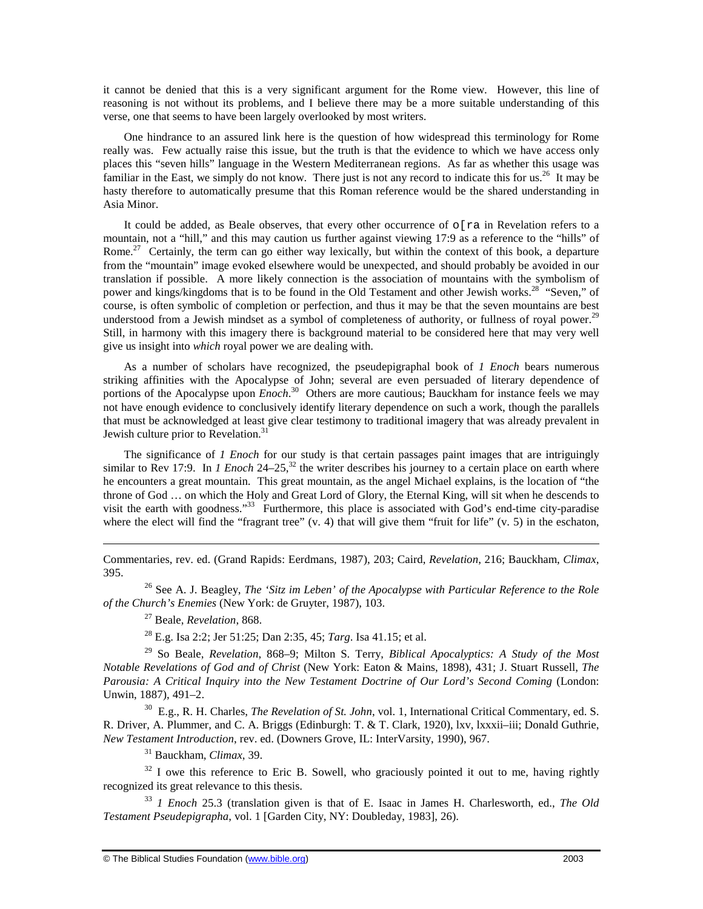it cannot be denied that this is a very significant argument for the Rome view. However, this line of reasoning is not without its problems, and I believe there may be a more suitable understanding of this verse, one that seems to have been largely overlooked by most writers.

One hindrance to an assured link here is the question of how widespread this terminology for Rome really was. Few actually raise this issue, but the truth is that the evidence to which we have access only places this "seven hills" language in the Western Mediterranean regions. As far as whether this usage was familiar in the East, we simply do not know. There just is not any record to indicate this for us.[26] It may be hasty therefore to automatically presume that this Roman reference would be the shared understanding in Asia Minor.

It could be added, as Beale observes, that every other occurrence of o[ra in Revelation refers to a mountain, not a "hill," and this may caution us further against viewing 17:9 as a reference to the "hills" of Rome.[27] Certainly, the term can go either way lexically, but within the context of this book, a departure from the "mountain" image evoked elsewhere would be unexpected, and should probably be avoided in our translation if possible. A more likely connection is the association of mountains with the symbolism of power and kings/kingdoms that is to be found in the Old Testament and other Jewish works.[28] "Seven," of course, is often symbolic of completion or perfection, and thus it may be that the seven mountains are best understood from a Jewish mindset as a symbol of completeness of authority, or fullness of royal power.[29] Still, in harmony with this imagery there is background material to be considered here that may very well give us insight into *which* royal power we are dealing with.

As a number of scholars have recognized, the pseudepigraphal book of *1 Enoch* bears numerous striking affinities with the Apocalypse of John; several are even persuaded of literary dependence of portions of the Apocalypse upon *Enoch*.[30] Others are more cautious; Bauckham for instance feels we may not have enough evidence to conclusively identify literary dependence on such a work, though the parallels that must be acknowledged at least give clear testimony to traditional imagery that was already prevalent in Jewish culture prior to Revelation.[31]

The significance of *1 Enoch* for our study is that certain passages paint images that are intriguingly similar to Rev 17:9. In *1 Enoch* 24–25,[32] the writer describes his journey to a certain place on earth where he encounters a great mountain. This great mountain, as the angel Michael explains, is the location of "the throne of God … on which the Holy and Great Lord of Glory, the Eternal King, will sit when he descends to visit the earth with goodness."[33] Furthermore, this place is associated with God's end-time city-paradise where the elect will find the "fragrant tree" (v. 4) that will give them "fruit for life" (v. 5) in the eschaton,

---

Commentaries, rev. ed. (Grand Rapids: Eerdmans, 1987), 203; Caird, *Revelation*, 216; Bauckham, *Climax*, 395.

[26] See A. J. Beagley, *The 'Sitz im Leben' of the Apocalypse with Particular Reference to the Role of the Church's Enemies* (New York: de Gruyter, 1987), 103.

[27] Beale, *Revelation*, 868.

[28] E.g. Isa 2:2; Jer 51:25; Dan 2:35, 45; *Targ*. Isa 41.15; et al.

[29] So Beale, *Revelation*, 868–9; Milton S. Terry, *Biblical Apocalyptics: A Study of the Most Notable Revelations of God and of Christ* (New York: Eaton & Mains, 1898), 431; J. Stuart Russell, *The Parousia: A Critical Inquiry into the New Testament Doctrine of Our Lord's Second Coming* (London: Unwin, 1887), 491–2.

[30] E.g., R. H. Charles, *The Revelation of St. John*, vol. 1, International Critical Commentary, ed. S. R. Driver, A. Plummer, and C. A. Briggs (Edinburgh: T. & T. Clark, 1920), lxv, lxxxii–iii; Donald Guthrie, *New Testament Introduction*, rev. ed. (Downers Grove, IL: InterVarsity, 1990), 967.

[31] Bauckham, *Climax*, 39.

[32] I owe this reference to Eric B. Sowell, who graciously pointed it out to me, having rightly recognized its great relevance to this thesis.

[33] *1 Enoch* 25.3 (translation given is that of E. Isaac in James H. Charlesworth, ed., *The Old Testament Pseudepigrapha*, vol. 1 [Garden City, NY: Doubleday, 1983], 26).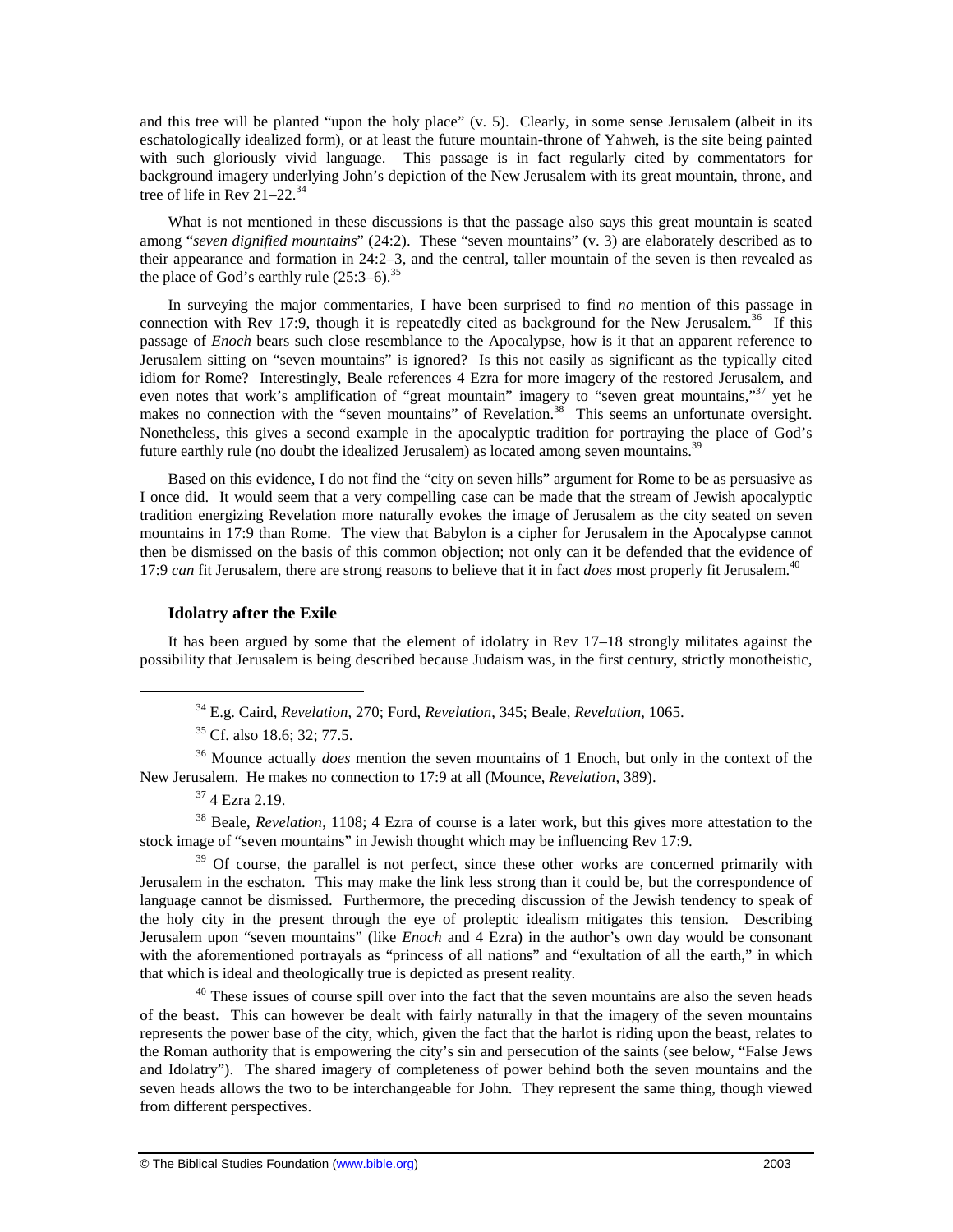and this tree will be planted "upon the holy place" (v. 5). Clearly, in some sense Jerusalem (albeit in its eschatologically idealized form), or at least the future mountain-throne of Yahweh, is the site being painted with such gloriously vivid language. This passage is in fact regularly cited by commentators for background imagery underlying John's depiction of the New Jerusalem with its great mountain, throne, and tree of life in Rev 21–22.[34]

What is not mentioned in these discussions is that the passage also says this great mountain is seated among "*seven dignified mountains*" (24:2). These "seven mountains" (v. 3) are elaborately described as to their appearance and formation in 24:2–3, and the central, taller mountain of the seven is then revealed as the place of God's earthly rule (25:3–6).[35]

In surveying the major commentaries, I have been surprised to find *no* mention of this passage in connection with Rev 17:9, though it is repeatedly cited as background for the New Jerusalem.[36] If this passage of *Enoch* bears such close resemblance to the Apocalypse, how is it that an apparent reference to Jerusalem sitting on "seven mountains" is ignored? Is this not easily as significant as the typically cited idiom for Rome? Interestingly, Beale references 4 Ezra for more imagery of the restored Jerusalem, and even notes that work's amplification of "great mountain" imagery to "seven great mountains,"[37] yet he makes no connection with the "seven mountains" of Revelation.[38] This seems an unfortunate oversight. Nonetheless, this gives a second example in the apocalyptic tradition for portraying the place of God's future earthly rule (no doubt the idealized Jerusalem) as located among seven mountains.[39]

Based on this evidence, I do not find the "city on seven hills" argument for Rome to be as persuasive as I once did. It would seem that a very compelling case can be made that the stream of Jewish apocalyptic tradition energizing Revelation more naturally evokes the image of Jerusalem as the city seated on seven mountains in 17:9 than Rome. The view that Babylon is a cipher for Jerusalem in the Apocalypse cannot then be dismissed on the basis of this common objection; not only can it be defended that the evidence of 17:9 *can* fit Jerusalem, there are strong reasons to believe that it in fact *does* most properly fit Jerusalem.[40]

### Idolatry after the Exile

It has been argued by some that the element of idolatry in Rev 17–18 strongly militates against the possibility that Jerusalem is being described because Judaism was, in the first century, strictly monotheistic,

---

[34] E.g. Caird, *Revelation*, 270; Ford, *Revelation*, 345; Beale, *Revelation*, 1065.

[35] Cf. also 18.6; 32; 77.5.

[36] Mounce actually *does* mention the seven mountains of 1 Enoch, but only in the context of the New Jerusalem. He makes no connection to 17:9 at all (Mounce, *Revelation*, 389).

[37] 4 Ezra 2.19.

[38] Beale, *Revelation*, 1108; 4 Ezra of course is a later work, but this gives more attestation to the stock image of "seven mountains" in Jewish thought which may be influencing Rev 17:9.

[39] Of course, the parallel is not perfect, since these other works are concerned primarily with Jerusalem in the eschaton. This may make the link less strong than it could be, but the correspondence of language cannot be dismissed. Furthermore, the preceding discussion of the Jewish tendency to speak of the holy city in the present through the eye of proleptic idealism mitigates this tension. Describing Jerusalem upon "seven mountains" (like *Enoch* and 4 Ezra) in the author's own day would be consonant with the aforementioned portrayals as "princess of all nations" and "exultation of all the earth," in which that which is ideal and theologically true is depicted as present reality.

[40] These issues of course spill over into the fact that the seven mountains are also the seven heads of the beast. This can however be dealt with fairly naturally in that the imagery of the seven mountains represents the power base of the city, which, given the fact that the harlot is riding upon the beast, relates to the Roman authority that is empowering the city's sin and persecution of the saints (see below, "False Jews and Idolatry"). The shared imagery of completeness of power behind both the seven mountains and the seven heads allows the two to be interchangeable for John. They represent the same thing, though viewed from different perspectives.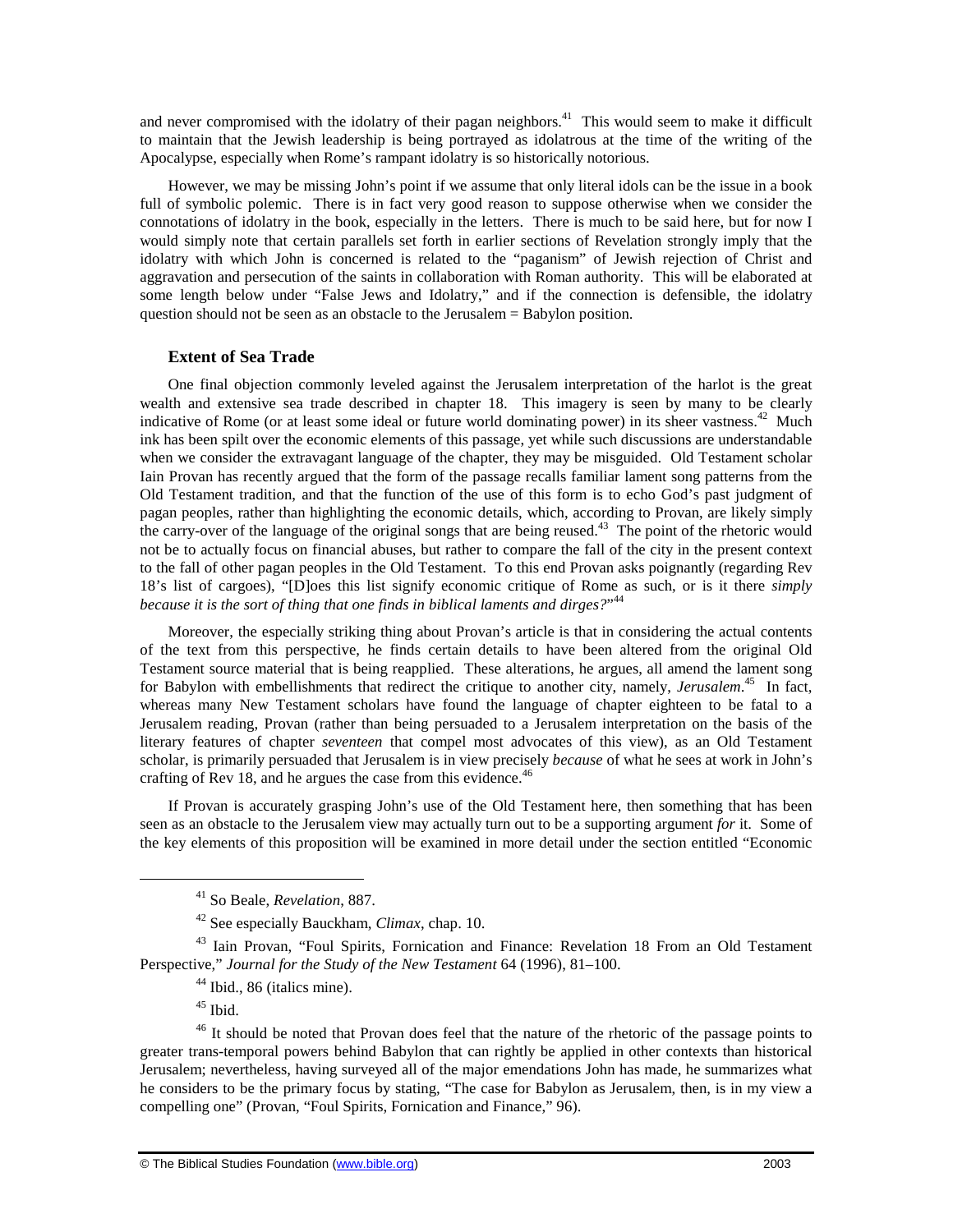and never compromised with the idolatry of their pagan neighbors.[41] This would seem to make it difficult to maintain that the Jewish leadership is being portrayed as idolatrous at the time of the writing of the Apocalypse, especially when Rome's rampant idolatry is so historically notorious.

However, we may be missing John's point if we assume that only literal idols can be the issue in a book full of symbolic polemic. There is in fact very good reason to suppose otherwise when we consider the connotations of idolatry in the book, especially in the letters. There is much to be said here, but for now I would simply note that certain parallels set forth in earlier sections of Revelation strongly imply that the idolatry with which John is concerned is related to the "paganism" of Jewish rejection of Christ and aggravation and persecution of the saints in collaboration with Roman authority. This will be elaborated at some length below under "False Jews and Idolatry," and if the connection is defensible, the idolatry question should not be seen as an obstacle to the Jerusalem = Babylon position.

### Extent of Sea Trade

One final objection commonly leveled against the Jerusalem interpretation of the harlot is the great wealth and extensive sea trade described in chapter 18. This imagery is seen by many to be clearly indicative of Rome (or at least some ideal or future world dominating power) in its sheer vastness.[42] Much ink has been spilt over the economic elements of this passage, yet while such discussions are understandable when we consider the extravagant language of the chapter, they may be misguided. Old Testament scholar Iain Provan has recently argued that the form of the passage recalls familiar lament song patterns from the Old Testament tradition, and that the function of the use of this form is to echo God's past judgment of pagan peoples, rather than highlighting the economic details, which, according to Provan, are likely simply the carry-over of the language of the original songs that are being reused.[43] The point of the rhetoric would not be to actually focus on financial abuses, but rather to compare the fall of the city in the present context to the fall of other pagan peoples in the Old Testament. To this end Provan asks poignantly (regarding Rev 18's list of cargoes), "[D]oes this list signify economic critique of Rome as such, or is it there *simply because it is the sort of thing that one finds in biblical laments and dirges?*"[44]

Moreover, the especially striking thing about Provan's article is that in considering the actual contents of the text from this perspective, he finds certain details to have been altered from the original Old Testament source material that is being reapplied. These alterations, he argues, all amend the lament song for Babylon with embellishments that redirect the critique to another city, namely, *Jerusalem*.[45] In fact, whereas many New Testament scholars have found the language of chapter eighteen to be fatal to a Jerusalem reading, Provan (rather than being persuaded to a Jerusalem interpretation on the basis of the literary features of chapter *seventeen* that compel most advocates of this view), as an Old Testament scholar, is primarily persuaded that Jerusalem is in view precisely *because* of what he sees at work in John's crafting of Rev 18, and he argues the case from this evidence.[46]

If Provan is accurately grasping John's use of the Old Testament here, then something that has been seen as an obstacle to the Jerusalem view may actually turn out to be a supporting argument *for* it. Some of the key elements of this proposition will be examined in more detail under the section entitled "Economic

---

[41] So Beale, *Revelation*, 887.

[42] See especially Bauckham, *Climax*, chap. 10.

[43] Iain Provan, "Foul Spirits, Fornication and Finance: Revelation 18 From an Old Testament Perspective," *Journal for the Study of the New Testament* 64 (1996), 81–100.

[44] Ibid., 86 (italics mine).

[45] Ibid.

[46] It should be noted that Provan does feel that the nature of the rhetoric of the passage points to greater trans-temporal powers behind Babylon that can rightly be applied in other contexts than historical Jerusalem; nevertheless, having surveyed all of the major emendations John has made, he summarizes what he considers to be the primary focus by stating, "The case for Babylon as Jerusalem, then, is in my view a compelling one" (Provan, "Foul Spirits, Fornication and Finance," 96).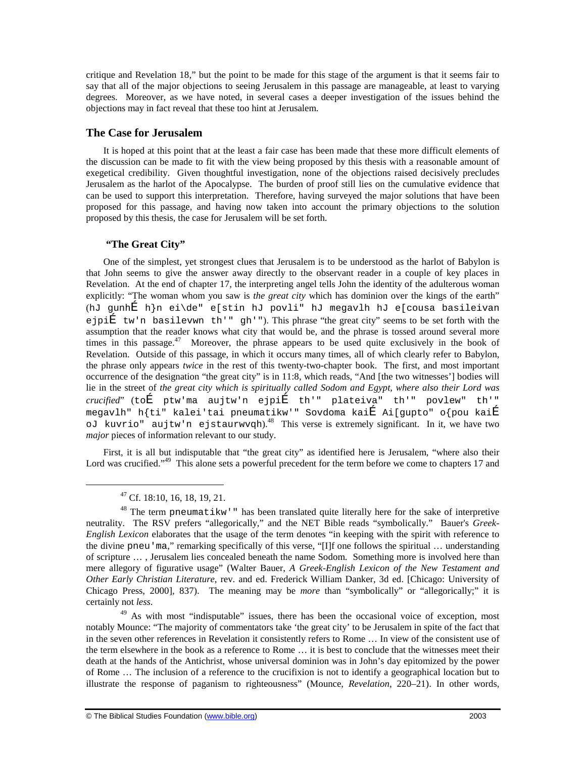critique and Revelation 18," but the point to be made for this stage of the argument is that it seems fair to say that all of the major objections to seeing Jerusalem in this passage are manageable, at least to varying degrees. Moreover, as we have noted, in several cases a deeper investigation of the issues behind the objections may in fact reveal that these too hint at Jerusalem.

## The Case for Jerusalem

It is hoped at this point that at the least a fair case has been made that these more difficult elements of the discussion can be made to fit with the view being proposed by this thesis with a reasonable amount of exegetical credibility. Given thoughtful investigation, none of the objections raised decisively precludes Jerusalem as the harlot of the Apocalypse. The burden of proof still lies on the cumulative evidence that can be used to support this interpretation. Therefore, having surveyed the major solutions that have been proposed for this passage, and having now taken into account the primary objections to the solution proposed by this thesis, the case for Jerusalem will be set forth.

### "The Great City"

One of the simplest, yet strongest clues that Jerusalem is to be understood as the harlot of Babylon is that John seems to give the answer away directly to the observant reader in a couple of key places in Revelation. At the end of chapter 17, the interpreting angel tells John the identity of the adulterous woman explicitly: "The woman whom you saw is *the great city* which has dominion over the kings of the earth" (hJ gunhÉ h}n ei\de" e[stin hJ povli" hJ megavlh hJ e[cousa basileivan ejpiÉ tw'n basilevwn th'" gh'"). This phrase "the great city" seems to be set forth with the assumption that the reader knows what city that would be, and the phrase is tossed around several more times in this passage.[47] Moreover, the phrase appears to be used quite exclusively in the book of Revelation. Outside of this passage, in which it occurs many times, all of which clearly refer to Babylon, the phrase only appears *twice* in the rest of this twenty-two-chapter book. The first, and most important occurrence of the designation "the great city" is in 11:8, which reads, "And [the two witnesses'] bodies will lie in the street of *the great city which is spiritually called Sodom and Egypt, where also their Lord was crucified*" (toÉ ptw'ma aujtw'n ejpiÉ th'" plateiva" th'" povlew" th'" megavlh" h{ti" kalei'tai pneumatikw'" Sovdoma kaiÉ Ai[gupto" o{pou kaiÉ oJ kuvrio" aujtw'n ejstaurwvqh).[48] This verse is extremely significant. In it, we have two *major* pieces of information relevant to our study.

First, it is all but indisputable that "the great city" as identified here is Jerusalem, "where also their Lord was crucified."[49] This alone sets a powerful precedent for the term before we come to chapters 17 and

---

[47] Cf. 18:10, 16, 18, 19, 21.

[48] The term pneumatikw'" has been translated quite literally here for the sake of interpretive neutrality. The RSV prefers "allegorically," and the NET Bible reads "symbolically." Bauer's *Greek-English Lexicon* elaborates that the usage of the term denotes "in keeping with the spirit with reference to the divine pneu'ma," remarking specifically of this verse, "[I]f one follows the spiritual … understanding of scripture … , Jerusalem lies concealed beneath the name Sodom. Something more is involved here than mere allegory of figurative usage" (Walter Bauer, *A Greek-English Lexicon of the New Testament and Other Early Christian Literature*, rev. and ed. Frederick William Danker, 3d ed. [Chicago: University of Chicago Press, 2000], 837). The meaning may be *more* than "symbolically" or "allegorically;" it is certainly not *less*.

[49] As with most "indisputable" issues, there has been the occasional voice of exception, most notably Mounce: "The majority of commentators take 'the great city' to be Jerusalem in spite of the fact that in the seven other references in Revelation it consistently refers to Rome … In view of the consistent use of the term elsewhere in the book as a reference to Rome … it is best to conclude that the witnesses meet their death at the hands of the Antichrist, whose universal dominion was in John's day epitomized by the power of Rome … The inclusion of a reference to the crucifixion is not to identify a geographical location but to illustrate the response of paganism to righteousness" (Mounce, *Revelation*, 220–21). In other words,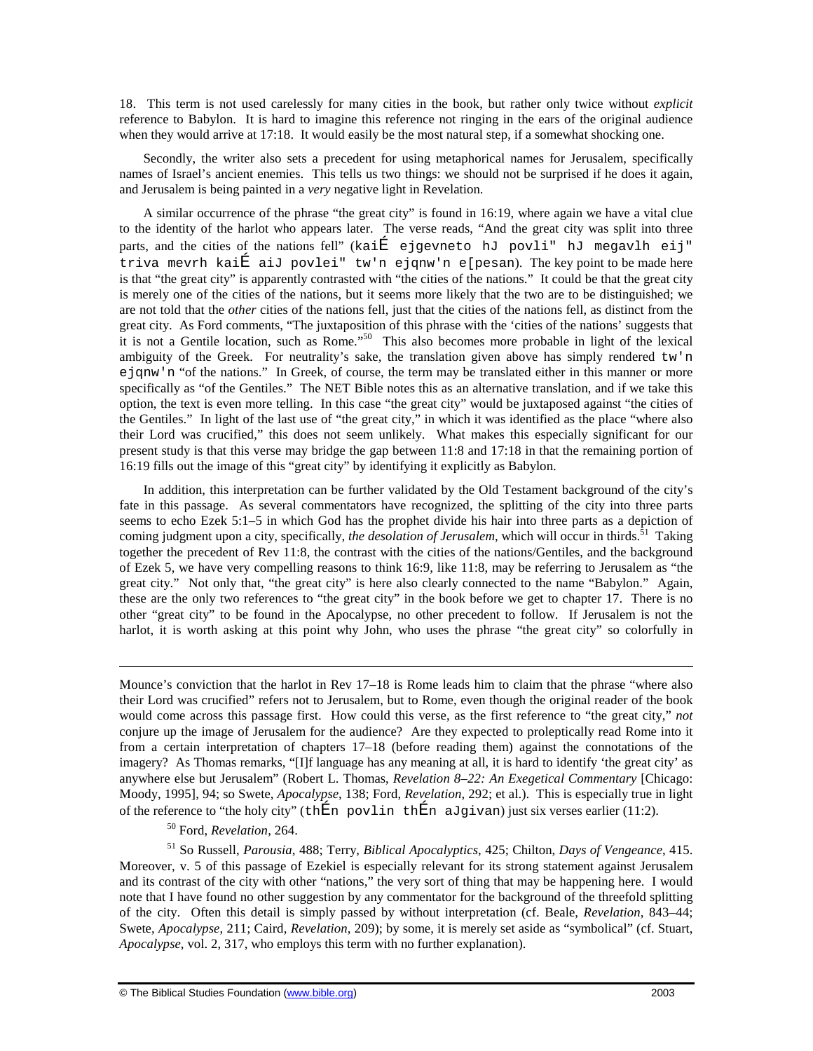18. This term is not used carelessly for many cities in the book, but rather only twice without *explicit* reference to Babylon. It is hard to imagine this reference not ringing in the ears of the original audience when they would arrive at 17:18. It would easily be the most natural step, if a somewhat shocking one.

Secondly, the writer also sets a precedent for using metaphorical names for Jerusalem, specifically names of Israel's ancient enemies. This tells us two things: we should not be surprised if he does it again, and Jerusalem is being painted in a *very* negative light in Revelation.

A similar occurrence of the phrase "the great city" is found in 16:19, where again we have a vital clue to the identity of the harlot who appears later. The verse reads, "And the great city was split into three parts, and the cities of the nations fell" (kaiÉ ejgevneto hJ povli" hJ megavlh eij" triva mevrh kaiÉ aiJ povlei" tw'n ejqnw'n e[pesan). The key point to be made here is that "the great city" is apparently contrasted with "the cities of the nations." It could be that the great city is merely one of the cities of the nations, but it seems more likely that the two are to be distinguished; we are not told that the *other* cities of the nations fell, just that the cities of the nations fell, as distinct from the great city. As Ford comments, "The juxtaposition of this phrase with the 'cities of the nations' suggests that it is not a Gentile location, such as Rome."[50] This also becomes more probable in light of the lexical ambiguity of the Greek. For neutrality's sake, the translation given above has simply rendered tw'n ejqnw'n "of the nations." In Greek, of course, the term may be translated either in this manner or more specifically as "of the Gentiles." The NET Bible notes this as an alternative translation, and if we take this option, the text is even more telling. In this case "the great city" would be juxtaposed against "the cities of the Gentiles." In light of the last use of "the great city," in which it was identified as the place "where also their Lord was crucified," this does not seem unlikely. What makes this especially significant for our present study is that this verse may bridge the gap between 11:8 and 17:18 in that the remaining portion of 16:19 fills out the image of this "great city" by identifying it explicitly as Babylon.

In addition, this interpretation can be further validated by the Old Testament background of the city's fate in this passage. As several commentators have recognized, the splitting of the city into three parts seems to echo Ezek 5:1–5 in which God has the prophet divide his hair into three parts as a depiction of coming judgment upon a city, specifically, *the desolation of Jerusalem*, which will occur in thirds.[51] Taking together the precedent of Rev 11:8, the contrast with the cities of the nations/Gentiles, and the background of Ezek 5, we have very compelling reasons to think 16:9, like 11:8, may be referring to Jerusalem as "the great city." Not only that, "the great city" is here also clearly connected to the name "Babylon." Again, these are the only two references to "the great city" in the book before we get to chapter 17. There is no other "great city" to be found in the Apocalypse, no other precedent to follow. If Jerusalem is not the harlot, it is worth asking at this point why John, who uses the phrase "the great city" so colorfully in

---

Mounce's conviction that the harlot in Rev 17–18 is Rome leads him to claim that the phrase "where also their Lord was crucified" refers not to Jerusalem, but to Rome, even though the original reader of the book would come across this passage first. How could this verse, as the first reference to "the great city," *not* conjure up the image of Jerusalem for the audience? Are they expected to proleptically read Rome into it from a certain interpretation of chapters 17–18 (before reading them) against the connotations of the imagery? As Thomas remarks, "[I]f language has any meaning at all, it is hard to identify 'the great city' as anywhere else but Jerusalem" (Robert L. Thomas, *Revelation 8–22: An Exegetical Commentary* [Chicago: Moody, 1995], 94; so Swete, *Apocalypse*, 138; Ford, *Revelation*, 292; et al.). This is especially true in light of the reference to "the holy city" (thÉn povlin thÉn aJgivan) just six verses earlier (11:2).

[50] Ford, *Revelation*, 264.

[51] So Russell, *Parousia*, 488; Terry, *Biblical Apocalyptics*, 425; Chilton, *Days of Vengeance*, 415. Moreover, v. 5 of this passage of Ezekiel is especially relevant for its strong statement against Jerusalem and its contrast of the city with other "nations," the very sort of thing that may be happening here. I would note that I have found no other suggestion by any commentator for the background of the threefold splitting of the city. Often this detail is simply passed by without interpretation (cf. Beale, *Revelation*, 843–44; Swete, *Apocalypse*, 211; Caird, *Revelation*, 209); by some, it is merely set aside as "symbolical" (cf. Stuart, *Apocalypse*, vol. 2, 317, who employs this term with no further explanation).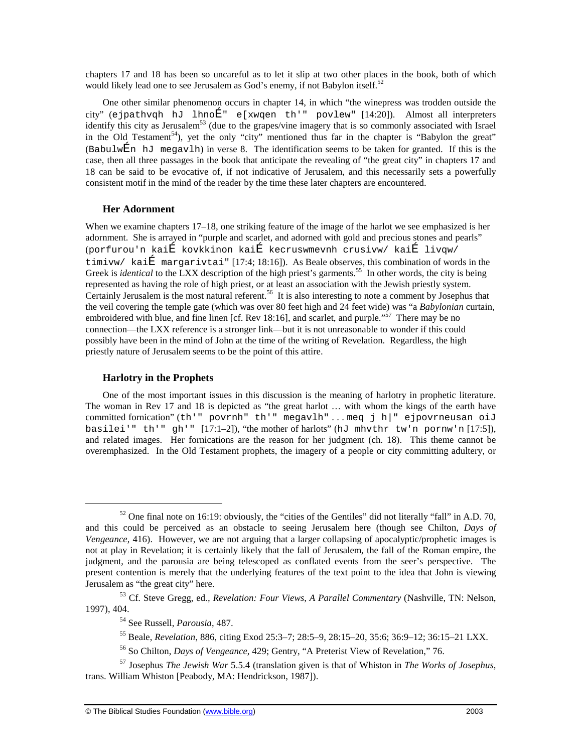chapters 17 and 18 has been so uncareful as to let it slip at two other places in the book, both of which would likely lead one to see Jerusalem as God's enemy, if not Babylon itself.[52]

One other similar phenomenon occurs in chapter 14, in which "the winepress was trodden outside the city" (ejpathvqh hJ lhnoÉ" e[xwqen th'" povlew" [14:20]). Almost all interpreters identify this city as Jerusalem[53] (due to the grapes/vine imagery that is so commonly associated with Israel in the Old Testament[54]), yet the only "city" mentioned thus far in the chapter is "Babylon the great" (BabulwÉn hJ megavlh) in verse 8. The identification seems to be taken for granted. If this is the case, then all three passages in the book that anticipate the revealing of "the great city" in chapters 17 and 18 can be said to be evocative of, if not indicative of Jerusalem, and this necessarily sets a powerfully consistent motif in the mind of the reader by the time these later chapters are encountered.

### Her Adornment

When we examine chapters 17–18, one striking feature of the image of the harlot we see emphasized is her adornment. She is arrayed in "purple and scarlet, and adorned with gold and precious stones and pearls" (porfurou'n kaiÉ kovkkinon kaiÉ kecruswmevnh crusivw/ kaiÉ livqw/ timivw/ kaiÉ margarivtai" [17:4; 18:16]). As Beale observes, this combination of words in the Greek is *identical* to the LXX description of the high priest's garments.[55] In other words, the city is being represented as having the role of high priest, or at least an association with the Jewish priestly system. Certainly Jerusalem is the most natural referent.[56] It is also interesting to note a comment by Josephus that the veil covering the temple gate (which was over 80 feet high and 24 feet wide) was "a *Babylonian* curtain, embroidered with blue, and fine linen [cf. Rev 18:16], and scarlet, and purple."[57] There may be no connection—the LXX reference is a stronger link—but it is not unreasonable to wonder if this could possibly have been in the mind of John at the time of the writing of Revelation. Regardless, the high priestly nature of Jerusalem seems to be the point of this attire.

### Harlotry in the Prophets

One of the most important issues in this discussion is the meaning of harlotry in prophetic literature. The woman in Rev 17 and 18 is depicted as "the great harlot … with whom the kings of the earth have committed fornication" (th'" povrnh" th'" megavlh" . . . meq j h|" ejpovrneusan oiJ basilei'" th'" gh'" [17:1–2]), "the mother of harlots" (hJ mhvthr tw'n pornw'n [17:5]), and related images. Her fornications are the reason for her judgment (ch. 18). This theme cannot be overemphasized. In the Old Testament prophets, the imagery of a people or city committing adultery, or

---

[52] One final note on 16:19: obviously, the "cities of the Gentiles" did not literally "fall" in A.D. 70, and this could be perceived as an obstacle to seeing Jerusalem here (though see Chilton, *Days of Vengeance*, 416). However, we are not arguing that a larger collapsing of apocalyptic/prophetic images is not at play in Revelation; it is certainly likely that the fall of Jerusalem, the fall of the Roman empire, the judgment, and the parousia are being telescoped as conflated events from the seer's perspective. The present contention is merely that the underlying features of the text point to the idea that John is viewing Jerusalem as "the great city" here.

[53] Cf. Steve Gregg, ed., *Revelation: Four Views, A Parallel Commentary* (Nashville, TN: Nelson, 1997), 404.

[54] See Russell, *Parousia*, 487.

[55] Beale, *Revelation*, 886, citing Exod 25:3–7; 28:5–9, 28:15–20, 35:6; 36:9–12; 36:15–21 LXX.

[56] So Chilton, *Days of Vengeance*, 429; Gentry, "A Preterist View of Revelation," 76.

[57] Josephus *The Jewish War* 5.5.4 (translation given is that of Whiston in *The Works of Josephus*, trans. William Whiston [Peabody, MA: Hendrickson, 1987]).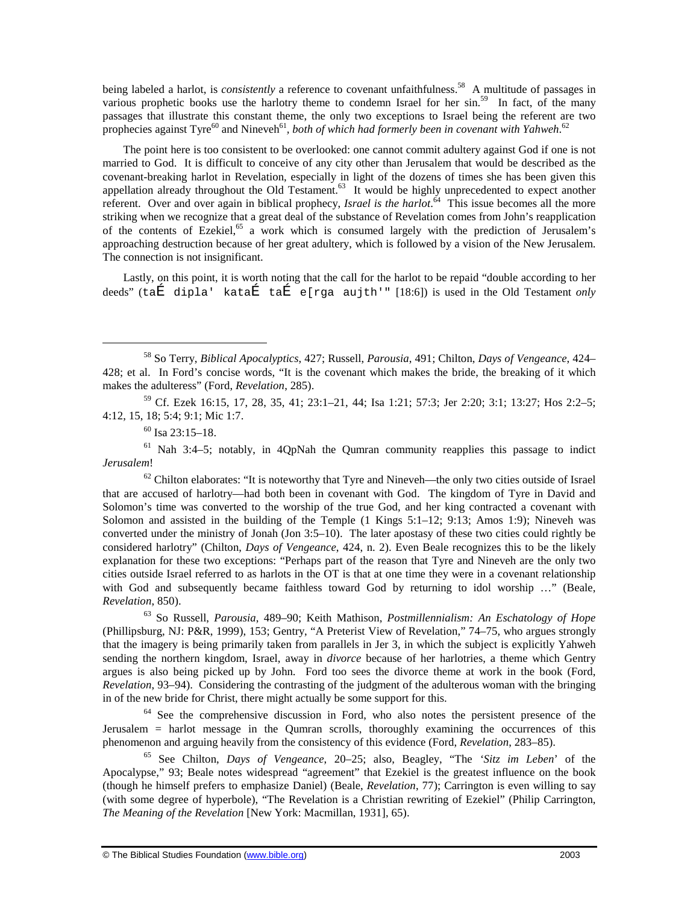being labeled a harlot, is *consistently* a reference to covenant unfaithfulness.[58] A multitude of passages in various prophetic books use the harlotry theme to condemn Israel for her sin.[59] In fact, of the many passages that illustrate this constant theme, the only two exceptions to Israel being the referent are two prophecies against Tyre[60] and Nineveh[61], *both of which had formerly been in covenant with Yahweh*.[62]

The point here is too consistent to be overlooked: one cannot commit adultery against God if one is not married to God. It is difficult to conceive of any city other than Jerusalem that would be described as the covenant-breaking harlot in Revelation, especially in light of the dozens of times she has been given this appellation already throughout the Old Testament.[63] It would be highly unprecedented to expect another referent. Over and over again in biblical prophecy, *Israel is the harlot*.[64] This issue becomes all the more striking when we recognize that a great deal of the substance of Revelation comes from John's reapplication of the contents of Ezekiel,[65] a work which is consumed largely with the prediction of Jerusalem's approaching destruction because of her great adultery, which is followed by a vision of the New Jerusalem. The connection is not insignificant.

Lastly, on this point, it is worth noting that the call for the harlot to be repaid "double according to her deeds" (taÉ dipla' kataÉ taÉ e[rga aujth'" [18:6]) is used in the Old Testament *only*

---

[58] So Terry, *Biblical Apocalyptics*, 427; Russell, *Parousia*, 491; Chilton, *Days of Vengeance*, 424–428; et al. In Ford's concise words, "It is the covenant which makes the bride, the breaking of it which makes the adulteress" (Ford, *Revelation*, 285).

[59] Cf. Ezek 16:15, 17, 28, 35, 41; 23:1–21, 44; Isa 1:21; 57:3; Jer 2:20; 3:1; 13:27; Hos 2:2–5; 4:12, 15, 18; 5:4; 9:1; Mic 1:7.

[60] Isa 23:15–18.

[61] Nah 3:4–5; notably, in 4QpNah the Qumran community reapplies this passage to indict *Jerusalem*!

[62] Chilton elaborates: "It is noteworthy that Tyre and Nineveh—the only two cities outside of Israel that are accused of harlotry—had both been in covenant with God. The kingdom of Tyre in David and Solomon's time was converted to the worship of the true God, and her king contracted a covenant with Solomon and assisted in the building of the Temple (1 Kings 5:1–12; 9:13; Amos 1:9); Nineveh was converted under the ministry of Jonah (Jon 3:5–10). The later apostasy of these two cities could rightly be considered harlotry" (Chilton, *Days of Vengeance*, 424, n. 2). Even Beale recognizes this to be the likely explanation for these two exceptions: "Perhaps part of the reason that Tyre and Nineveh are the only two cities outside Israel referred to as harlots in the OT is that at one time they were in a covenant relationship with God and subsequently became faithless toward God by returning to idol worship …" (Beale, *Revelation*, 850).

[63] So Russell, *Parousia*, 489–90; Keith Mathison, *Postmillennialism: An Eschatology of Hope* (Phillipsburg, NJ: P&R, 1999), 153; Gentry, "A Preterist View of Revelation," 74–75, who argues strongly that the imagery is being primarily taken from parallels in Jer 3, in which the subject is explicitly Yahweh sending the northern kingdom, Israel, away in *divorce* because of her harlotries, a theme which Gentry argues is also being picked up by John. Ford too sees the divorce theme at work in the book (Ford, *Revelation*, 93–94). Considering the contrasting of the judgment of the adulterous woman with the bringing in of the new bride for Christ, there might actually be some support for this.

[64] See the comprehensive discussion in Ford, who also notes the persistent presence of the Jerusalem = harlot message in the Qumran scrolls, thoroughly examining the occurrences of this phenomenon and arguing heavily from the consistency of this evidence (Ford, *Revelation*, 283–85).

[65] See Chilton, *Days of Vengeance*, 20–25; also, Beagley, "The '*Sitz im Leben*' of the Apocalypse," 93; Beale notes widespread "agreement" that Ezekiel is the greatest influence on the book (though he himself prefers to emphasize Daniel) (Beale, *Revelation*, 77); Carrington is even willing to say (with some degree of hyperbole), "The Revelation is a Christian rewriting of Ezekiel" (Philip Carrington, *The Meaning of the Revelation* [New York: Macmillan, 1931], 65).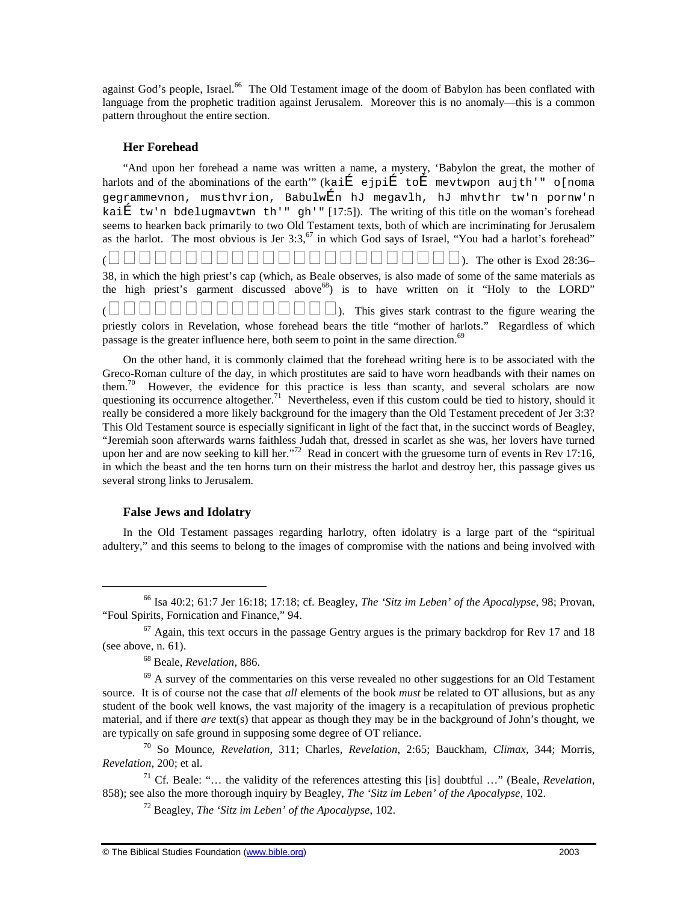against God's people, Israel.[66] The Old Testament image of the doom of Babylon has been conflated with language from the prophetic tradition against Jerusalem. Moreover this is no anomaly—this is a common pattern throughout the entire section.

### Her Forehead

"And upon her forehead a name was written a name, a mystery, 'Babylon the great, the mother of harlots and of the abominations of the earth'" (kaiÉ ejpiÉ toÉ mevtwpon aujth'" o[noma gegrammevnon, musthvrion, BabulwÉn hJ megavlh, hJ mhvthr tw'n pornw'n kaiÉ tw'n bdelugmavtwn th'" gh'" [17:5]). The writing of this title on the woman's forehead seems to hearken back primarily to two Old Testament texts, both of which are incriminating for Jerusalem as the harlot. The most obvious is Jer 3:3,[67] in which God says of Israel, "You had a harlot's forehead" (□□□□□□□□□□□□□□□□□□□□□□□□□). The other is Exod 28:36–38, in which the high priest's cap (which, as Beale observes, is also made of some of the same materials as the high priest's garment discussed above[68]) is to have written on it "Holy to the LORD" (□□□□□□□□□□□□□□□□□). This gives stark contrast to the figure wearing the priestly colors in Revelation, whose forehead bears the title "mother of harlots." Regardless of which passage is the greater influence here, both seem to point in the same direction.[69]

On the other hand, it is commonly claimed that the forehead writing here is to be associated with the Greco-Roman culture of the day, in which prostitutes are said to have worn headbands with their names on them.[70] However, the evidence for this practice is less than scanty, and several scholars are now questioning its occurrence altogether.[71] Nevertheless, even if this custom could be tied to history, should it really be considered a more likely background for the imagery than the Old Testament precedent of Jer 3:3? This Old Testament source is especially significant in light of the fact that, in the succinct words of Beagley, "Jeremiah soon afterwards warns faithless Judah that, dressed in scarlet as she was, her lovers have turned upon her and are now seeking to kill her."[72] Read in concert with the gruesome turn of events in Rev 17:16, in which the beast and the ten horns turn on their mistress the harlot and destroy her, this passage gives us several strong links to Jerusalem.

### False Jews and Idolatry

In the Old Testament passages regarding harlotry, often idolatry is a large part of the "spiritual adultery," and this seems to belong to the images of compromise with the nations and being involved with

---

[66] Isa 40:2; 61:7 Jer 16:18; 17:18; cf. Beagley, *The 'Sitz im Leben' of the Apocalypse*, 98; Provan, "Foul Spirits, Fornication and Finance," 94.

[67] Again, this text occurs in the passage Gentry argues is the primary backdrop for Rev 17 and 18 (see above, n. 61).

[68] Beale, *Revelation*, 886.

[69] A survey of the commentaries on this verse revealed no other suggestions for an Old Testament source. It is of course not the case that *all* elements of the book *must* be related to OT allusions, but as any student of the book well knows, the vast majority of the imagery is a recapitulation of previous prophetic material, and if there *are* text(s) that appear as though they may be in the background of John's thought, we are typically on safe ground in supposing some degree of OT reliance.

[70] So Mounce, *Revelation*, 311; Charles, *Revelation*, 2:65; Bauckham, *Climax*, 344; Morris, *Revelation*, 200; et al.

[71] Cf. Beale: "… the validity of the references attesting this [is] doubtful …" (Beale, *Revelation*, 858); see also the more thorough inquiry by Beagley, *The 'Sitz im Leben' of the Apocalypse*, 102.

[72] Beagley, *The 'Sitz im Leben' of the Apocalypse*, 102.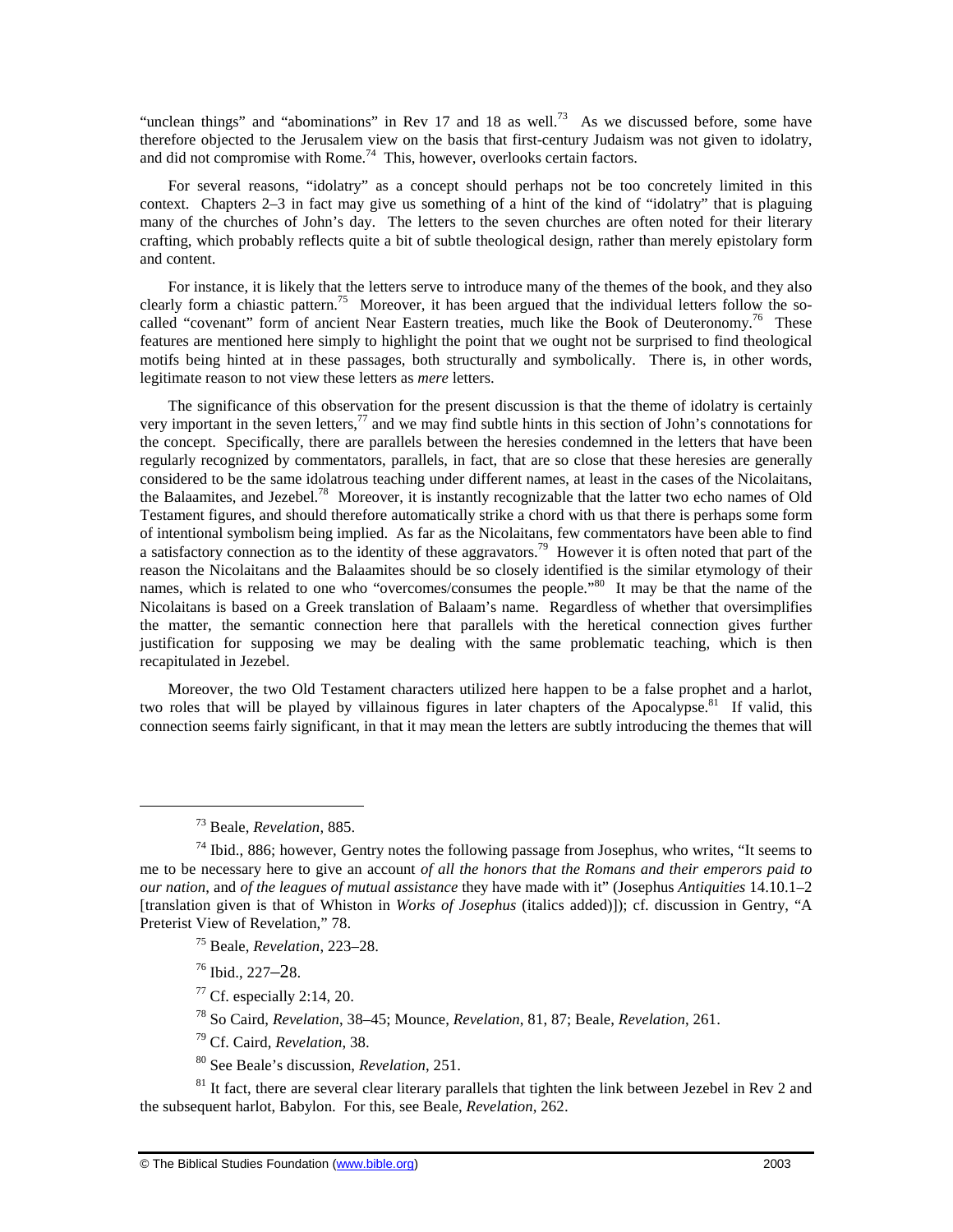"unclean things" and "abominations" in Rev 17 and 18 as well.[73] As we discussed before, some have therefore objected to the Jerusalem view on the basis that first-century Judaism was not given to idolatry, and did not compromise with Rome.[74] This, however, overlooks certain factors.

For several reasons, "idolatry" as a concept should perhaps not be too concretely limited in this context. Chapters 2–3 in fact may give us something of a hint of the kind of "idolatry" that is plaguing many of the churches of John's day. The letters to the seven churches are often noted for their literary crafting, which probably reflects quite a bit of subtle theological design, rather than merely epistolary form and content.

For instance, it is likely that the letters serve to introduce many of the themes of the book, and they also clearly form a chiastic pattern.[75] Moreover, it has been argued that the individual letters follow the so-called "covenant" form of ancient Near Eastern treaties, much like the Book of Deuteronomy.[76] These features are mentioned here simply to highlight the point that we ought not be surprised to find theological motifs being hinted at in these passages, both structurally and symbolically. There is, in other words, legitimate reason to not view these letters as *mere* letters.

The significance of this observation for the present discussion is that the theme of idolatry is certainly very important in the seven letters,[77] and we may find subtle hints in this section of John's connotations for the concept. Specifically, there are parallels between the heresies condemned in the letters that have been regularly recognized by commentators, parallels, in fact, that are so close that these heresies are generally considered to be the same idolatrous teaching under different names, at least in the cases of the Nicolaitans, the Balaamites, and Jezebel.[78] Moreover, it is instantly recognizable that the latter two echo names of Old Testament figures, and should therefore automatically strike a chord with us that there is perhaps some form of intentional symbolism being implied. As far as the Nicolaitans, few commentators have been able to find a satisfactory connection as to the identity of these aggravators.[79] However it is often noted that part of the reason the Nicolaitans and the Balaamites should be so closely identified is the similar etymology of their names, which is related to one who "overcomes/consumes the people."[80] It may be that the name of the Nicolaitans is based on a Greek translation of Balaam's name. Regardless of whether that oversimplifies the matter, the semantic connection here that parallels with the heretical connection gives further justification for supposing we may be dealing with the same problematic teaching, which is then recapitulated in Jezebel.

Moreover, the two Old Testament characters utilized here happen to be a false prophet and a harlot, two roles that will be played by villainous figures in later chapters of the Apocalypse.[81] If valid, this connection seems fairly significant, in that it may mean the letters are subtly introducing the themes that will

---

[73] Beale, *Revelation*, 885.

[74] Ibid., 886; however, Gentry notes the following passage from Josephus, who writes, "It seems to me to be necessary here to give an account *of all the honors that the Romans and their emperors paid to our nation*, and *of the leagues of mutual assistance* they have made with it" (Josephus *Antiquities* 14.10.1–2 [translation given is that of Whiston in *Works of Josephus* (italics added)]); cf. discussion in Gentry, "A Preterist View of Revelation," 78.

[75] Beale, *Revelation*, 223–28.

[76] Ibid., 227–28.

[77] Cf. especially 2:14, 20.

[78] So Caird, *Revelation*, 38–45; Mounce, *Revelation*, 81, 87; Beale, *Revelation*, 261.

[79] Cf. Caird, *Revelation*, 38.

[80] See Beale's discussion, *Revelation*, 251.

[81] It fact, there are several clear literary parallels that tighten the link between Jezebel in Rev 2 and the subsequent harlot, Babylon. For this, see Beale, *Revelation*, 262.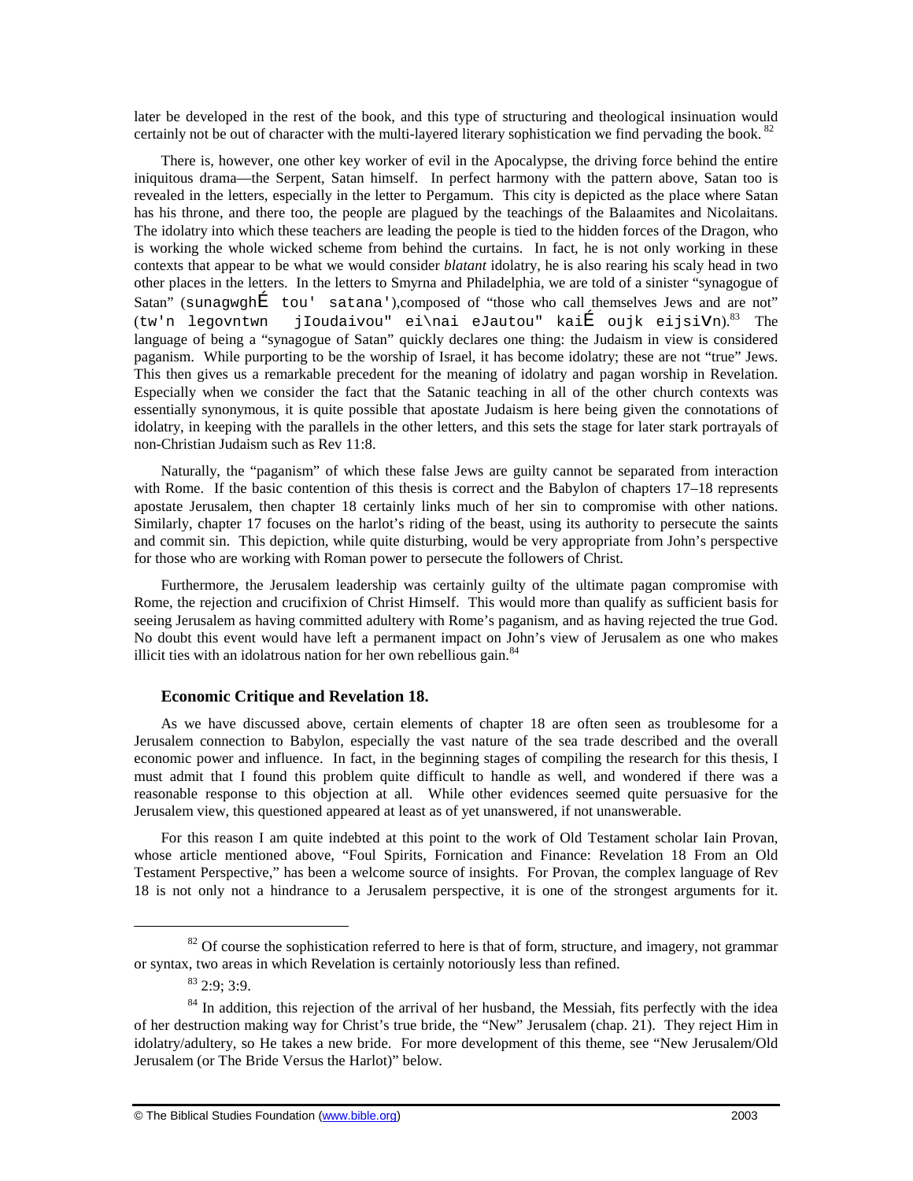later be developed in the rest of the book, and this type of structuring and theological insinuation would certainly not be out of character with the multi-layered literary sophistication we find pervading the book.[82]

There is, however, one other key worker of evil in the Apocalypse, the driving force behind the entire iniquitous drama—the Serpent, Satan himself. In perfect harmony with the pattern above, Satan too is revealed in the letters, especially in the letter to Pergamum. This city is depicted as the place where Satan has his throne, and there too, the people are plagued by the teachings of the Balaamites and Nicolaitans. The idolatry into which these teachers are leading the people is tied to the hidden forces of the Dragon, who is working the whole wicked scheme from behind the curtains. In fact, he is not only working in these contexts that appear to be what we would consider *blatant* idolatry, he is also rearing his scaly head in two other places in the letters. In the letters to Smyrna and Philadelphia, we are told of a sinister "synagogue of Satan" (sunagwghÉ tou' satana'),composed of "those who call themselves Jews and are not" (tw'n legovntwn jIoudaivou" ei\nai eJautou" kaiÉ oujk eijsiVn).[83] The language of being a "synagogue of Satan" quickly declares one thing: the Judaism in view is considered paganism. While purporting to be the worship of Israel, it has become idolatry; these are not "true" Jews. This then gives us a remarkable precedent for the meaning of idolatry and pagan worship in Revelation. Especially when we consider the fact that the Satanic teaching in all of the other church contexts was essentially synonymous, it is quite possible that apostate Judaism is here being given the connotations of idolatry, in keeping with the parallels in the other letters, and this sets the stage for later stark portrayals of non-Christian Judaism such as Rev 11:8.

Naturally, the "paganism" of which these false Jews are guilty cannot be separated from interaction with Rome. If the basic contention of this thesis is correct and the Babylon of chapters 17–18 represents apostate Jerusalem, then chapter 18 certainly links much of her sin to compromise with other nations. Similarly, chapter 17 focuses on the harlot's riding of the beast, using its authority to persecute the saints and commit sin. This depiction, while quite disturbing, would be very appropriate from John's perspective for those who are working with Roman power to persecute the followers of Christ.

Furthermore, the Jerusalem leadership was certainly guilty of the ultimate pagan compromise with Rome, the rejection and crucifixion of Christ Himself. This would more than qualify as sufficient basis for seeing Jerusalem as having committed adultery with Rome's paganism, and as having rejected the true God. No doubt this event would have left a permanent impact on John's view of Jerusalem as one who makes illicit ties with an idolatrous nation for her own rebellious gain.[84]

### Economic Critique and Revelation 18.

As we have discussed above, certain elements of chapter 18 are often seen as troublesome for a Jerusalem connection to Babylon, especially the vast nature of the sea trade described and the overall economic power and influence. In fact, in the beginning stages of compiling the research for this thesis, I must admit that I found this problem quite difficult to handle as well, and wondered if there was a reasonable response to this objection at all. While other evidences seemed quite persuasive for the Jerusalem view, this questioned appeared at least as of yet unanswered, if not unanswerable.

For this reason I am quite indebted at this point to the work of Old Testament scholar Iain Provan, whose article mentioned above, "Foul Spirits, Fornication and Finance: Revelation 18 From an Old Testament Perspective," has been a welcome source of insights. For Provan, the complex language of Rev 18 is not only not a hindrance to a Jerusalem perspective, it is one of the strongest arguments for it.

---

[82] Of course the sophistication referred to here is that of form, structure, and imagery, not grammar or syntax, two areas in which Revelation is certainly notoriously less than refined.

[83] 2:9; 3:9.

[84] In addition, this rejection of the arrival of her husband, the Messiah, fits perfectly with the idea of her destruction making way for Christ's true bride, the "New" Jerusalem (chap. 21). They reject Him in idolatry/adultery, so He takes a new bride. For more development of this theme, see "New Jerusalem/Old Jerusalem (or The Bride Versus the Harlot)" below.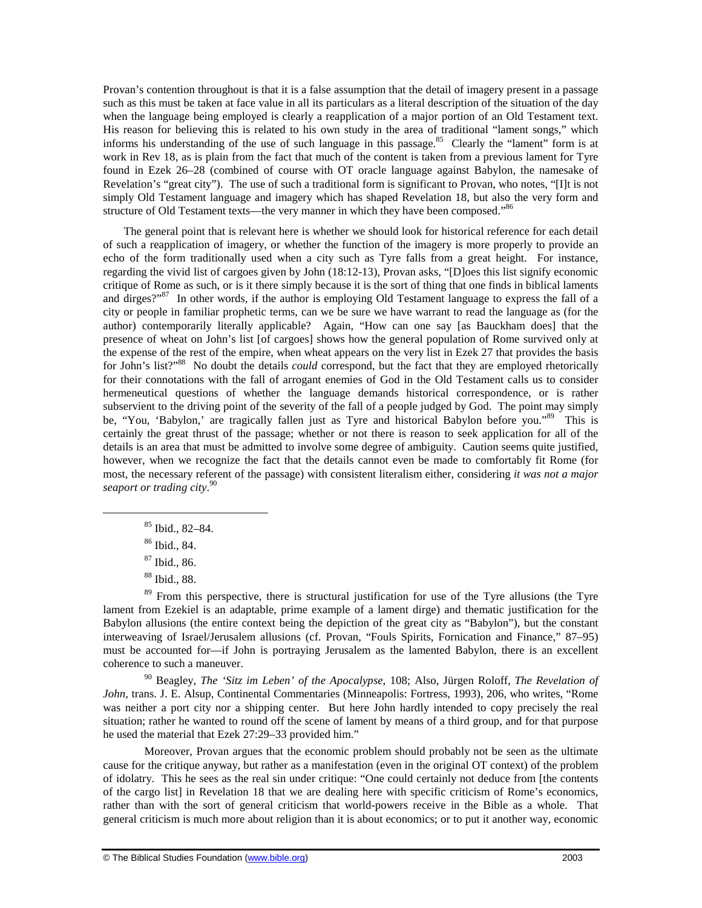Provan's contention throughout is that it is a false assumption that the detail of imagery present in a passage such as this must be taken at face value in all its particulars as a literal description of the situation of the day when the language being employed is clearly a reapplication of a major portion of an Old Testament text. His reason for believing this is related to his own study in the area of traditional "lament songs," which informs his understanding of the use of such language in this passage.[85] Clearly the "lament" form is at work in Rev 18, as is plain from the fact that much of the content is taken from a previous lament for Tyre found in Ezek 26–28 (combined of course with OT oracle language against Babylon, the namesake of Revelation's "great city"). The use of such a traditional form is significant to Provan, who notes, "[I]t is not simply Old Testament language and imagery which has shaped Revelation 18, but also the very form and structure of Old Testament texts—the very manner in which they have been composed."[86]

The general point that is relevant here is whether we should look for historical reference for each detail of such a reapplication of imagery, or whether the function of the imagery is more properly to provide an echo of the form traditionally used when a city such as Tyre falls from a great height. For instance, regarding the vivid list of cargoes given by John (18:12-13), Provan asks, "[D]oes this list signify economic critique of Rome as such, or is it there simply because it is the sort of thing that one finds in biblical laments and dirges?"[87] In other words, if the author is employing Old Testament language to express the fall of a city or people in familiar prophetic terms, can we be sure we have warrant to read the language as (for the author) contemporarily literally applicable? Again, "How can one say [as Bauckham does] that the presence of wheat on John's list [of cargoes] shows how the general population of Rome survived only at the expense of the rest of the empire, when wheat appears on the very list in Ezek 27 that provides the basis for John's list?"[88] No doubt the details *could* correspond, but the fact that they are employed rhetorically for their connotations with the fall of arrogant enemies of God in the Old Testament calls us to consider hermeneutical questions of whether the language demands historical correspondence, or is rather subservient to the driving point of the severity of the fall of a people judged by God. The point may simply be, "You, 'Babylon,' are tragically fallen just as Tyre and historical Babylon before you."[89] This is certainly the great thrust of the passage; whether or not there is reason to seek application for all of the details is an area that must be admitted to involve some degree of ambiguity. Caution seems quite justified, however, when we recognize the fact that the details cannot even be made to comfortably fit Rome (for most, the necessary referent of the passage) with consistent literalism either, considering *it was not a major seaport or trading city*.[90]

---

[85] Ibid., 82–84.

[86] Ibid., 84.

[87] Ibid., 86.

[88] Ibid., 88.

[89] From this perspective, there is structural justification for use of the Tyre allusions (the Tyre lament from Ezekiel is an adaptable, prime example of a lament dirge) and thematic justification for the Babylon allusions (the entire context being the depiction of the great city as "Babylon"), but the constant interweaving of Israel/Jerusalem allusions (cf. Provan, "Fouls Spirits, Fornication and Finance," 87–95) must be accounted for—if John is portraying Jerusalem as the lamented Babylon, there is an excellent coherence to such a maneuver.

[90] Beagley, *The 'Sitz im Leben' of the Apocalypse*, 108; Also, Jürgen Roloff, *The Revelation of John*, trans. J. E. Alsup, Continental Commentaries (Minneapolis: Fortress, 1993), 206, who writes, "Rome was neither a port city nor a shipping center. But here John hardly intended to copy precisely the real situation; rather he wanted to round off the scene of lament by means of a third group, and for that purpose he used the material that Ezek 27:29–33 provided him."

Moreover, Provan argues that the economic problem should probably not be seen as the ultimate cause for the critique anyway, but rather as a manifestation (even in the original OT context) of the problem of idolatry. This he sees as the real sin under critique: "One could certainly not deduce from [the contents of the cargo list] in Revelation 18 that we are dealing here with specific criticism of Rome's economics, rather than with the sort of general criticism that world-powers receive in the Bible as a whole. That general criticism is much more about religion than it is about economics; or to put it another way, economic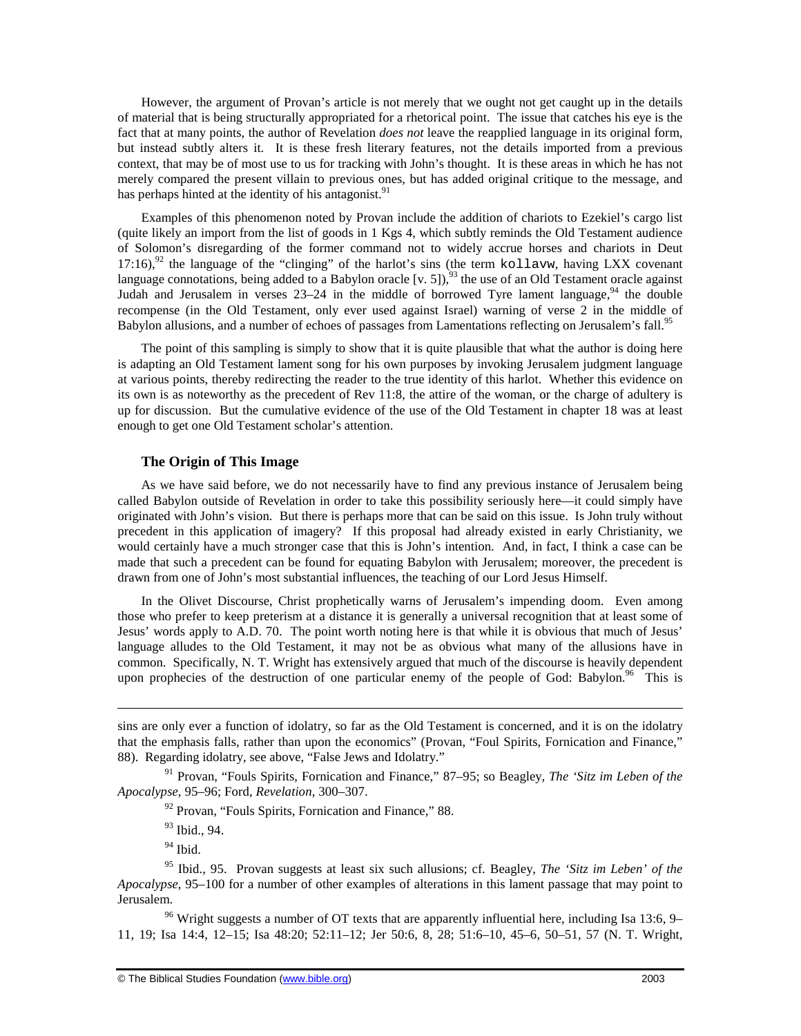However, the argument of Provan's article is not merely that we ought not get caught up in the details of material that is being structurally appropriated for a rhetorical point. The issue that catches his eye is the fact that at many points, the author of Revelation *does not* leave the reapplied language in its original form, but instead subtly alters it. It is these fresh literary features, not the details imported from a previous context, that may be of most use to us for tracking with John's thought. It is these areas in which he has not merely compared the present villain to previous ones, but has added original critique to the message, and has perhaps hinted at the identity of his antagonist.[91]

Examples of this phenomenon noted by Provan include the addition of chariots to Ezekiel's cargo list (quite likely an import from the list of goods in 1 Kgs 4, which subtly reminds the Old Testament audience of Solomon's disregarding of the former command not to widely accrue horses and chariots in Deut 17:16),[92] the language of the "clinging" of the harlot's sins (the term `kollavw`, having LXX covenant language connotations, being added to a Babylon oracle [v. 5]),[93] the use of an Old Testament oracle against Judah and Jerusalem in verses 23–24 in the middle of borrowed Tyre lament language,[94] the double recompense (in the Old Testament, only ever used against Israel) warning of verse 2 in the middle of Babylon allusions, and a number of echoes of passages from Lamentations reflecting on Jerusalem's fall.[95]

The point of this sampling is simply to show that it is quite plausible that what the author is doing here is adapting an Old Testament lament song for his own purposes by invoking Jerusalem judgment language at various points, thereby redirecting the reader to the true identity of this harlot. Whether this evidence on its own is as noteworthy as the precedent of Rev 11:8, the attire of the woman, or the charge of adultery is up for discussion. But the cumulative evidence of the use of the Old Testament in chapter 18 was at least enough to get one Old Testament scholar's attention.

### The Origin of This Image

As we have said before, we do not necessarily have to find any previous instance of Jerusalem being called Babylon outside of Revelation in order to take this possibility seriously here—it could simply have originated with John's vision. But there is perhaps more that can be said on this issue. Is John truly without precedent in this application of imagery? If this proposal had already existed in early Christianity, we would certainly have a much stronger case that this is John's intention. And, in fact, I think a case can be made that such a precedent can be found for equating Babylon with Jerusalem; moreover, the precedent is drawn from one of John's most substantial influences, the teaching of our Lord Jesus Himself.

In the Olivet Discourse, Christ prophetically warns of Jerusalem's impending doom. Even among those who prefer to keep preterism at a distance it is generally a universal recognition that at least some of Jesus' words apply to A.D. 70. The point worth noting here is that while it is obvious that much of Jesus' language alludes to the Old Testament, it may not be as obvious what many of the allusions have in common. Specifically, N. T. Wright has extensively argued that much of the discourse is heavily dependent upon prophecies of the destruction of one particular enemy of the people of God: Babylon.[96] This is

---

sins are only ever a function of idolatry, so far as the Old Testament is concerned, and it is on the idolatry that the emphasis falls, rather than upon the economics" (Provan, "Foul Spirits, Fornication and Finance," 88). Regarding idolatry, see above, "False Jews and Idolatry."

[91] Provan, "Fouls Spirits, Fornication and Finance," 87–95; so Beagley, *The 'Sitz im Leben of the Apocalypse*, 95–96; Ford, *Revelation*, 300–307.

[92] Provan, "Fouls Spirits, Fornication and Finance," 88.

[93] Ibid., 94.

[94] Ibid.

[95] Ibid., 95. Provan suggests at least six such allusions; cf. Beagley, *The 'Sitz im Leben' of the Apocalypse*, 95–100 for a number of other examples of alterations in this lament passage that may point to Jerusalem.

[96] Wright suggests a number of OT texts that are apparently influential here, including Isa 13:6, 9–11, 19; Isa 14:4, 12–15; Isa 48:20; 52:11–12; Jer 50:6, 8, 28; 51:6–10, 45–6, 50–51, 57 (N. T. Wright,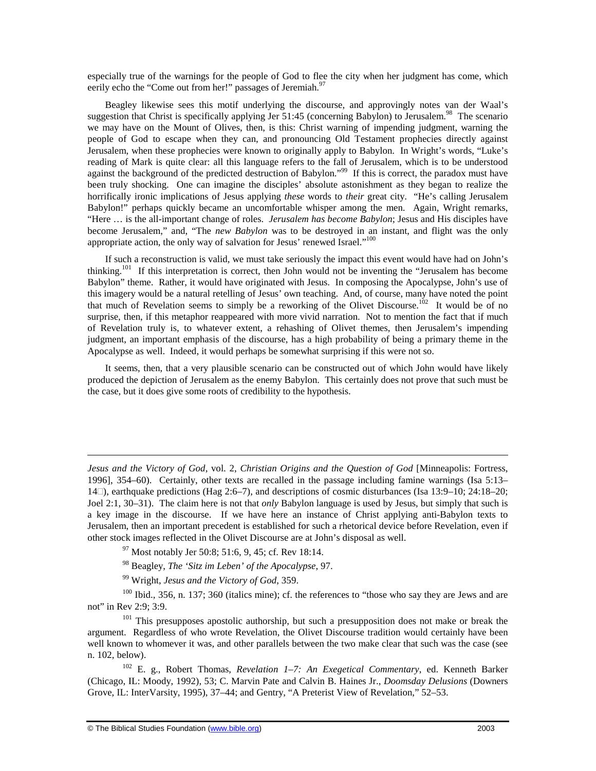especially true of the warnings for the people of God to flee the city when her judgment has come, which eerily echo the "Come out from her!" passages of Jeremiah.[97]

Beagley likewise sees this motif underlying the discourse, and approvingly notes van der Waal's suggestion that Christ is specifically applying Jer 51:45 (concerning Babylon) to Jerusalem.[98] The scenario we may have on the Mount of Olives, then, is this: Christ warning of impending judgment, warning the people of God to escape when they can, and pronouncing Old Testament prophecies directly against Jerusalem, when these prophecies were known to originally apply to Babylon. In Wright's words, "Luke's reading of Mark is quite clear: all this language refers to the fall of Jerusalem, which is to be understood against the background of the predicted destruction of Babylon."[99] If this is correct, the paradox must have been truly shocking. One can imagine the disciples' absolute astonishment as they began to realize the horrifically ironic implications of Jesus applying *these* words to *their* great city. "He's calling Jerusalem Babylon!" perhaps quickly became an uncomfortable whisper among the men. Again, Wright remarks, "Here … is the all-important change of roles. *Jerusalem has become Babylon*; Jesus and His disciples have become Jerusalem," and, "The *new Babylon* was to be destroyed in an instant, and flight was the only appropriate action, the only way of salvation for Jesus' renewed Israel."[100]

If such a reconstruction is valid, we must take seriously the impact this event would have had on John's thinking.[101] If this interpretation is correct, then John would not be inventing the "Jerusalem has become Babylon" theme. Rather, it would have originated with Jesus. In composing the Apocalypse, John's use of this imagery would be a natural retelling of Jesus' own teaching. And, of course, many have noted the point that much of Revelation seems to simply be a reworking of the Olivet Discourse.[102] It would be of no surprise, then, if this metaphor reappeared with more vivid narration. Not to mention the fact that if much of Revelation truly is, to whatever extent, a rehashing of Olivet themes, then Jerusalem's impending judgment, an important emphasis of the discourse, has a high probability of being a primary theme in the Apocalypse as well. Indeed, it would perhaps be somewhat surprising if this were not so.

It seems, then, that a very plausible scenario can be constructed out of which John would have likely produced the depiction of Jerusalem as the enemy Babylon. This certainly does not prove that such must be the case, but it does give some roots of credibility to the hypothesis.

---

*Jesus and the Victory of God*, vol. 2, *Christian Origins and the Question of God* [Minneapolis: Fortress, 1996], 354–60). Certainly, other texts are recalled in the passage including famine warnings (Isa 5:13–14), earthquake predictions (Hag 2:6–7), and descriptions of cosmic disturbances (Isa 13:9–10; 24:18–20; Joel 2:1, 30–31). The claim here is not that *only* Babylon language is used by Jesus, but simply that such is a key image in the discourse. If we have here an instance of Christ applying anti-Babylon texts to Jerusalem, then an important precedent is established for such a rhetorical device before Revelation, even if other stock images reflected in the Olivet Discourse are at John's disposal as well.

[97] Most notably Jer 50:8; 51:6, 9, 45; cf. Rev 18:14.

[98] Beagley, *The 'Sitz im Leben' of the Apocalypse*, 97.

[99] Wright, *Jesus and the Victory of God*, 359.

[100] Ibid., 356, n. 137; 360 (italics mine); cf. the references to "those who say they are Jews and are not" in Rev 2:9; 3:9.

[101] This presupposes apostolic authorship, but such a presupposition does not make or break the argument. Regardless of who wrote Revelation, the Olivet Discourse tradition would certainly have been well known to whomever it was, and other parallels between the two make clear that such was the case (see n. 102, below).

[102] E. g., Robert Thomas, *Revelation 1–7: An Exegetical Commentary*, ed. Kenneth Barker (Chicago, IL: Moody, 1992), 53; C. Marvin Pate and Calvin B. Haines Jr., *Doomsday Delusions* (Downers Grove, IL: InterVarsity, 1995), 37–44; and Gentry, "A Preterist View of Revelation," 52–53.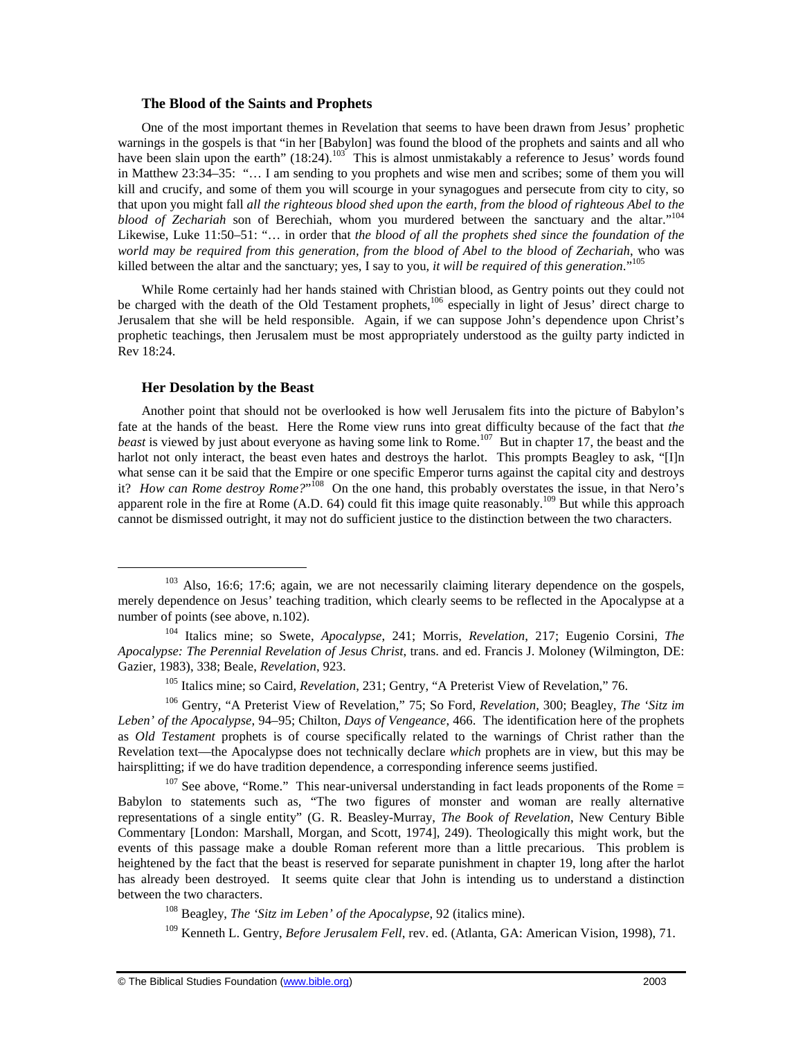### The Blood of the Saints and Prophets

One of the most important themes in Revelation that seems to have been drawn from Jesus' prophetic warnings in the gospels is that "in her [Babylon] was found the blood of the prophets and saints and all who have been slain upon the earth" (18:24).[103] This is almost unmistakably a reference to Jesus' words found in Matthew 23:34–35: "… I am sending to you prophets and wise men and scribes; some of them you will kill and crucify, and some of them you will scourge in your synagogues and persecute from city to city, so that upon you might fall *all the righteous blood shed upon the earth, from the blood of righteous Abel to the blood of Zechariah* son of Berechiah, whom you murdered between the sanctuary and the altar."[104] Likewise, Luke 11:50–51: "… in order that *the blood of all the prophets shed since the foundation of the world may be required from this generation, from the blood of Abel to the blood of Zechariah*, who was killed between the altar and the sanctuary; yes, I say to you, *it will be required of this generation*."[105]

While Rome certainly had her hands stained with Christian blood, as Gentry points out they could not be charged with the death of the Old Testament prophets,[106] especially in light of Jesus' direct charge to Jerusalem that she will be held responsible. Again, if we can suppose John's dependence upon Christ's prophetic teachings, then Jerusalem must be most appropriately understood as the guilty party indicted in Rev 18:24.

### Her Desolation by the Beast

Another point that should not be overlooked is how well Jerusalem fits into the picture of Babylon's fate at the hands of the beast. Here the Rome view runs into great difficulty because of the fact that *the beast* is viewed by just about everyone as having some link to Rome.[107] But in chapter 17, the beast and the harlot not only interact, the beast even hates and destroys the harlot. This prompts Beagley to ask, "[I]n what sense can it be said that the Empire or one specific Emperor turns against the capital city and destroys it? *How can Rome destroy Rome?*"[108] On the one hand, this probably overstates the issue, in that Nero's apparent role in the fire at Rome (A.D. 64) could fit this image quite reasonably.[109] But while this approach cannot be dismissed outright, it may not do sufficient justice to the distinction between the two characters.

---

[103] Also, 16:6; 17:6; again, we are not necessarily claiming literary dependence on the gospels, merely dependence on Jesus' teaching tradition, which clearly seems to be reflected in the Apocalypse at a number of points (see above, n.102).

[104] Italics mine; so Swete, *Apocalypse*, 241; Morris, *Revelation*, 217; Eugenio Corsini, *The Apocalypse: The Perennial Revelation of Jesus Christ*, trans. and ed. Francis J. Moloney (Wilmington, DE: Gazier, 1983), 338; Beale, *Revelation*, 923.

[105] Italics mine; so Caird, *Revelation*, 231; Gentry, "A Preterist View of Revelation," 76.

[106] Gentry, "A Preterist View of Revelation," 75; So Ford, *Revelation*, 300; Beagley, *The 'Sitz im Leben' of the Apocalypse*, 94–95; Chilton, *Days of Vengeance*, 466. The identification here of the prophets as *Old Testament* prophets is of course specifically related to the warnings of Christ rather than the Revelation text—the Apocalypse does not technically declare *which* prophets are in view, but this may be hairsplitting; if we do have tradition dependence, a corresponding inference seems justified.

[107] See above, "Rome." This near-universal understanding in fact leads proponents of the Rome = Babylon to statements such as, "The two figures of monster and woman are really alternative representations of a single entity" (G. R. Beasley-Murray, *The Book of Revelation*, New Century Bible Commentary [London: Marshall, Morgan, and Scott, 1974], 249). Theologically this might work, but the events of this passage make a double Roman referent more than a little precarious. This problem is heightened by the fact that the beast is reserved for separate punishment in chapter 19, long after the harlot has already been destroyed. It seems quite clear that John is intending us to understand a distinction between the two characters.

[108] Beagley, *The 'Sitz im Leben' of the Apocalypse*, 92 (italics mine).

[109] Kenneth L. Gentry, *Before Jerusalem Fell*, rev. ed. (Atlanta, GA: American Vision, 1998), 71.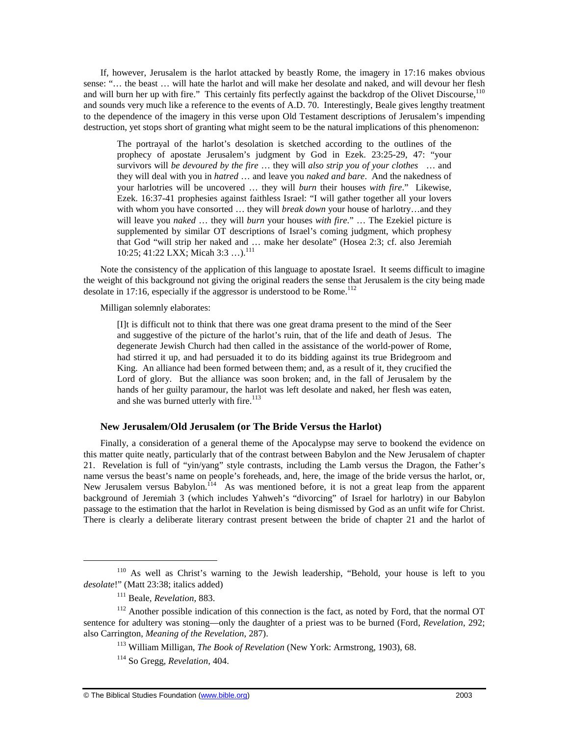If, however, Jerusalem is the harlot attacked by beastly Rome, the imagery in 17:16 makes obvious sense: "… the beast … will hate the harlot and will make her desolate and naked, and will devour her flesh and will burn her up with fire." This certainly fits perfectly against the backdrop of the Olivet Discourse,[110] and sounds very much like a reference to the events of A.D. 70. Interestingly, Beale gives lengthy treatment to the dependence of the imagery in this verse upon Old Testament descriptions of Jerusalem's impending destruction, yet stops short of granting what might seem to be the natural implications of this phenomenon:

> The portrayal of the harlot's desolation is sketched according to the outlines of the prophecy of apostate Jerusalem's judgment by God in Ezek. 23:25-29, 47: "your survivors will *be devoured by the fire* … they will *also strip you of your clothes* … and they will deal with you in *hatred* … and leave you *naked and bare*. And the nakedness of your harlotries will be uncovered … they will *burn* their houses *with fire*." Likewise, Ezek. 16:37-41 prophesies against faithless Israel: "I will gather together all your lovers with whom you have consorted … they will *break down* your house of harlotry…and they will leave you *naked* … they will *burn* your houses *with fire*." … The Ezekiel picture is supplemented by similar OT descriptions of Israel's coming judgment, which prophesy that God "will strip her naked and … make her desolate" (Hosea 2:3; cf. also Jeremiah 10:25; 41:22 LXX; Micah 3:3 …).[111]

Note the consistency of the application of this language to apostate Israel. It seems difficult to imagine the weight of this background not giving the original readers the sense that Jerusalem is the city being made desolate in 17:16, especially if the aggressor is understood to be Rome.[112]

Milligan solemnly elaborates:

> [I]t is difficult not to think that there was one great drama present to the mind of the Seer and suggestive of the picture of the harlot's ruin, that of the life and death of Jesus. The degenerate Jewish Church had then called in the assistance of the world-power of Rome, had stirred it up, and had persuaded it to do its bidding against its true Bridegroom and King. An alliance had been formed between them; and, as a result of it, they crucified the Lord of glory. But the alliance was soon broken; and, in the fall of Jerusalem by the hands of her guilty paramour, the harlot was left desolate and naked, her flesh was eaten, and she was burned utterly with fire.[113]

### New Jerusalem/Old Jerusalem (or The Bride Versus the Harlot)

Finally, a consideration of a general theme of the Apocalypse may serve to bookend the evidence on this matter quite neatly, particularly that of the contrast between Babylon and the New Jerusalem of chapter 21. Revelation is full of "yin/yang" style contrasts, including the Lamb versus the Dragon, the Father's name versus the beast's name on people's foreheads, and, here, the image of the bride versus the harlot, or, New Jerusalem versus Babylon.[114] As was mentioned before, it is not a great leap from the apparent background of Jeremiah 3 (which includes Yahweh's "divorcing" of Israel for harlotry) in our Babylon passage to the estimation that the harlot in Revelation is being dismissed by God as an unfit wife for Christ. There is clearly a deliberate literary contrast present between the bride of chapter 21 and the harlot of

---

[110] As well as Christ's warning to the Jewish leadership, "Behold, your house is left to you *desolate*!" (Matt 23:38; italics added)

[111] Beale, *Revelation*, 883.

[112] Another possible indication of this connection is the fact, as noted by Ford, that the normal OT sentence for adultery was stoning—only the daughter of a priest was to be burned (Ford, *Revelation*, 292; also Carrington, *Meaning of the Revelation*, 287).

[113] William Milligan, *The Book of Revelation* (New York: Armstrong, 1903), 68.

[114] So Gregg, *Revelation*, 404.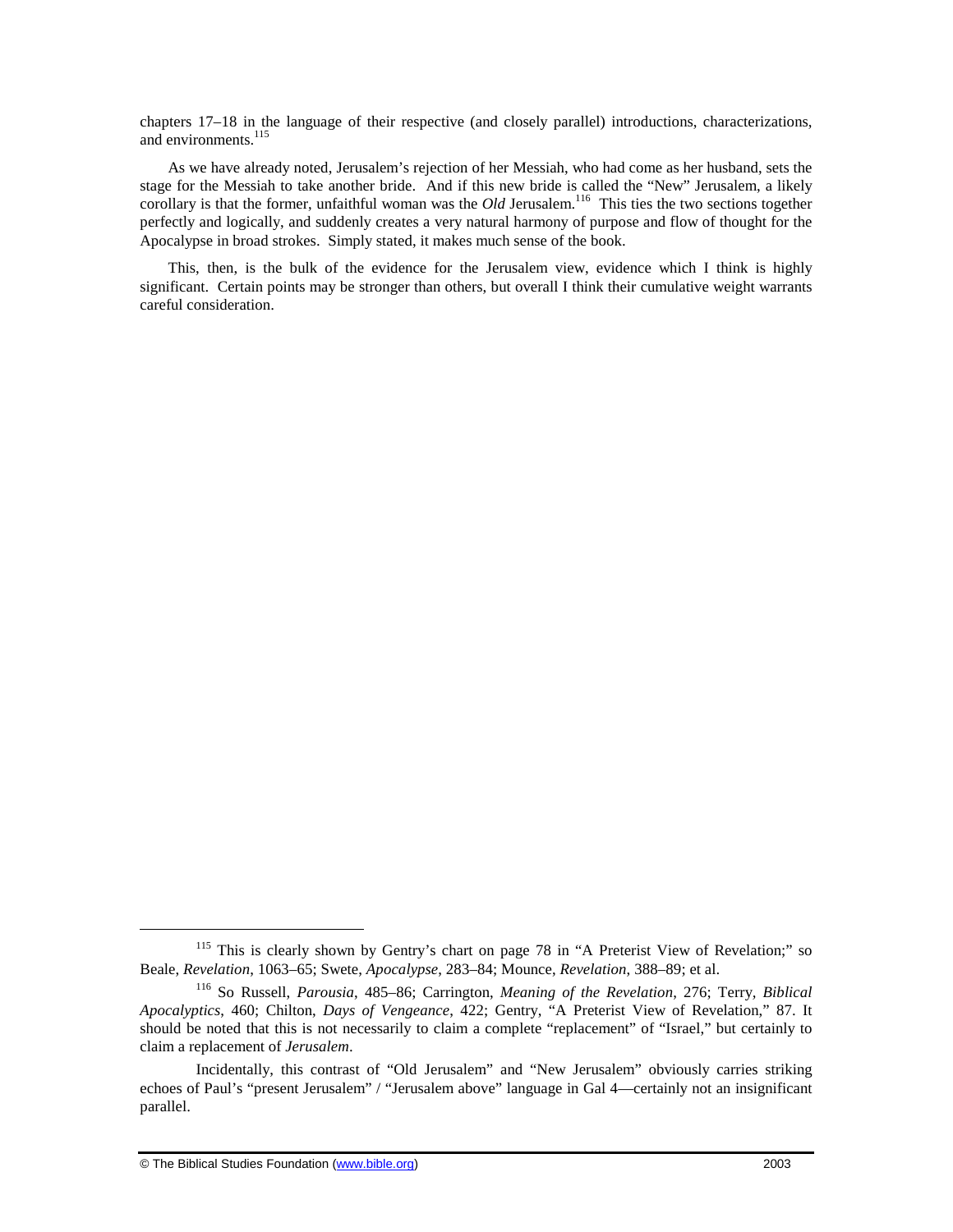chapters 17–18 in the language of their respective (and closely parallel) introductions, characterizations, and environments.[115]

As we have already noted, Jerusalem's rejection of her Messiah, who had come as her husband, sets the stage for the Messiah to take another bride. And if this new bride is called the "New" Jerusalem, a likely corollary is that the former, unfaithful woman was the *Old* Jerusalem.[116] This ties the two sections together perfectly and logically, and suddenly creates a very natural harmony of purpose and flow of thought for the Apocalypse in broad strokes. Simply stated, it makes much sense of the book.

This, then, is the bulk of the evidence for the Jerusalem view, evidence which I think is highly significant. Certain points may be stronger than others, but overall I think their cumulative weight warrants careful consideration.

---

[115] This is clearly shown by Gentry's chart on page 78 in "A Preterist View of Revelation;" so Beale, *Revelation*, 1063–65; Swete, *Apocalypse*, 283–84; Mounce, *Revelation*, 388–89; et al.

[116] So Russell, *Parousia*, 485–86; Carrington, *Meaning of the Revelation*, 276; Terry, *Biblical Apocalyptics*, 460; Chilton, *Days of Vengeance*, 422; Gentry, "A Preterist View of Revelation," 87. It should be noted that this is not necessarily to claim a complete "replacement" of "Israel," but certainly to claim a replacement of *Jerusalem*.

Incidentally, this contrast of "Old Jerusalem" and "New Jerusalem" obviously carries striking echoes of Paul's "present Jerusalem" / "Jerusalem above" language in Gal 4—certainly not an insignificant parallel.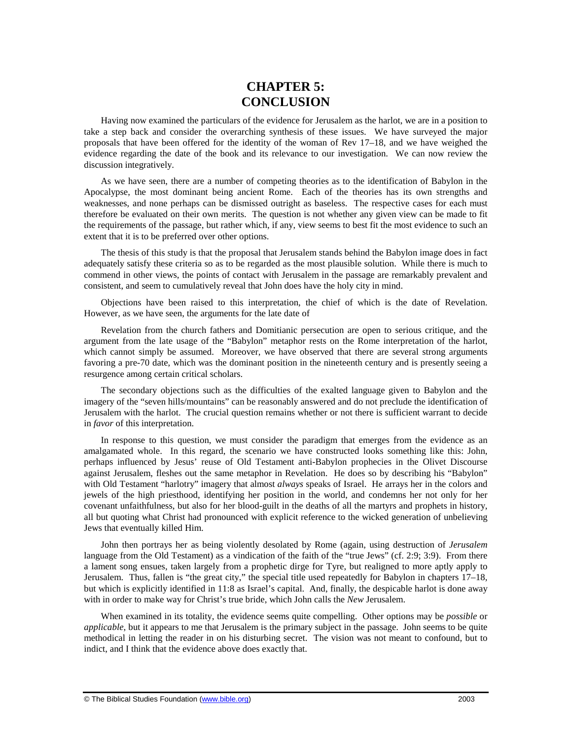# CHAPTER 5: CONCLUSION

Having now examined the particulars of the evidence for Jerusalem as the harlot, we are in a position to take a step back and consider the overarching synthesis of these issues. We have surveyed the major proposals that have been offered for the identity of the woman of Rev 17–18, and we have weighed the evidence regarding the date of the book and its relevance to our investigation. We can now review the discussion integratively.

As we have seen, there are a number of competing theories as to the identification of Babylon in the Apocalypse, the most dominant being ancient Rome. Each of the theories has its own strengths and weaknesses, and none perhaps can be dismissed outright as baseless. The respective cases for each must therefore be evaluated on their own merits. The question is not whether any given view can be made to fit the requirements of the passage, but rather which, if any, view seems to best fit the most evidence to such an extent that it is to be preferred over other options.

The thesis of this study is that the proposal that Jerusalem stands behind the Babylon image does in fact adequately satisfy these criteria so as to be regarded as the most plausible solution. While there is much to commend in other views, the points of contact with Jerusalem in the passage are remarkably prevalent and consistent, and seem to cumulatively reveal that John does have the holy city in mind.

Objections have been raised to this interpretation, the chief of which is the date of Revelation. However, as we have seen, the arguments for the late date of Revelation from the church fathers and Domitianic persecution are open to serious critique, and the argument from the late usage of the "Babylon" metaphor rests on the Rome interpretation of the harlot, which cannot simply be assumed. Moreover, we have observed that there are several strong arguments favoring a pre-70 date, which was the dominant position in the nineteenth century and is presently seeing a resurgence among certain critical scholars.

The secondary objections such as the difficulties of the exalted language given to Babylon and the imagery of the "seven hills/mountains" can be reasonably answered and do not preclude the identification of Jerusalem with the harlot. The crucial question remains whether or not there is sufficient warrant to decide in *favor* of this interpretation.

In response to this question, we must consider the paradigm that emerges from the evidence as an amalgamated whole. In this regard, the scenario we have constructed looks something like this: John, perhaps influenced by Jesus' reuse of Old Testament anti-Babylon prophecies in the Olivet Discourse against Jerusalem, fleshes out the same metaphor in Revelation. He does so by describing his "Babylon" with Old Testament "harlotry" imagery that almost *always* speaks of Israel. He arrays her in the colors and jewels of the high priesthood, identifying her position in the world, and condemns her not only for her covenant unfaithfulness, but also for her blood-guilt in the deaths of all the martyrs and prophets in history, all but quoting what Christ had pronounced with explicit reference to the wicked generation of unbelieving Jews that eventually killed Him.

John then portrays her as being violently desolated by Rome (again, using destruction of *Jerusalem* language from the Old Testament) as a vindication of the faith of the "true Jews" (cf. 2:9; 3:9). From there a lament song ensues, taken largely from a prophetic dirge for Tyre, but realigned to more aptly apply to Jerusalem. Thus, fallen is "the great city," the special title used repeatedly for Babylon in chapters 17–18, but which is explicitly identified in 11:8 as Israel's capital. And, finally, the despicable harlot is done away with in order to make way for Christ's true bride, which John calls the *New* Jerusalem.

When examined in its totality, the evidence seems quite compelling. Other options may be *possible* or *applicable*, but it appears to me that Jerusalem is the primary subject in the passage. John seems to be quite methodical in letting the reader in on his disturbing secret. The vision was not meant to confound, but to indict, and I think that the evidence above does exactly that.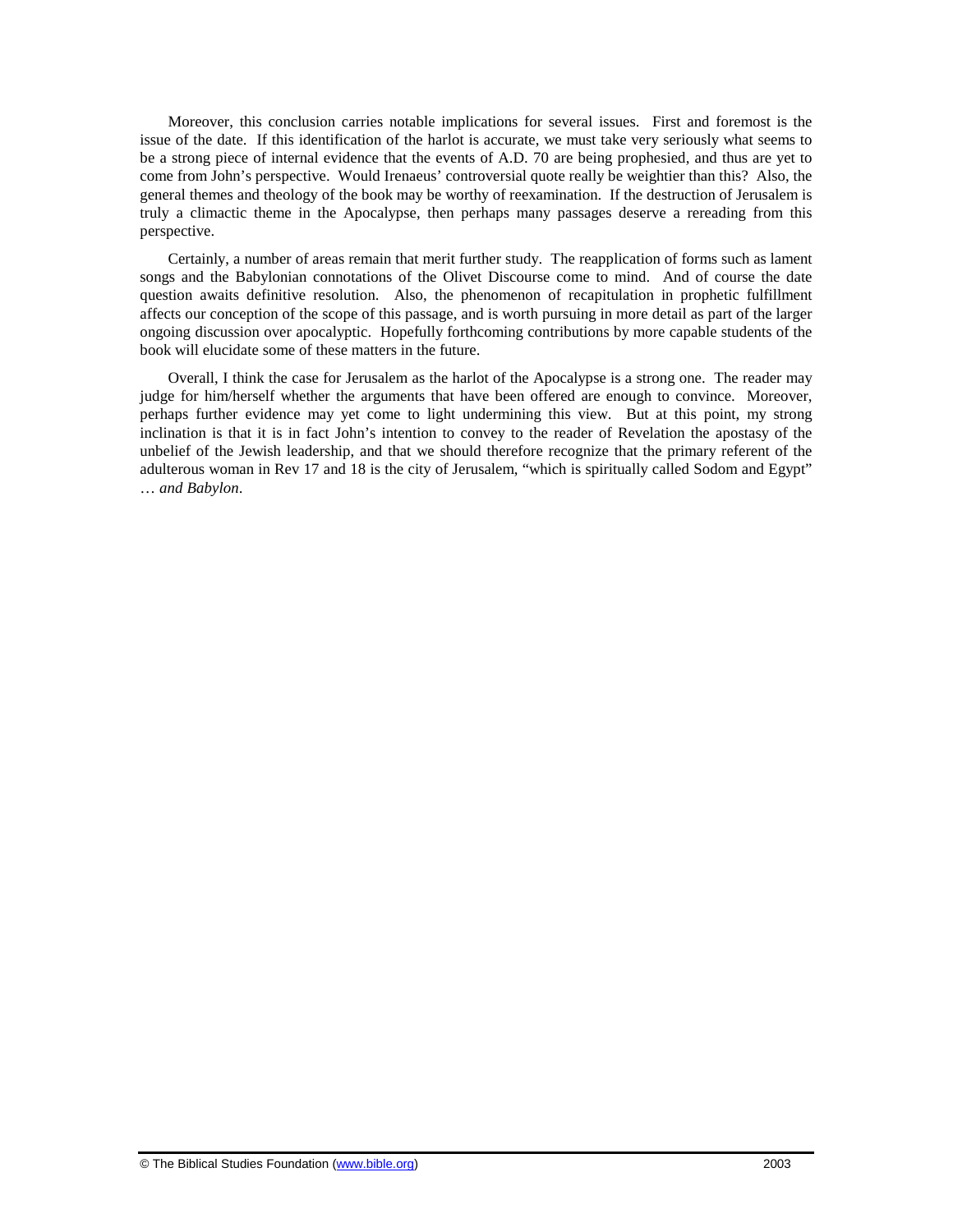Moreover, this conclusion carries notable implications for several issues. First and foremost is the issue of the date. If this identification of the harlot is accurate, we must take very seriously what seems to be a strong piece of internal evidence that the events of A.D. 70 are being prophesied, and thus are yet to come from John's perspective. Would Irenaeus' controversial quote really be weightier than this? Also, the general themes and theology of the book may be worthy of reexamination. If the destruction of Jerusalem is truly a climactic theme in the Apocalypse, then perhaps many passages deserve a rereading from this perspective.

Certainly, a number of areas remain that merit further study. The reapplication of forms such as lament songs and the Babylonian connotations of the Olivet Discourse come to mind. And of course the date question awaits definitive resolution. Also, the phenomenon of recapitulation in prophetic fulfillment affects our conception of the scope of this passage, and is worth pursuing in more detail as part of the larger ongoing discussion over apocalyptic. Hopefully forthcoming contributions by more capable students of the book will elucidate some of these matters in the future.

Overall, I think the case for Jerusalem as the harlot of the Apocalypse is a strong one. The reader may judge for him/herself whether the arguments that have been offered are enough to convince. Moreover, perhaps further evidence may yet come to light undermining this view. But at this point, my strong inclination is that it is in fact John's intention to convey to the reader of Revelation the apostasy of the unbelief of the Jewish leadership, and that we should therefore recognize that the primary referent of the adulterous woman in Rev 17 and 18 is the city of Jerusalem, "which is spiritually called Sodom and Egypt" … *and Babylon*.